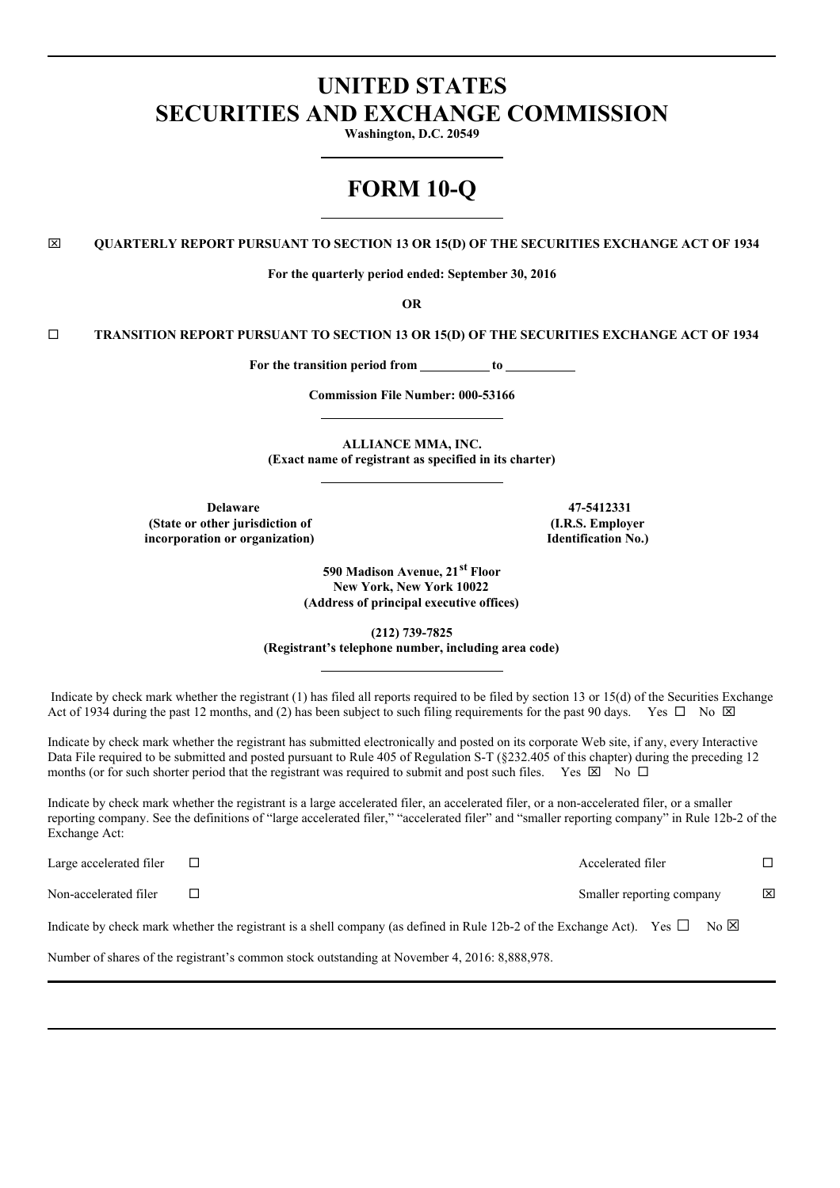# UNITED STATES
# SECURITIES AND EXCHANGE COMMISSION

**Washington, D.C. 20549**

# FORM 10-Q

☒ **QUARTERLY REPORT PURSUANT TO SECTION 13 OR 15(D) OF THE SECURITIES EXCHANGE ACT OF 1934**

**For the quarterly period ended: September 30, 2016**

**OR**

☐ **TRANSITION REPORT PURSUANT TO SECTION 13 OR 15(D) OF THE SECURITIES EXCHANGE ACT OF 1934**

**For the transition period from \_\_\_\_\_\_\_\_\_\_ to \_\_\_\_\_\_\_\_\_\_**

**Commission File Number: 000-53166**

**ALLIANCE MMA, INC.**
**(Exact name of registrant as specified in its charter)**

| **Delaware** | **47-5412331** |
|---|---|
| **(State or other jurisdiction of incorporation or organization)** | **(I.R.S. Employer Identification No.)** |

**590 Madison Avenue, 21st Floor**
**New York, New York 10022**
**(Address of principal executive offices)**

**(212) 739-7825**
**(Registrant's telephone number, including area code)**

Indicate by check mark whether the registrant (1) has filed all reports required to be filed by section 13 or 15(d) of the Securities Exchange Act of 1934 during the past 12 months, and (2) has been subject to such filing requirements for the past 90 days. Yes ☐ No ☒

Indicate by check mark whether the registrant has submitted electronically and posted on its corporate Web site, if any, every Interactive Data File required to be submitted and posted pursuant to Rule 405 of Regulation S-T (§232.405 of this chapter) during the preceding 12 months (or for such shorter period that the registrant was required to submit and post such files. Yes ☒ No ☐

Indicate by check mark whether the registrant is a large accelerated filer, an accelerated filer, or a non-accelerated filer, or a smaller reporting company. See the definitions of "large accelerated filer," "accelerated filer" and "smaller reporting company" in Rule 12b-2 of the Exchange Act:

| | | | |
|---|---|---|---|
| Large accelerated filer | ☐ | Accelerated filer | ☐ |
| Non-accelerated filer | ☐ | Smaller reporting company | ☒ |

Indicate by check mark whether the registrant is a shell company (as defined in Rule 12b-2 of the Exchange Act). Yes ☐ No ☒

Number of shares of the registrant's common stock outstanding at November 4, 2016: 8,888,978.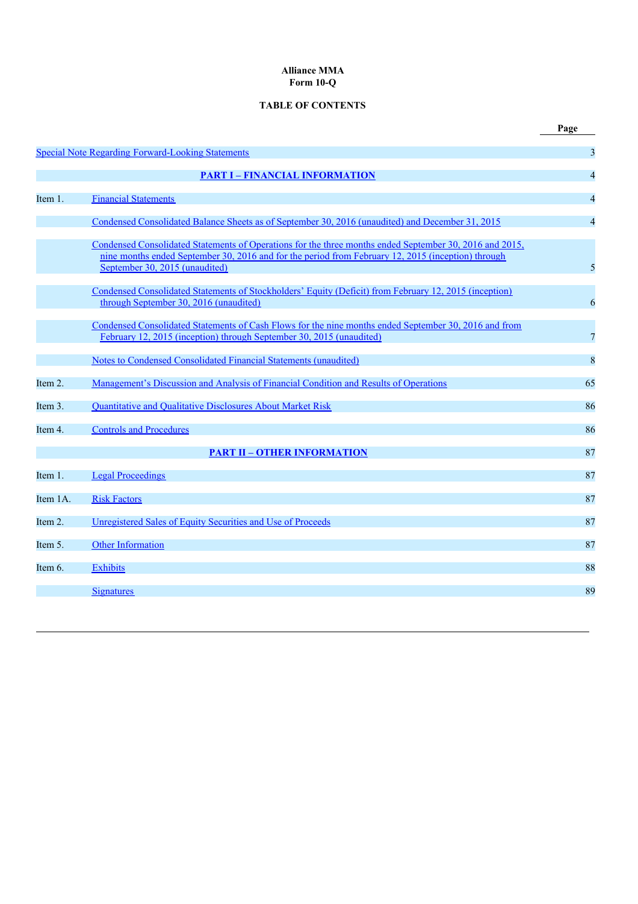**Alliance MMA**
**Form 10-Q**

**TABLE OF CONTENTS**

| | | Page |
|---|---|---|
| Special Note Regarding Forward-Looking Statements | | 3 |
| | **PART I – FINANCIAL INFORMATION** | 4 |
| Item 1. | Financial Statements | 4 |
| | Condensed Consolidated Balance Sheets as of September 30, 2016 (unaudited) and December 31, 2015 | 4 |
| | Condensed Consolidated Statements of Operations for the three months ended September 30, 2016 and 2015, nine months ended September 30, 2016 and for the period from February 12, 2015 (inception) through September 30, 2015 (unaudited) | 5 |
| | Condensed Consolidated Statements of Stockholders' Equity (Deficit) from February 12, 2015 (inception) through September 30, 2016 (unaudited) | 6 |
| | Condensed Consolidated Statements of Cash Flows for the nine months ended September 30, 2016 and from February 12, 2015 (inception) through September 30, 2015 (unaudited) | 7 |
| | Notes to Condensed Consolidated Financial Statements (unaudited) | 8 |
| Item 2. | Management's Discussion and Analysis of Financial Condition and Results of Operations | 65 |
| Item 3. | Quantitative and Qualitative Disclosures About Market Risk | 86 |
| Item 4. | Controls and Procedures | 86 |
| | **PART II – OTHER INFORMATION** | 87 |
| Item 1. | Legal Proceedings | 87 |
| Item 1A. | Risk Factors | 87 |
| Item 2. | Unregistered Sales of Equity Securities and Use of Proceeds | 87 |
| Item 5. | Other Information | 87 |
| Item 6. | Exhibits | 88 |
| | Signatures | 89 |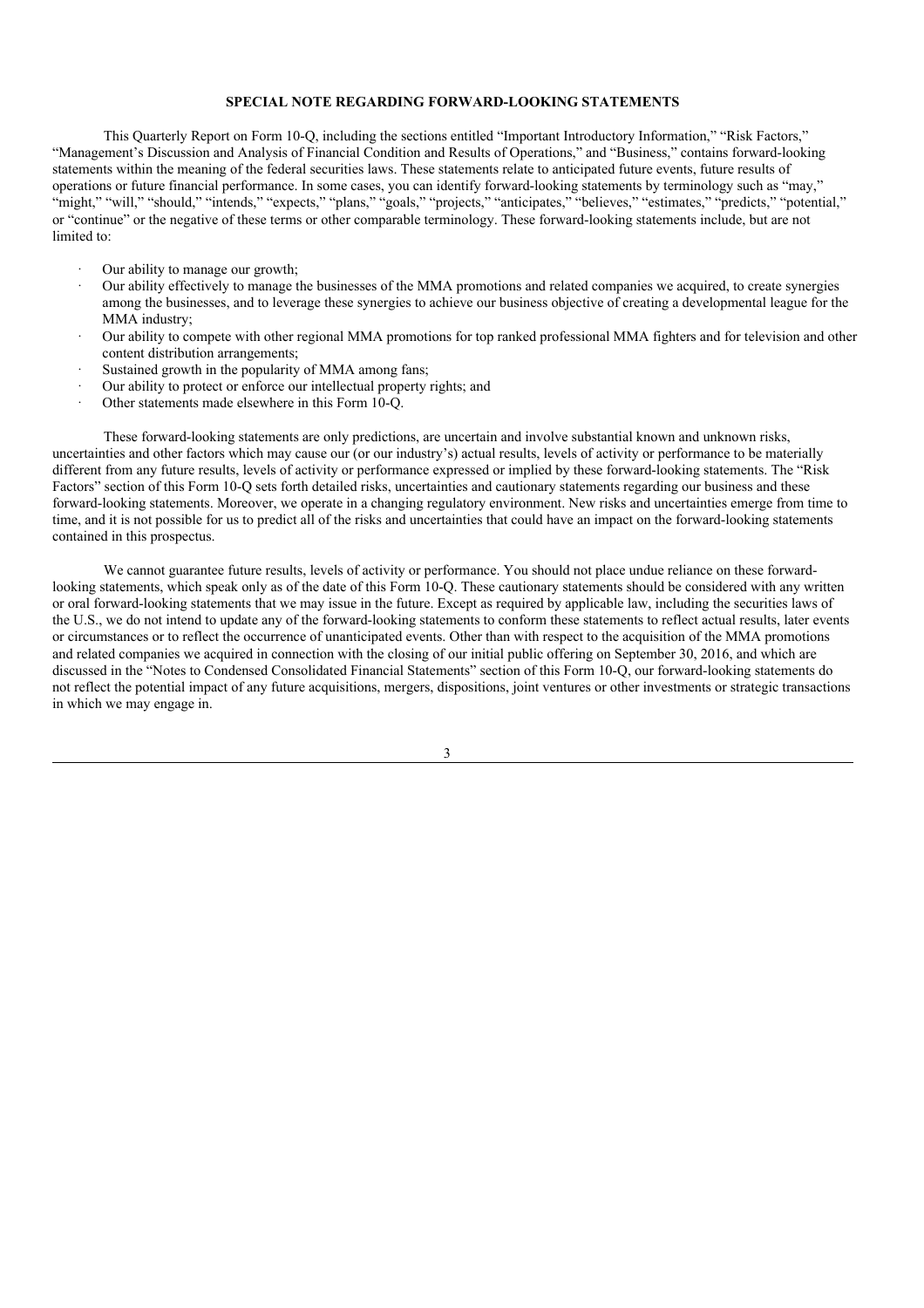**SPECIAL NOTE REGARDING FORWARD-LOOKING STATEMENTS**

This Quarterly Report on Form 10-Q, including the sections entitled "Important Introductory Information," "Risk Factors," "Management's Discussion and Analysis of Financial Condition and Results of Operations," and "Business," contains forward-looking statements within the meaning of the federal securities laws. These statements relate to anticipated future events, future results of operations or future financial performance. In some cases, you can identify forward-looking statements by terminology such as "may," "might," "will," "should," "intends," "expects," "plans," "goals," "projects," "anticipates," "believes," "estimates," "predicts," "potential," or "continue" or the negative of these terms or other comparable terminology. These forward-looking statements include, but are not limited to:

- Our ability to manage our growth;
- Our ability effectively to manage the businesses of the MMA promotions and related companies we acquired, to create synergies among the businesses, and to leverage these synergies to achieve our business objective of creating a developmental league for the MMA industry;
- Our ability to compete with other regional MMA promotions for top ranked professional MMA fighters and for television and other content distribution arrangements;
- Sustained growth in the popularity of MMA among fans;
- Our ability to protect or enforce our intellectual property rights; and
- Other statements made elsewhere in this Form 10-Q.

These forward-looking statements are only predictions, are uncertain and involve substantial known and unknown risks, uncertainties and other factors which may cause our (or our industry's) actual results, levels of activity or performance to be materially different from any future results, levels of activity or performance expressed or implied by these forward-looking statements. The "Risk Factors" section of this Form 10-Q sets forth detailed risks, uncertainties and cautionary statements regarding our business and these forward-looking statements. Moreover, we operate in a changing regulatory environment. New risks and uncertainties emerge from time to time, and it is not possible for us to predict all of the risks and uncertainties that could have an impact on the forward-looking statements contained in this prospectus.

We cannot guarantee future results, levels of activity or performance. You should not place undue reliance on these forward-looking statements, which speak only as of the date of this Form 10-Q. These cautionary statements should be considered with any written or oral forward-looking statements that we may issue in the future. Except as required by applicable law, including the securities laws of the U.S., we do not intend to update any of the forward-looking statements to conform these statements to reflect actual results, later events or circumstances or to reflect the occurrence of unanticipated events. Other than with respect to the acquisition of the MMA promotions and related companies we acquired in connection with the closing of our initial public offering on September 30, 2016, and which are discussed in the "Notes to Condensed Consolidated Financial Statements" section of this Form 10-Q, our forward-looking statements do not reflect the potential impact of any future acquisitions, mergers, dispositions, joint ventures or other investments or strategic transactions in which we may engage in.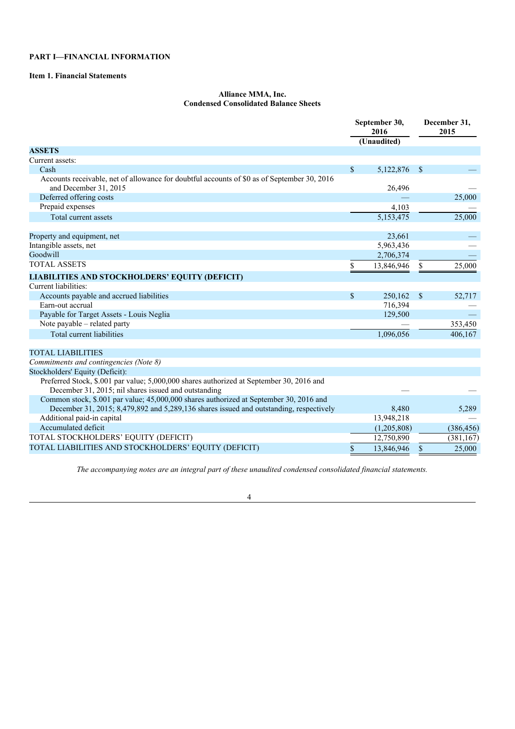**PART I—FINANCIAL INFORMATION**

**Item 1. Financial Statements**

**Alliance MMA, Inc.**
**Condensed Consolidated Balance Sheets**

| | September 30, 2016 (Unaudited) | December 31, 2015 |
|---|---|---|
| **ASSETS** | | |
| Current assets: | | |
| Cash | $ 5,122,876 | $ — |
| Accounts receivable, net of allowance for doubtful accounts of $0 as of September 30, 2016 and December 31, 2015 | 26,496 | — |
| Deferred offering costs | — | 25,000 |
| Prepaid expenses | 4,103 | — |
| Total current assets | 5,153,475 | 25,000 |
| | | |
| Property and equipment, net | 23,661 | — |
| Intangible assets, net | 5,963,436 | — |
| Goodwill | 2,706,374 | — |
| TOTAL ASSETS | $ 13,846,946 | $ 25,000 |
| **LIABILITIES AND STOCKHOLDERS' EQUITY (DEFICIT)** | | |
| Current liabilities: | | |
| Accounts payable and accrued liabilities | $ 250,162 | $ 52,717 |
| Earn-out accrual | 716,394 | — |
| Payable for Target Assets - Louis Neglia | 129,500 | — |
| Note payable – related party | — | 353,450 |
| Total current liabilities | 1,096,056 | 406,167 |
| | | |
| TOTAL LIABILITIES | | |
| *Commitments and contingencies (Note 8)* | | |
| Stockholders' Equity (Deficit): | | |
| Preferred Stock, $.001 par value; 5,000,000 shares authorized at September 30, 2016 and December 31, 2015; nil shares issued and outstanding | — | — |
| Common stock, $.001 par value; 45,000,000 shares authorized at September 30, 2016 and December 31, 2015; 8,479,892 and 5,289,136 shares issued and outstanding, respectively | 8,480 | 5,289 |
| Additional paid-in capital | 13,948,218 | — |
| Accumulated deficit | (1,205,808) | (386,456) |
| TOTAL STOCKHOLDERS' EQUITY (DEFICIT) | 12,750,890 | (381,167) |
| TOTAL LIABILITIES AND STOCKHOLDERS' EQUITY (DEFICIT) | $ 13,846,946 | $ 25,000 |

*The accompanying notes are an integral part of these unaudited condensed consolidated financial statements.*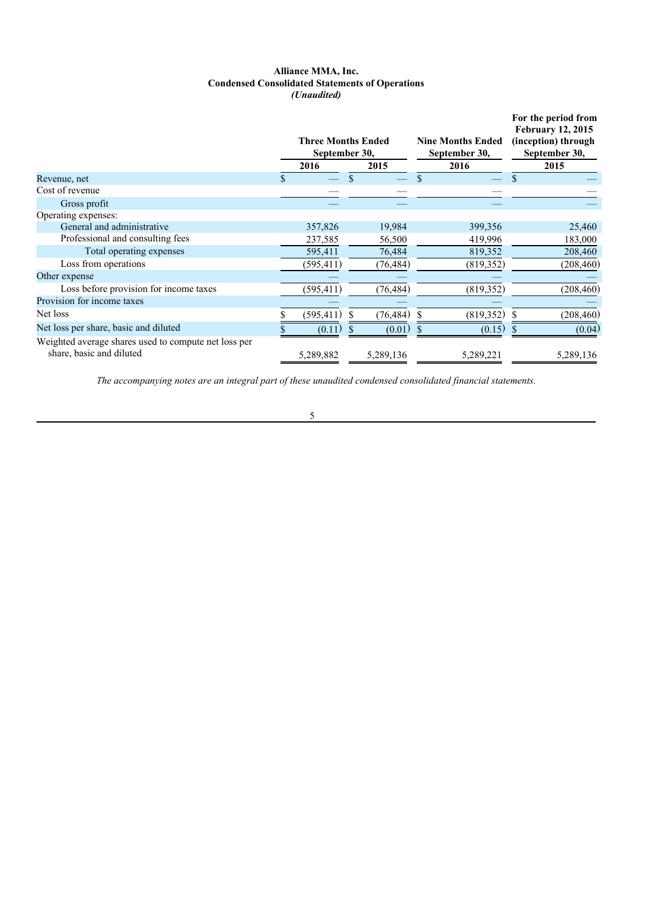**Alliance MMA, Inc.**
**Condensed Consolidated Statements of Operations**
***(Unaudited)***

| | Three Months Ended September 30, | | Nine Months Ended September 30, | For the period from February 12, 2015 (inception) through September 30, |
|---|---|---|---|---|
| | 2016 | 2015 | 2016 | 2015 |
| Revenue, net | $ — | $ — | $ — | $ — |
| Cost of revenue | — | — | — | — |
| Gross profit | — | — | — | — |
| Operating expenses: | | | | |
| General and administrative | 357,826 | 19,984 | 399,356 | 25,460 |
| Professional and consulting fees | 237,585 | 56,500 | 419,996 | 183,000 |
| Total operating expenses | 595,411 | 76,484 | 819,352 | 208,460 |
| Loss from operations | (595,411) | (76,484) | (819,352) | (208,460) |
| Other expense | — | — | — | — |
| Loss before provision for income taxes | (595,411) | (76,484) | (819,352) | (208,460) |
| Provision for income taxes | — | — | — | — |
| Net loss | $ (595,411) | $ (76,484) | $ (819,352) | $ (208,460) |
| Net loss per share, basic and diluted | $ (0.11) | $ (0.01) | $ (0.15) | $ (0.04) |
| Weighted average shares used to compute net loss per share, basic and diluted | 5,289,882 | 5,289,136 | 5,289,221 | 5,289,136 |

*The accompanying notes are an integral part of these unaudited condensed consolidated financial statements.*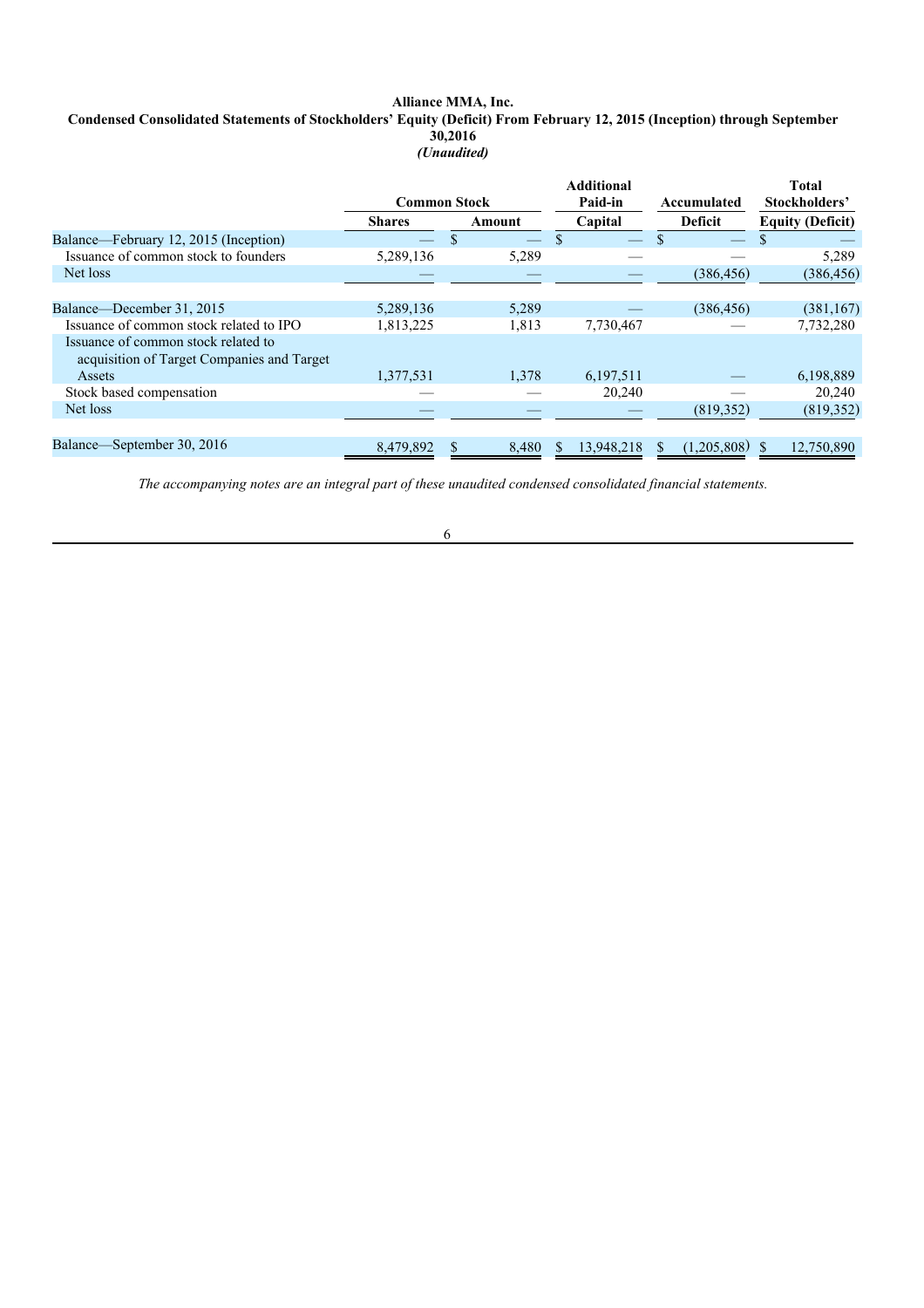**Alliance MMA, Inc.**
**Condensed Consolidated Statements of Stockholders' Equity (Deficit) From February 12, 2015 (Inception) through September 30,2016**
***(Unaudited)***

| | Common Stock | | Additional Paid-in | Accumulated | Total Stockholders' |
|---|---|---|---|---|---|
| | Shares | Amount | Capital | Deficit | Equity (Deficit) |
| Balance—February 12, 2015 (Inception) | — | $ — | $ — | $ — | $ — |
| Issuance of common stock to founders | 5,289,136 | 5,289 | — | — | 5,289 |
| Net loss | — | — | — | (386,456) | (386,456) |
| Balance—December 31, 2015 | 5,289,136 | 5,289 | — | (386,456) | (381,167) |
| Issuance of common stock related to IPO | 1,813,225 | 1,813 | 7,730,467 | — | 7,732,280 |
| Issuance of common stock related to acquisition of Target Companies and Target Assets | 1,377,531 | 1,378 | 6,197,511 | — | 6,198,889 |
| Stock based compensation | — | — | 20,240 | — | 20,240 |
| Net loss | — | — | — | (819,352) | (819,352) |
| Balance—September 30, 2016 | 8,479,892 | $ 8,480 | $ 13,948,218 | $ (1,205,808) | $ 12,750,890 |

*The accompanying notes are an integral part of these unaudited condensed consolidated financial statements.*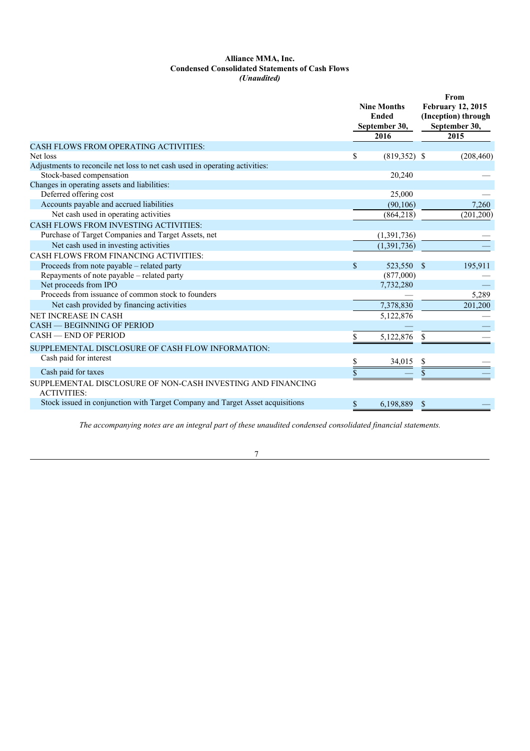**Alliance MMA, Inc.**
**Condensed Consolidated Statements of Cash Flows**
***(Unaudited)***

| | Nine Months Ended September 30, 2016 | From February 12, 2015 (Inception) through September 30, 2015 |
|---|---|---|
| CASH FLOWS FROM OPERATING ACTIVITIES: | | |
| Net loss | $ (819,352) | $ (208,460) |
| Adjustments to reconcile net loss to net cash used in operating activities: | | |
| Stock-based compensation | 20,240 | — |
| Changes in operating assets and liabilities: | | |
| Deferred offering cost | 25,000 | — |
| Accounts payable and accrued liabilities | (90,106) | 7,260 |
| Net cash used in operating activities | (864,218) | (201,200) |
| CASH FLOWS FROM INVESTING ACTIVITIES: | | |
| Purchase of Target Companies and Target Assets, net | (1,391,736) | — |
| Net cash used in investing activities | (1,391,736) | — |
| CASH FLOWS FROM FINANCING ACTIVITIES: | | |
| Proceeds from note payable – related party | $ 523,550 | $ 195,911 |
| Repayments of note payable – related party | (877,000) | — |
| Net proceeds from IPO | 7,732,280 | — |
| Proceeds from issuance of common stock to founders | — | 5,289 |
| Net cash provided by financing activities | 7,378,830 | 201,200 |
| NET INCREASE IN CASH | 5,122,876 | — |
| CASH — BEGINNING OF PERIOD | — | — |
| CASH — END OF PERIOD | $ 5,122,876 | $ — |
| SUPPLEMENTAL DISCLOSURE OF CASH FLOW INFORMATION: | | |
| Cash paid for interest | $ 34,015 | $ — |
| Cash paid for taxes | $ — | $ — |
| SUPPLEMENTAL DISCLOSURE OF NON-CASH INVESTING AND FINANCING ACTIVITIES: | | |
| Stock issued in conjunction with Target Company and Target Asset acquisitions | $ 6,198,889 | $ — |

*The accompanying notes are an integral part of these unaudited condensed consolidated financial statements.*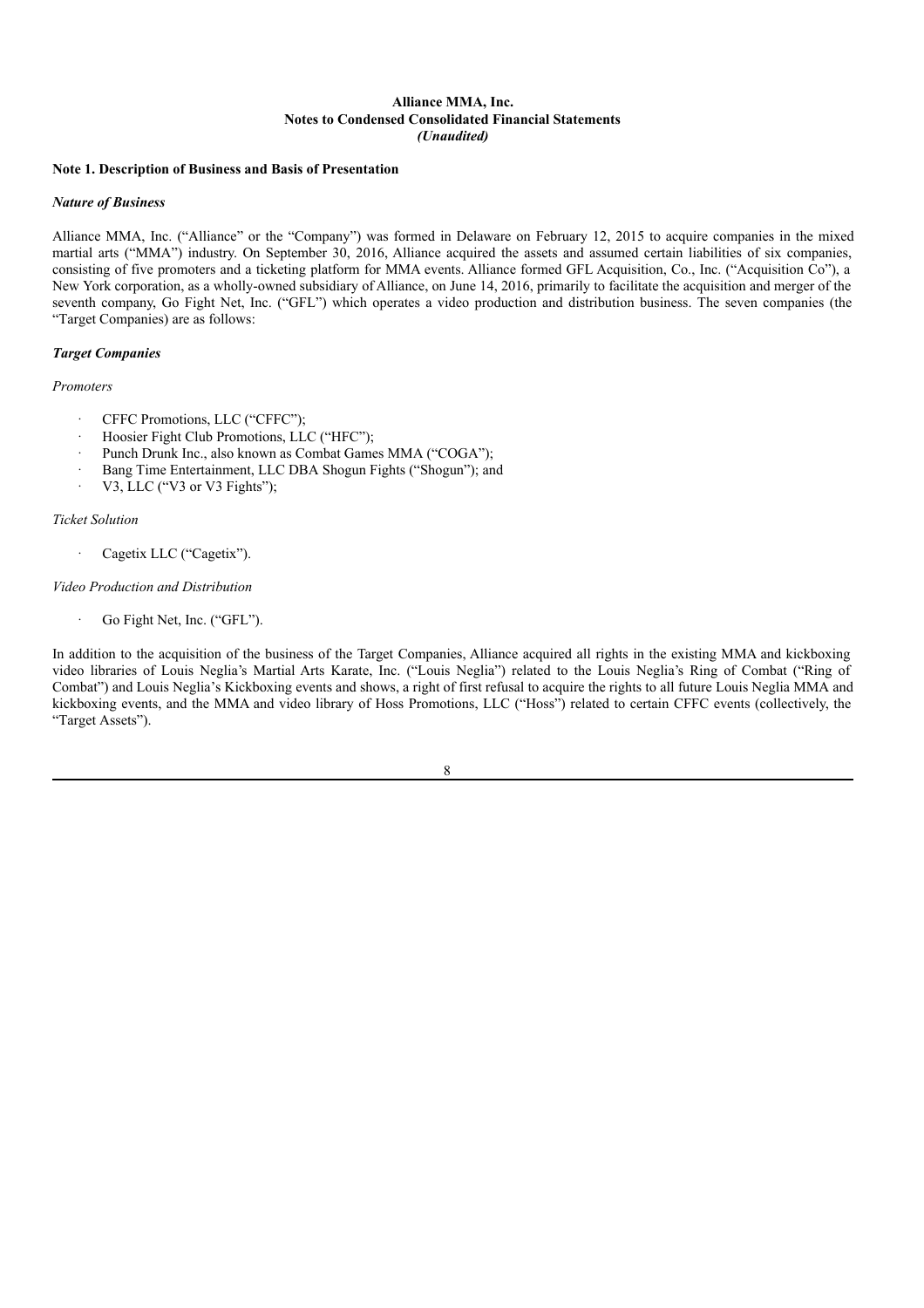**Alliance MMA, Inc.**
**Notes to Condensed Consolidated Financial Statements**
***(Unaudited)***

**Note 1. Description of Business and Basis of Presentation**

***Nature of Business***

Alliance MMA, Inc. ("Alliance" or the "Company") was formed in Delaware on February 12, 2015 to acquire companies in the mixed martial arts ("MMA") industry. On September 30, 2016, Alliance acquired the assets and assumed certain liabilities of six companies, consisting of five promoters and a ticketing platform for MMA events. Alliance formed GFL Acquisition, Co., Inc. ("Acquisition Co"), a New York corporation, as a wholly-owned subsidiary of Alliance, on June 14, 2016, primarily to facilitate the acquisition and merger of the seventh company, Go Fight Net, Inc. ("GFL") which operates a video production and distribution business. The seven companies (the "Target Companies) are as follows:

***Target Companies***

*Promoters*

- CFFC Promotions, LLC ("CFFC");
- Hoosier Fight Club Promotions, LLC ("HFC");
- Punch Drunk Inc., also known as Combat Games MMA ("COGA");
- Bang Time Entertainment, LLC DBA Shogun Fights ("Shogun"); and
- V3, LLC ("V3 or V3 Fights");

*Ticket Solution*

- Cagetix LLC ("Cagetix").

*Video Production and Distribution*

- Go Fight Net, Inc. ("GFL").

In addition to the acquisition of the business of the Target Companies, Alliance acquired all rights in the existing MMA and kickboxing video libraries of Louis Neglia's Martial Arts Karate, Inc. ("Louis Neglia") related to the Louis Neglia's Ring of Combat ("Ring of Combat") and Louis Neglia's Kickboxing events and shows, a right of first refusal to acquire the rights to all future Louis Neglia MMA and kickboxing events, and the MMA and video library of Hoss Promotions, LLC ("Hoss") related to certain CFFC events (collectively, the "Target Assets").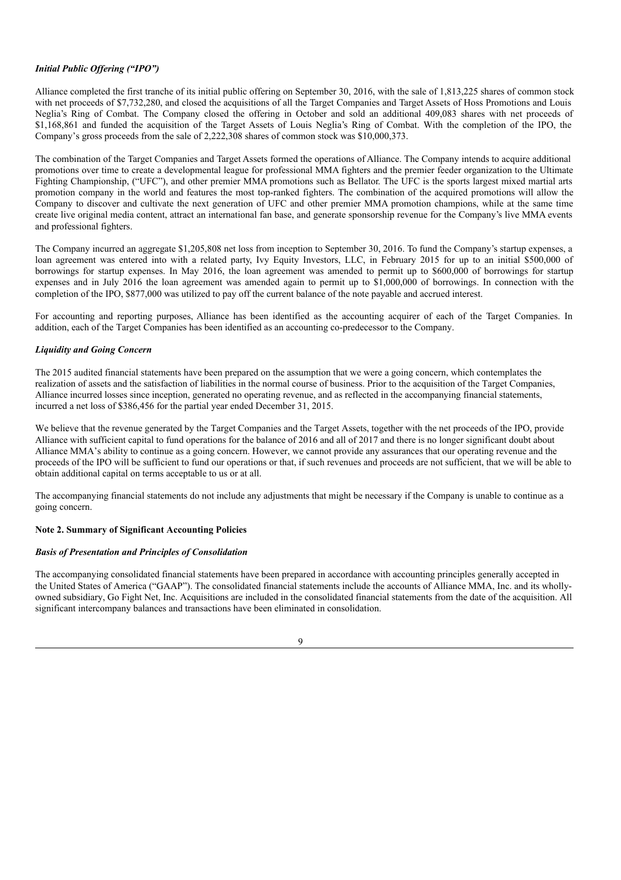***Initial Public Offering ("IPO")***

Alliance completed the first tranche of its initial public offering on September 30, 2016, with the sale of 1,813,225 shares of common stock with net proceeds of $7,732,280, and closed the acquisitions of all the Target Companies and Target Assets of Hoss Promotions and Louis Neglia's Ring of Combat. The Company closed the offering in October and sold an additional 409,083 shares with net proceeds of $1,168,861 and funded the acquisition of the Target Assets of Louis Neglia's Ring of Combat. With the completion of the IPO, the Company's gross proceeds from the sale of 2,222,308 shares of common stock was $10,000,373.

The combination of the Target Companies and Target Assets formed the operations of Alliance. The Company intends to acquire additional promotions over time to create a developmental league for professional MMA fighters and the premier feeder organization to the Ultimate Fighting Championship, ("UFC"), and other premier MMA promotions such as Bellator. The UFC is the sports largest mixed martial arts promotion company in the world and features the most top-ranked fighters. The combination of the acquired promotions will allow the Company to discover and cultivate the next generation of UFC and other premier MMA promotion champions, while at the same time create live original media content, attract an international fan base, and generate sponsorship revenue for the Company's live MMA events and professional fighters.

The Company incurred an aggregate $1,205,808 net loss from inception to September 30, 2016. To fund the Company's startup expenses, a loan agreement was entered into with a related party, Ivy Equity Investors, LLC, in February 2015 for up to an initial $500,000 of borrowings for startup expenses. In May 2016, the loan agreement was amended to permit up to $600,000 of borrowings for startup expenses and in July 2016 the loan agreement was amended again to permit up to $1,000,000 of borrowings. In connection with the completion of the IPO, $877,000 was utilized to pay off the current balance of the note payable and accrued interest.

For accounting and reporting purposes, Alliance has been identified as the accounting acquirer of each of the Target Companies. In addition, each of the Target Companies has been identified as an accounting co-predecessor to the Company.

***Liquidity and Going Concern***

The 2015 audited financial statements have been prepared on the assumption that we were a going concern, which contemplates the realization of assets and the satisfaction of liabilities in the normal course of business. Prior to the acquisition of the Target Companies, Alliance incurred losses since inception, generated no operating revenue, and as reflected in the accompanying financial statements, incurred a net loss of $386,456 for the partial year ended December 31, 2015.

We believe that the revenue generated by the Target Companies and the Target Assets, together with the net proceeds of the IPO, provide Alliance with sufficient capital to fund operations for the balance of 2016 and all of 2017 and there is no longer significant doubt about Alliance MMA's ability to continue as a going concern. However, we cannot provide any assurances that our operating revenue and the proceeds of the IPO will be sufficient to fund our operations or that, if such revenues and proceeds are not sufficient, that we will be able to obtain additional capital on terms acceptable to us or at all.

The accompanying financial statements do not include any adjustments that might be necessary if the Company is unable to continue as a going concern.

**Note 2. Summary of Significant Accounting Policies**

***Basis of Presentation and Principles of Consolidation***

The accompanying consolidated financial statements have been prepared in accordance with accounting principles generally accepted in the United States of America ("GAAP"). The consolidated financial statements include the accounts of Alliance MMA, Inc. and its wholly-owned subsidiary, Go Fight Net, Inc. Acquisitions are included in the consolidated financial statements from the date of the acquisition. All significant intercompany balances and transactions have been eliminated in consolidation.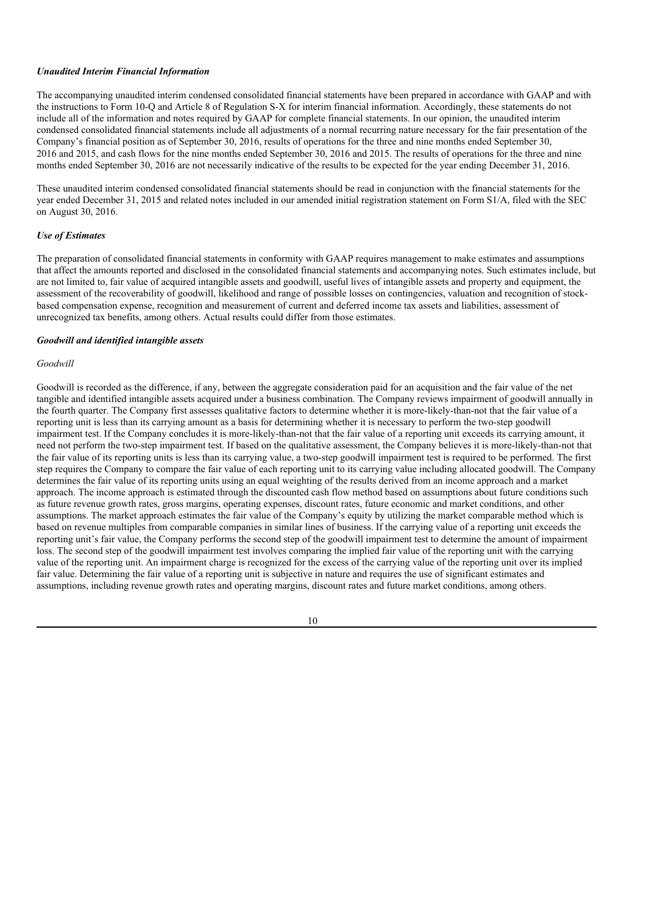***Unaudited Interim Financial Information***

The accompanying unaudited interim condensed consolidated financial statements have been prepared in accordance with GAAP and with the instructions to Form 10-Q and Article 8 of Regulation S-X for interim financial information. Accordingly, these statements do not include all of the information and notes required by GAAP for complete financial statements. In our opinion, the unaudited interim condensed consolidated financial statements include all adjustments of a normal recurring nature necessary for the fair presentation of the Company's financial position as of September 30, 2016, results of operations for the three and nine months ended September 30, 2016 and 2015, and cash flows for the nine months ended September 30, 2016 and 2015. The results of operations for the three and nine months ended September 30, 2016 are not necessarily indicative of the results to be expected for the year ending December 31, 2016.

These unaudited interim condensed consolidated financial statements should be read in conjunction with the financial statements for the year ended December 31, 2015 and related notes included in our amended initial registration statement on Form S1/A, filed with the SEC on August 30, 2016.

***Use of Estimates***

The preparation of consolidated financial statements in conformity with GAAP requires management to make estimates and assumptions that affect the amounts reported and disclosed in the consolidated financial statements and accompanying notes. Such estimates include, but are not limited to, fair value of acquired intangible assets and goodwill, useful lives of intangible assets and property and equipment, the assessment of the recoverability of goodwill, likelihood and range of possible losses on contingencies, valuation and recognition of stock-based compensation expense, recognition and measurement of current and deferred income tax assets and liabilities, assessment of unrecognized tax benefits, among others. Actual results could differ from those estimates.

***Goodwill and identified intangible assets***

*Goodwill*

Goodwill is recorded as the difference, if any, between the aggregate consideration paid for an acquisition and the fair value of the net tangible and identified intangible assets acquired under a business combination. The Company reviews impairment of goodwill annually in the fourth quarter. The Company first assesses qualitative factors to determine whether it is more-likely-than-not that the fair value of a reporting unit is less than its carrying amount as a basis for determining whether it is necessary to perform the two-step goodwill impairment test. If the Company concludes it is more-likely-than-not that the fair value of a reporting unit exceeds its carrying amount, it need not perform the two-step impairment test. If based on the qualitative assessment, the Company believes it is more-likely-than-not that the fair value of its reporting units is less than its carrying value, a two-step goodwill impairment test is required to be performed. The first step requires the Company to compare the fair value of each reporting unit to its carrying value including allocated goodwill. The Company determines the fair value of its reporting units using an equal weighting of the results derived from an income approach and a market approach. The income approach is estimated through the discounted cash flow method based on assumptions about future conditions such as future revenue growth rates, gross margins, operating expenses, discount rates, future economic and market conditions, and other assumptions. The market approach estimates the fair value of the Company's equity by utilizing the market comparable method which is based on revenue multiples from comparable companies in similar lines of business. If the carrying value of a reporting unit exceeds the reporting unit's fair value, the Company performs the second step of the goodwill impairment test to determine the amount of impairment loss. The second step of the goodwill impairment test involves comparing the implied fair value of the reporting unit with the carrying value of the reporting unit. An impairment charge is recognized for the excess of the carrying value of the reporting unit over its implied fair value. Determining the fair value of a reporting unit is subjective in nature and requires the use of significant estimates and assumptions, including revenue growth rates and operating margins, discount rates and future market conditions, among others.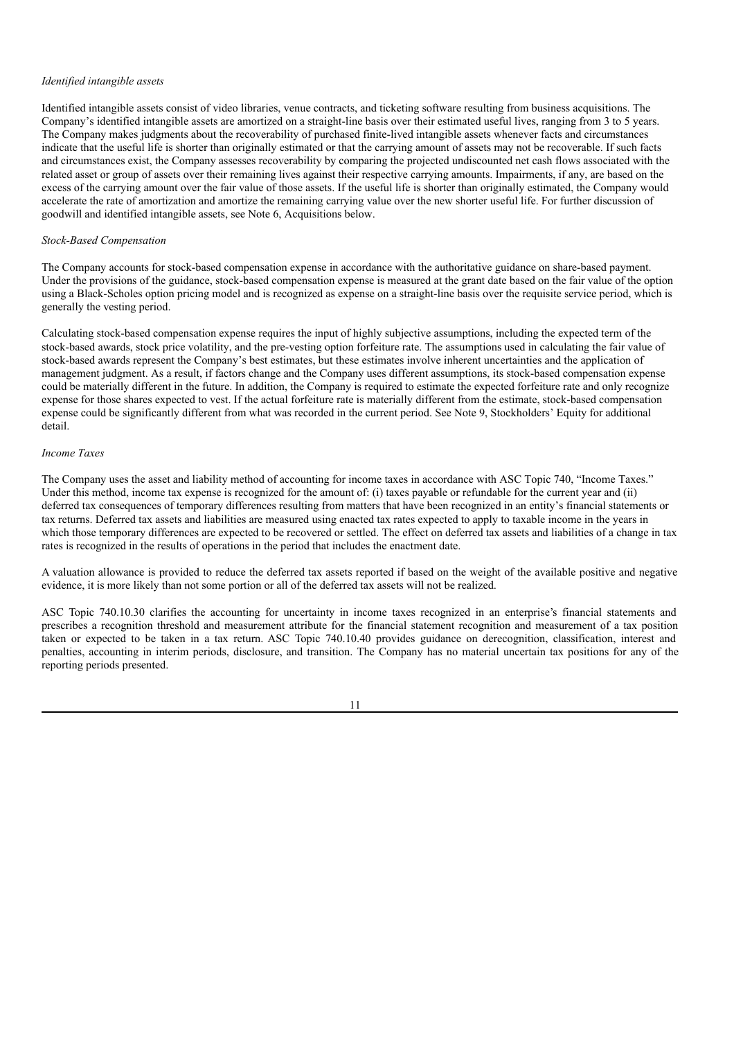*Identified intangible assets*

Identified intangible assets consist of video libraries, venue contracts, and ticketing software resulting from business acquisitions. The Company's identified intangible assets are amortized on a straight-line basis over their estimated useful lives, ranging from 3 to 5 years. The Company makes judgments about the recoverability of purchased finite-lived intangible assets whenever facts and circumstances indicate that the useful life is shorter than originally estimated or that the carrying amount of assets may not be recoverable. If such facts and circumstances exist, the Company assesses recoverability by comparing the projected undiscounted net cash flows associated with the related asset or group of assets over their remaining lives against their respective carrying amounts. Impairments, if any, are based on the excess of the carrying amount over the fair value of those assets. If the useful life is shorter than originally estimated, the Company would accelerate the rate of amortization and amortize the remaining carrying value over the new shorter useful life. For further discussion of goodwill and identified intangible assets, see Note 6, Acquisitions below.

*Stock-Based Compensation*

The Company accounts for stock-based compensation expense in accordance with the authoritative guidance on share-based payment. Under the provisions of the guidance, stock-based compensation expense is measured at the grant date based on the fair value of the option using a Black-Scholes option pricing model and is recognized as expense on a straight-line basis over the requisite service period, which is generally the vesting period.

Calculating stock-based compensation expense requires the input of highly subjective assumptions, including the expected term of the stock-based awards, stock price volatility, and the pre-vesting option forfeiture rate. The assumptions used in calculating the fair value of stock-based awards represent the Company's best estimates, but these estimates involve inherent uncertainties and the application of management judgment. As a result, if factors change and the Company uses different assumptions, its stock-based compensation expense could be materially different in the future. In addition, the Company is required to estimate the expected forfeiture rate and only recognize expense for those shares expected to vest. If the actual forfeiture rate is materially different from the estimate, stock-based compensation expense could be significantly different from what was recorded in the current period. See Note 9, Stockholders' Equity for additional detail.

*Income Taxes*

The Company uses the asset and liability method of accounting for income taxes in accordance with ASC Topic 740, "Income Taxes." Under this method, income tax expense is recognized for the amount of: (i) taxes payable or refundable for the current year and (ii) deferred tax consequences of temporary differences resulting from matters that have been recognized in an entity's financial statements or tax returns. Deferred tax assets and liabilities are measured using enacted tax rates expected to apply to taxable income in the years in which those temporary differences are expected to be recovered or settled. The effect on deferred tax assets and liabilities of a change in tax rates is recognized in the results of operations in the period that includes the enactment date.

A valuation allowance is provided to reduce the deferred tax assets reported if based on the weight of the available positive and negative evidence, it is more likely than not some portion or all of the deferred tax assets will not be realized.

ASC Topic 740.10.30 clarifies the accounting for uncertainty in income taxes recognized in an enterprise's financial statements and prescribes a recognition threshold and measurement attribute for the financial statement recognition and measurement of a tax position taken or expected to be taken in a tax return. ASC Topic 740.10.40 provides guidance on derecognition, classification, interest and penalties, accounting in interim periods, disclosure, and transition. The Company has no material uncertain tax positions for any of the reporting periods presented.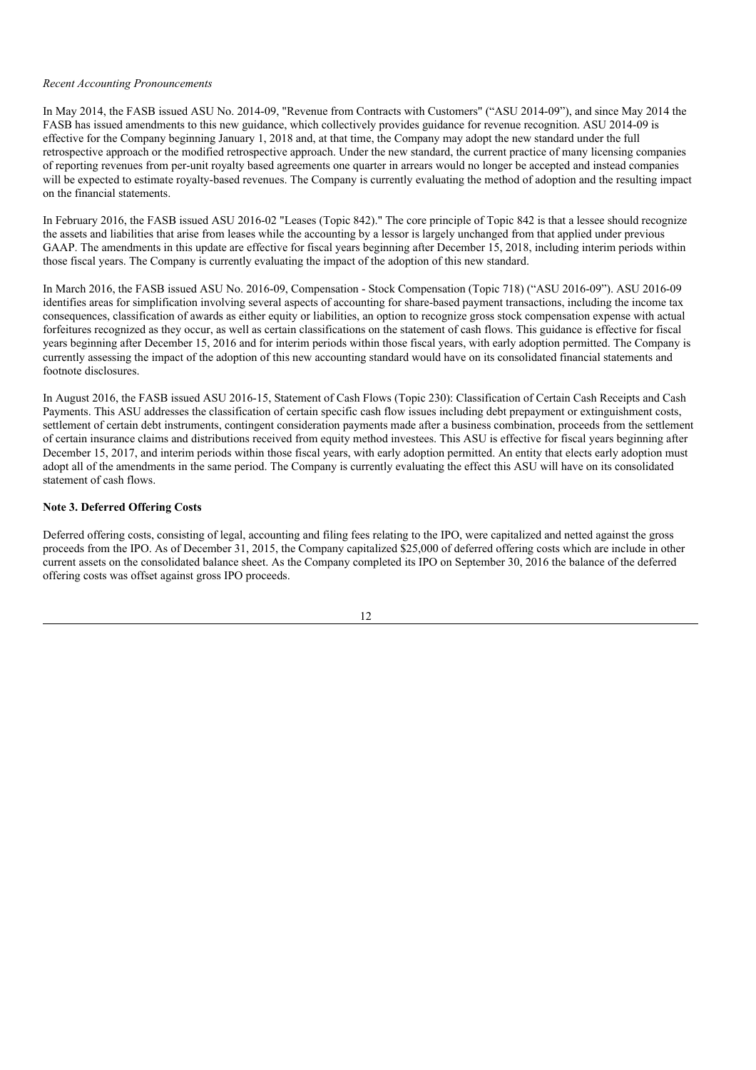*Recent Accounting Pronouncements*

In May 2014, the FASB issued ASU No. 2014-09, "Revenue from Contracts with Customers" ("ASU 2014-09"), and since May 2014 the FASB has issued amendments to this new guidance, which collectively provides guidance for revenue recognition. ASU 2014-09 is effective for the Company beginning January 1, 2018 and, at that time, the Company may adopt the new standard under the full retrospective approach or the modified retrospective approach. Under the new standard, the current practice of many licensing companies of reporting revenues from per-unit royalty based agreements one quarter in arrears would no longer be accepted and instead companies will be expected to estimate royalty-based revenues. The Company is currently evaluating the method of adoption and the resulting impact on the financial statements.

In February 2016, the FASB issued ASU 2016-02 "Leases (Topic 842)." The core principle of Topic 842 is that a lessee should recognize the assets and liabilities that arise from leases while the accounting by a lessor is largely unchanged from that applied under previous GAAP. The amendments in this update are effective for fiscal years beginning after December 15, 2018, including interim periods within those fiscal years. The Company is currently evaluating the impact of the adoption of this new standard.

In March 2016, the FASB issued ASU No. 2016-09, Compensation - Stock Compensation (Topic 718) ("ASU 2016-09"). ASU 2016-09 identifies areas for simplification involving several aspects of accounting for share-based payment transactions, including the income tax consequences, classification of awards as either equity or liabilities, an option to recognize gross stock compensation expense with actual forfeitures recognized as they occur, as well as certain classifications on the statement of cash flows. This guidance is effective for fiscal years beginning after December 15, 2016 and for interim periods within those fiscal years, with early adoption permitted. The Company is currently assessing the impact of the adoption of this new accounting standard would have on its consolidated financial statements and footnote disclosures.

In August 2016, the FASB issued ASU 2016-15, Statement of Cash Flows (Topic 230): Classification of Certain Cash Receipts and Cash Payments. This ASU addresses the classification of certain specific cash flow issues including debt prepayment or extinguishment costs, settlement of certain debt instruments, contingent consideration payments made after a business combination, proceeds from the settlement of certain insurance claims and distributions received from equity method investees. This ASU is effective for fiscal years beginning after December 15, 2017, and interim periods within those fiscal years, with early adoption permitted. An entity that elects early adoption must adopt all of the amendments in the same period. The Company is currently evaluating the effect this ASU will have on its consolidated statement of cash flows.

**Note 3. Deferred Offering Costs**

Deferred offering costs, consisting of legal, accounting and filing fees relating to the IPO, were capitalized and netted against the gross proceeds from the IPO. As of December 31, 2015, the Company capitalized $25,000 of deferred offering costs which are include in other current assets on the consolidated balance sheet. As the Company completed its IPO on September 30, 2016 the balance of the deferred offering costs was offset against gross IPO proceeds.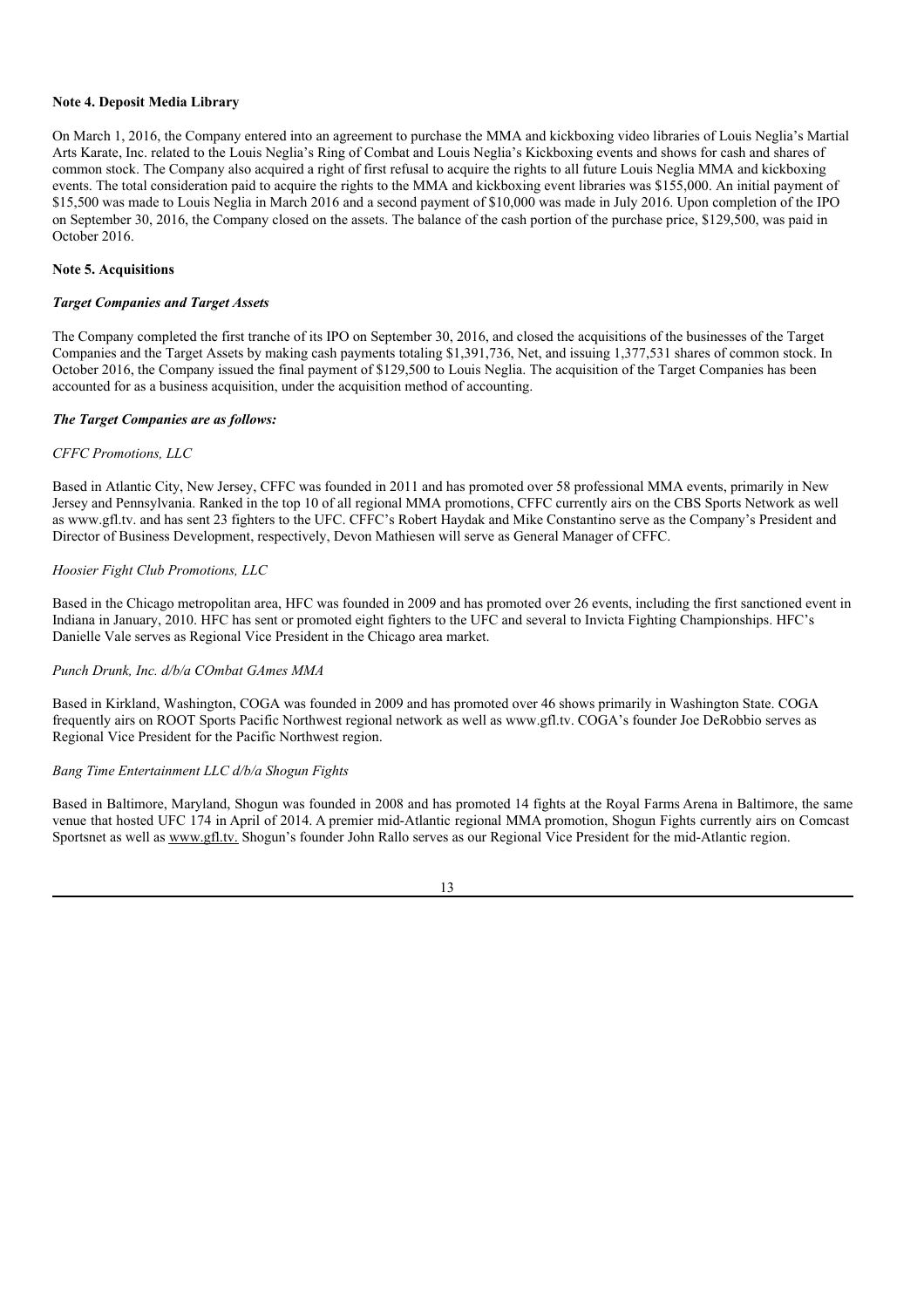**Note 4. Deposit Media Library**

On March 1, 2016, the Company entered into an agreement to purchase the MMA and kickboxing video libraries of Louis Neglia's Martial Arts Karate, Inc. related to the Louis Neglia's Ring of Combat and Louis Neglia's Kickboxing events and shows for cash and shares of common stock. The Company also acquired a right of first refusal to acquire the rights to all future Louis Neglia MMA and kickboxing events. The total consideration paid to acquire the rights to the MMA and kickboxing event libraries was $155,000. An initial payment of $15,500 was made to Louis Neglia in March 2016 and a second payment of $10,000 was made in July 2016. Upon completion of the IPO on September 30, 2016, the Company closed on the assets. The balance of the cash portion of the purchase price, $129,500, was paid in October 2016.

**Note 5. Acquisitions**

***Target Companies and Target Assets***

The Company completed the first tranche of its IPO on September 30, 2016, and closed the acquisitions of the businesses of the Target Companies and the Target Assets by making cash payments totaling $1,391,736, Net, and issuing 1,377,531 shares of common stock. In October 2016, the Company issued the final payment of $129,500 to Louis Neglia. The acquisition of the Target Companies has been accounted for as a business acquisition, under the acquisition method of accounting.

***The Target Companies are as follows:***

*CFFC Promotions, LLC*

Based in Atlantic City, New Jersey, CFFC was founded in 2011 and has promoted over 58 professional MMA events, primarily in New Jersey and Pennsylvania. Ranked in the top 10 of all regional MMA promotions, CFFC currently airs on the CBS Sports Network as well as www.gfl.tv. and has sent 23 fighters to the UFC. CFFC's Robert Haydak and Mike Constantino serve as the Company's President and Director of Business Development, respectively, Devon Mathiesen will serve as General Manager of CFFC.

*Hoosier Fight Club Promotions, LLC*

Based in the Chicago metropolitan area, HFC was founded in 2009 and has promoted over 26 events, including the first sanctioned event in Indiana in January, 2010. HFC has sent or promoted eight fighters to the UFC and several to Invicta Fighting Championships. HFC's Danielle Vale serves as Regional Vice President in the Chicago area market.

*Punch Drunk, Inc. d/b/a COmbat GAmes MMA*

Based in Kirkland, Washington, COGA was founded in 2009 and has promoted over 46 shows primarily in Washington State. COGA frequently airs on ROOT Sports Pacific Northwest regional network as well as www.gfl.tv. COGA's founder Joe DeRobbio serves as Regional Vice President for the Pacific Northwest region.

*Bang Time Entertainment LLC d/b/a Shogun Fights*

Based in Baltimore, Maryland, Shogun was founded in 2008 and has promoted 14 fights at the Royal Farms Arena in Baltimore, the same venue that hosted UFC 174 in April of 2014. A premier mid-Atlantic regional MMA promotion, Shogun Fights currently airs on Comcast Sportsnet as well as www.gfl.tv. Shogun's founder John Rallo serves as our Regional Vice President for the mid-Atlantic region.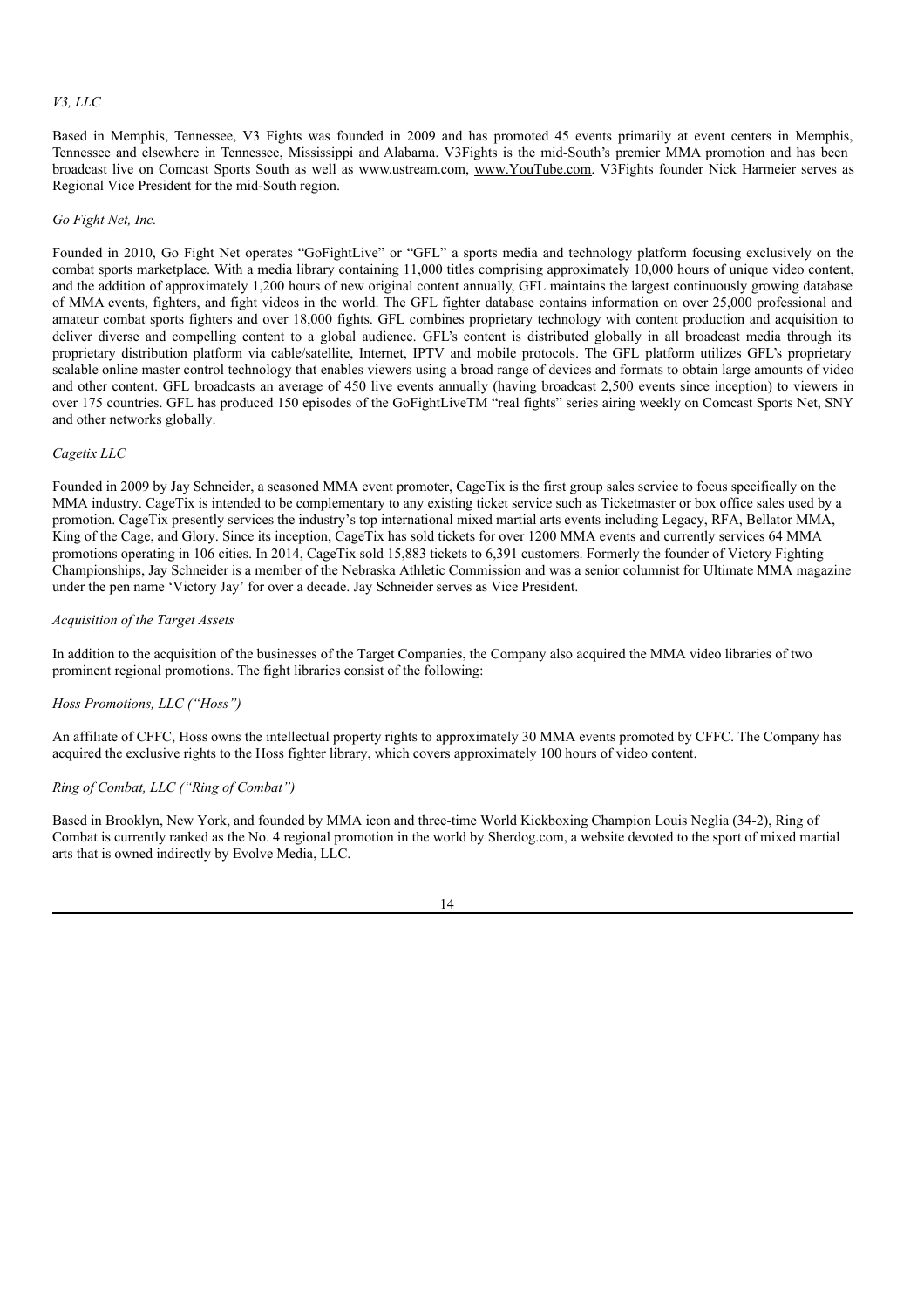*V3, LLC*

Based in Memphis, Tennessee, V3 Fights was founded in 2009 and has promoted 45 events primarily at event centers in Memphis, Tennessee and elsewhere in Tennessee, Mississippi and Alabama. V3Fights is the mid-South's premier MMA promotion and has been broadcast live on Comcast Sports South as well as www.ustream.com, www.YouTube.com. V3Fights founder Nick Harmeier serves as Regional Vice President for the mid-South region.

*Go Fight Net, Inc.*

Founded in 2010, Go Fight Net operates "GoFightLive" or "GFL" a sports media and technology platform focusing exclusively on the combat sports marketplace. With a media library containing 11,000 titles comprising approximately 10,000 hours of unique video content, and the addition of approximately 1,200 hours of new original content annually, GFL maintains the largest continuously growing database of MMA events, fighters, and fight videos in the world. The GFL fighter database contains information on over 25,000 professional and amateur combat sports fighters and over 18,000 fights. GFL combines proprietary technology with content production and acquisition to deliver diverse and compelling content to a global audience. GFL's content is distributed globally in all broadcast media through its proprietary distribution platform via cable/satellite, Internet, IPTV and mobile protocols. The GFL platform utilizes GFL's proprietary scalable online master control technology that enables viewers using a broad range of devices and formats to obtain large amounts of video and other content. GFL broadcasts an average of 450 live events annually (having broadcast 2,500 events since inception) to viewers in over 175 countries. GFL has produced 150 episodes of the GoFightLiveTM "real fights" series airing weekly on Comcast Sports Net, SNY and other networks globally.

*Cagetix LLC*

Founded in 2009 by Jay Schneider, a seasoned MMA event promoter, CageTix is the first group sales service to focus specifically on the MMA industry. CageTix is intended to be complementary to any existing ticket service such as Ticketmaster or box office sales used by a promotion. CageTix presently services the industry's top international mixed martial arts events including Legacy, RFA, Bellator MMA, King of the Cage, and Glory. Since its inception, CageTix has sold tickets for over 1200 MMA events and currently services 64 MMA promotions operating in 106 cities. In 2014, CageTix sold 15,883 tickets to 6,391 customers. Formerly the founder of Victory Fighting Championships, Jay Schneider is a member of the Nebraska Athletic Commission and was a senior columnist for Ultimate MMA magazine under the pen name 'Victory Jay' for over a decade. Jay Schneider serves as Vice President.

*Acquisition of the Target Assets*

In addition to the acquisition of the businesses of the Target Companies, the Company also acquired the MMA video libraries of two prominent regional promotions. The fight libraries consist of the following:

*Hoss Promotions, LLC ("Hoss")*

An affiliate of CFFC, Hoss owns the intellectual property rights to approximately 30 MMA events promoted by CFFC. The Company has acquired the exclusive rights to the Hoss fighter library, which covers approximately 100 hours of video content.

*Ring of Combat, LLC ("Ring of Combat")*

Based in Brooklyn, New York, and founded by MMA icon and three-time World Kickboxing Champion Louis Neglia (34-2), Ring of Combat is currently ranked as the No. 4 regional promotion in the world by Sherdog.com, a website devoted to the sport of mixed martial arts that is owned indirectly by Evolve Media, LLC.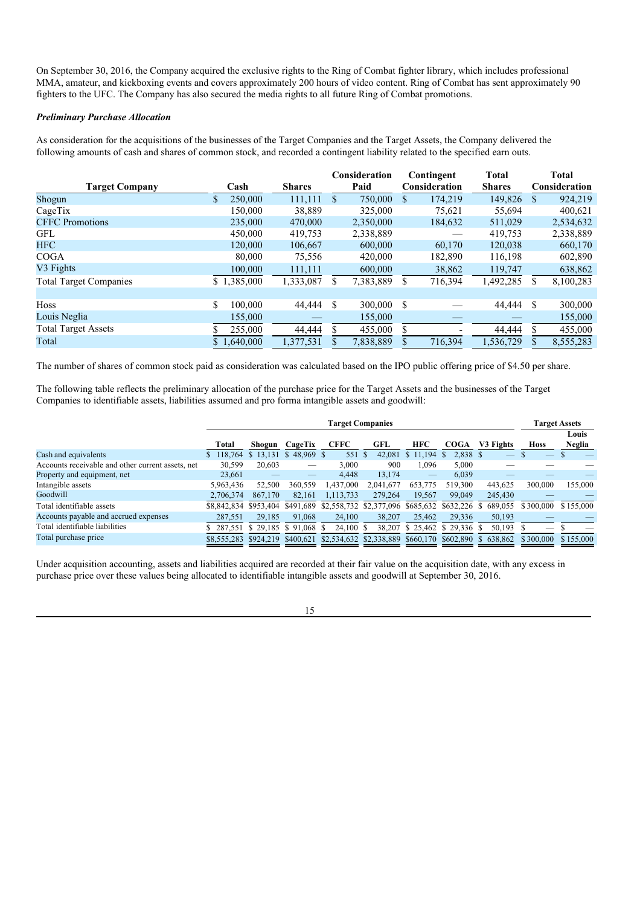On September 30, 2016, the Company acquired the exclusive rights to the Ring of Combat fighter library, which includes professional MMA, amateur, and kickboxing events and covers approximately 200 hours of video content. Ring of Combat has sent approximately 90 fighters to the UFC. The Company has also secured the media rights to all future Ring of Combat promotions.

***Preliminary Purchase Allocation***

As consideration for the acquisitions of the businesses of the Target Companies and the Target Assets, the Company delivered the following amounts of cash and shares of common stock, and recorded a contingent liability related to the specified earn outs.

| Target Company | Cash | Shares | Consideration Paid | Contingent Consideration | Total Shares | Total Consideration |
|---|---|---|---|---|---|---|
| Shogun | $ 250,000 | 111,111 | $ 750,000 | $ 174,219 | 149,826 | $ 924,219 |
| CageTix | 150,000 | 38,889 | 325,000 | 75,621 | 55,694 | 400,621 |
| CFFC Promotions | 235,000 | 470,000 | 2,350,000 | 184,632 | 511,029 | 2,534,632 |
| GFL | 450,000 | 419,753 | 2,338,889 | — | 419,753 | 2,338,889 |
| HFC | 120,000 | 106,667 | 600,000 | 60,170 | 120,038 | 660,170 |
| COGA | 80,000 | 75,556 | 420,000 | 182,890 | 116,198 | 602,890 |
| V3 Fights | 100,000 | 111,111 | 600,000 | 38,862 | 119,747 | 638,862 |
| Total Target Companies | $ 1,385,000 | 1,333,087 | $ 7,383,889 | $ 716,394 | 1,492,285 | $ 8,100,283 |
| | | | | | | |
| Hoss | $ 100,000 | 44,444 | $ 300,000 | $ — | 44,444 | $ 300,000 |
| Louis Neglia | 155,000 | — | 155,000 | — | — | 155,000 |
| Total Target Assets | $ 255,000 | 44,444 | $ 455,000 | $ - | 44,444 | $ 455,000 |
| Total | $ 1,640,000 | 1,377,531 | $ 7,838,889 | $ 716,394 | 1,536,729 | $ 8,555,283 |

The number of shares of common stock paid as consideration was calculated based on the IPO public offering price of $4.50 per share.

The following table reflects the preliminary allocation of the purchase price for the Target Assets and the businesses of the Target Companies to identifiable assets, liabilities assumed and pro forma intangible assets and goodwill:

| | Target Companies | | | | | | | | Target Assets | |
|---|---|---|---|---|---|---|---|---|---|---|
| | Total | Shogun | CageTix | CFFC | GFL | HFC | COGA | V3 Fights | Hoss | Louis Neglia |
| Cash and equivalents | $ 118,764 | $ 13,131 | $ 48,969 | $ 551 | $ 42,081 | $ 11,194 | $ 2,838 | $ — | $ — | $ — |
| Accounts receivable and other current assets, net | 30,599 | 20,603 | — | 3,000 | 900 | 1,096 | 5,000 | — | — | — |
| Property and equipment, net | 23,661 | — | — | 4,448 | 13,174 | — | 6,039 | — | — | — |
| Intangible assets | 5,963,436 | 52,500 | 360,559 | 1,437,000 | 2,041,677 | 653,775 | 519,300 | 443,625 | 300,000 | 155,000 |
| Goodwill | 2,706,374 | 867,170 | 82,161 | 1,113,733 | 279,264 | 19,567 | 99,049 | 245,430 | — | — |
| Total identifiable assets | $8,842,834 | $953,404 | $491,689 | $2,558,732 | $2,377,096 | $685,632 | $632,226 | $ 689,055 | $ 300,000 | $ 155,000 |
| Accounts payable and accrued expenses | 287,551 | 29,185 | 91,068 | 24,100 | 38,207 | 25,462 | 29,336 | 50,193 | — | — |
| Total identifiable liabilities | $ 287,551 | $ 29,185 | $ 91,068 | $ 24,100 | $ 38,207 | $ 25,462 | $ 29,336 | $ 50,193 | $ — | $ — |
| Total purchase price | $8,555,283 | $924,219 | $400,621 | $2,534,632 | $2,338,889 | $660,170 | $602,890 | $ 638,862 | $ 300,000 | $ 155,000 |

Under acquisition accounting, assets and liabilities acquired are recorded at their fair value on the acquisition date, with any excess in purchase price over these values being allocated to identifiable intangible assets and goodwill at September 30, 2016.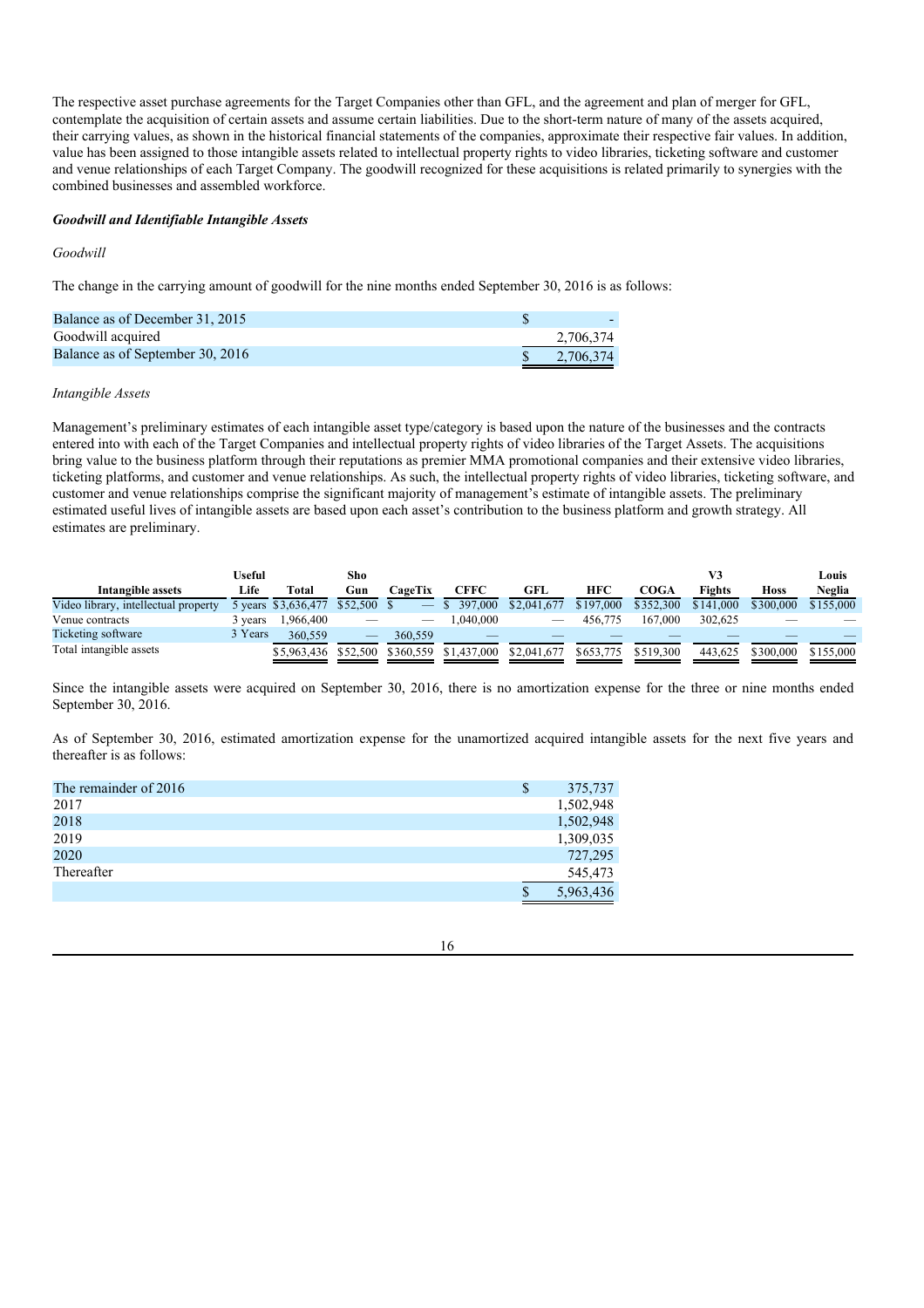The respective asset purchase agreements for the Target Companies other than GFL, and the agreement and plan of merger for GFL, contemplate the acquisition of certain assets and assume certain liabilities. Due to the short-term nature of many of the assets acquired, their carrying values, as shown in the historical financial statements of the companies, approximate their respective fair values. In addition, value has been assigned to those intangible assets related to intellectual property rights to video libraries, ticketing software and customer and venue relationships of each Target Company. The goodwill recognized for these acquisitions is related primarily to synergies with the combined businesses and assembled workforce.

***Goodwill and Identifiable Intangible Assets***

*Goodwill*

The change in the carrying amount of goodwill for the nine months ended September 30, 2016 is as follows:

| | |
|---|---|
| Balance as of December 31, 2015 | $ - |
| Goodwill acquired | 2,706,374 |
| Balance as of September 30, 2016 | $ 2,706,374 |

*Intangible Assets*

Management's preliminary estimates of each intangible asset type/category is based upon the nature of the businesses and the contracts entered into with each of the Target Companies and intellectual property rights of video libraries of the Target Assets. The acquisitions bring value to the business platform through their reputations as premier MMA promotional companies and their extensive video libraries, ticketing platforms, and customer and venue relationships. As such, the intellectual property rights of video libraries, ticketing software, and customer and venue relationships comprise the significant majority of management's estimate of intangible assets. The preliminary estimated useful lives of intangible assets are based upon each asset's contribution to the business platform and growth strategy. All estimates are preliminary.

| Intangible assets | Useful Life | Total | Sho Gun | CageTix | CFFC | GFL | HFC | COGA | V3 Fights | Hoss | Louis Neglia |
|---|---|---|---|---|---|---|---|---|---|---|---|
| Video library, intellectual property | 5 years | $3,636,477 | $52,500 | $ — | $ 397,000 | $2,041,677 | $197,000 | $352,300 | $141,000 | $300,000 | $155,000 |
| Venue contracts | 3 years | 1,966,400 | — | — | 1,040,000 | — | 456,775 | 167,000 | 302,625 | — | — |
| Ticketing software | 3 Years | 360,559 | — | 360,559 | — | — | — | — | — | — | — |
| Total intangible assets | | $5,963,436 | $52,500 | $360,559 | $1,437,000 | $2,041,677 | $653,775 | $519,300 | 443,625 | $300,000 | $155,000 |

Since the intangible assets were acquired on September 30, 2016, there is no amortization expense for the three or nine months ended September 30, 2016.

As of September 30, 2016, estimated amortization expense for the unamortized acquired intangible assets for the next five years and thereafter is as follows:

| | |
|---|---|
| The remainder of 2016 | $ 375,737 |
| 2017 | 1,502,948 |
| 2018 | 1,502,948 |
| 2019 | 1,309,035 |
| 2020 | 727,295 |
| Thereafter | 545,473 |
| | $ 5,963,436 |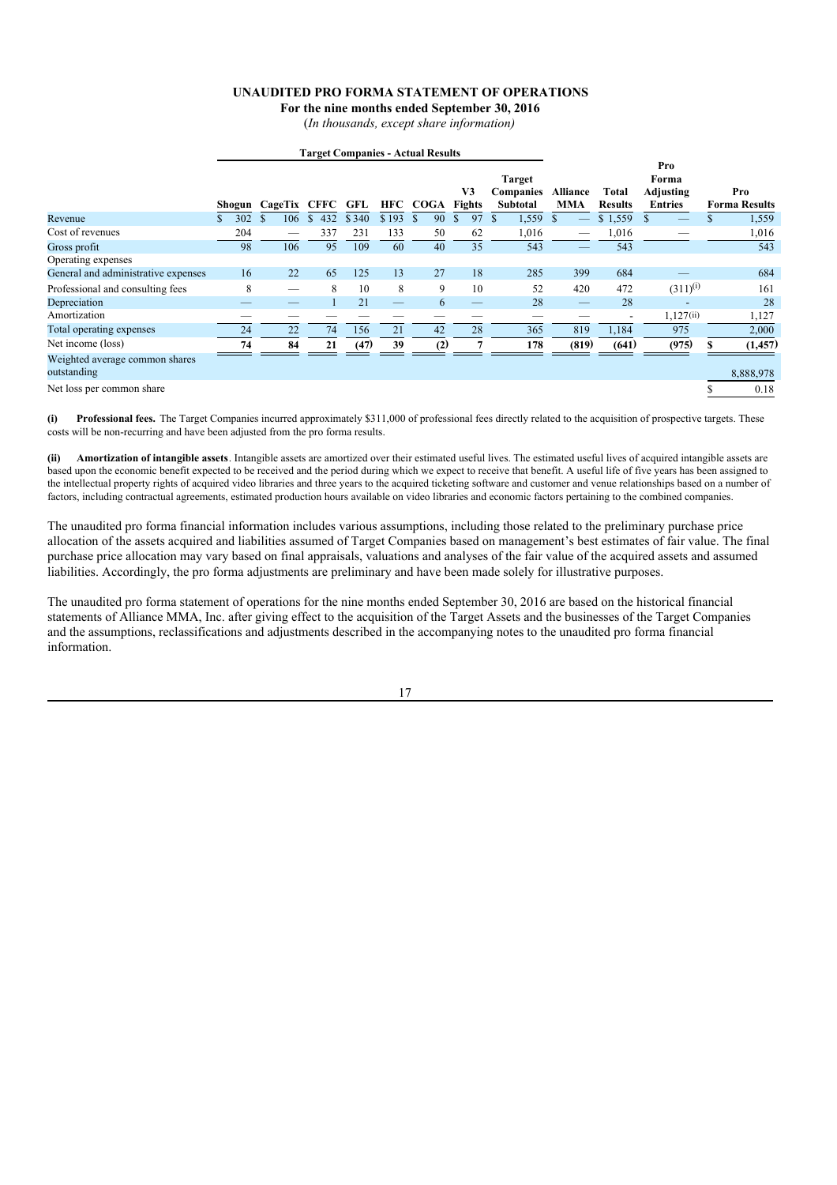# UNAUDITED PRO FORMA STATEMENT OF OPERATIONS

**For the nine months ended September 30, 2016**

(*In thousands, except share information*)

| | Target Companies - Actual Results | | | | | | | | | | | |
|---|---|---|---|---|---|---|---|---|---|---|---|---|
| | Shogun | CageTix | CFFC | GFL | HFC | COGA | V3 Fights | Target Companies Subtotal | Alliance MMA | Total Results | Pro Forma Adjusting Entries | Pro Forma Results |
| Revenue | $ 302 | $ 106 | $ 432 | $ 340 | $ 193 | $ 90 | $ 97 | $ 1,559 | $ — | $ 1,559 | $ — | $ 1,559 |
| Cost of revenues | 204 | — | 337 | 231 | 133 | 50 | 62 | 1,016 | — | 1,016 | — | 1,016 |
| Gross profit | 98 | 106 | 95 | 109 | 60 | 40 | 35 | 543 | — | 543 | | 543 |
| Operating expenses | | | | | | | | | | | | |
| General and administrative expenses | 16 | 22 | 65 | 125 | 13 | 27 | 18 | 285 | 399 | 684 | — | 684 |
| Professional and consulting fees | 8 | — | 8 | 10 | 8 | 9 | 10 | 52 | 420 | 472 | (311)(i) | 161 |
| Depreciation | — | — | 1 | 21 | — | 6 | — | 28 | — | 28 | - | 28 |
| Amortization | — | — | — | — | — | — | — | — | — | - | 1,127(ii) | 1,127 |
| Total operating expenses | 24 | 22 | 74 | 156 | 21 | 42 | 28 | 365 | 819 | 1,184 | 975 | 2,000 |
| Net income (loss) | 74 | 84 | 21 | (47) | 39 | (2) | 7 | 178 | (819) | (641) | (975) | $ (1,457) |
| Weighted average common shares outstanding | | | | | | | | | | | | 8,888,978 |
| Net loss per common share | | | | | | | | | | | | $ 0.18 |

**(i) Professional fees.** The Target Companies incurred approximately $311,000 of professional fees directly related to the acquisition of prospective targets. These costs will be non-recurring and have been adjusted from the pro forma results.

**(ii) Amortization of intangible assets**. Intangible assets are amortized over their estimated useful lives. The estimated useful lives of acquired intangible assets are based upon the economic benefit expected to be received and the period during which we expect to receive that benefit. A useful life of five years has been assigned to the intellectual property rights of acquired video libraries and three years to the acquired ticketing software and customer and venue relationships based on a number of factors, including contractual agreements, estimated production hours available on video libraries and economic factors pertaining to the combined companies.

The unaudited pro forma financial information includes various assumptions, including those related to the preliminary purchase price allocation of the assets acquired and liabilities assumed of Target Companies based on management's best estimates of fair value. The final purchase price allocation may vary based on final appraisals, valuations and analyses of the fair value of the acquired assets and assumed liabilities. Accordingly, the pro forma adjustments are preliminary and have been made solely for illustrative purposes.

The unaudited pro forma statement of operations for the nine months ended September 30, 2016 are based on the historical financial statements of Alliance MMA, Inc. after giving effect to the acquisition of the Target Assets and the businesses of the Target Companies and the assumptions, reclassifications and adjustments described in the accompanying notes to the unaudited pro forma financial information.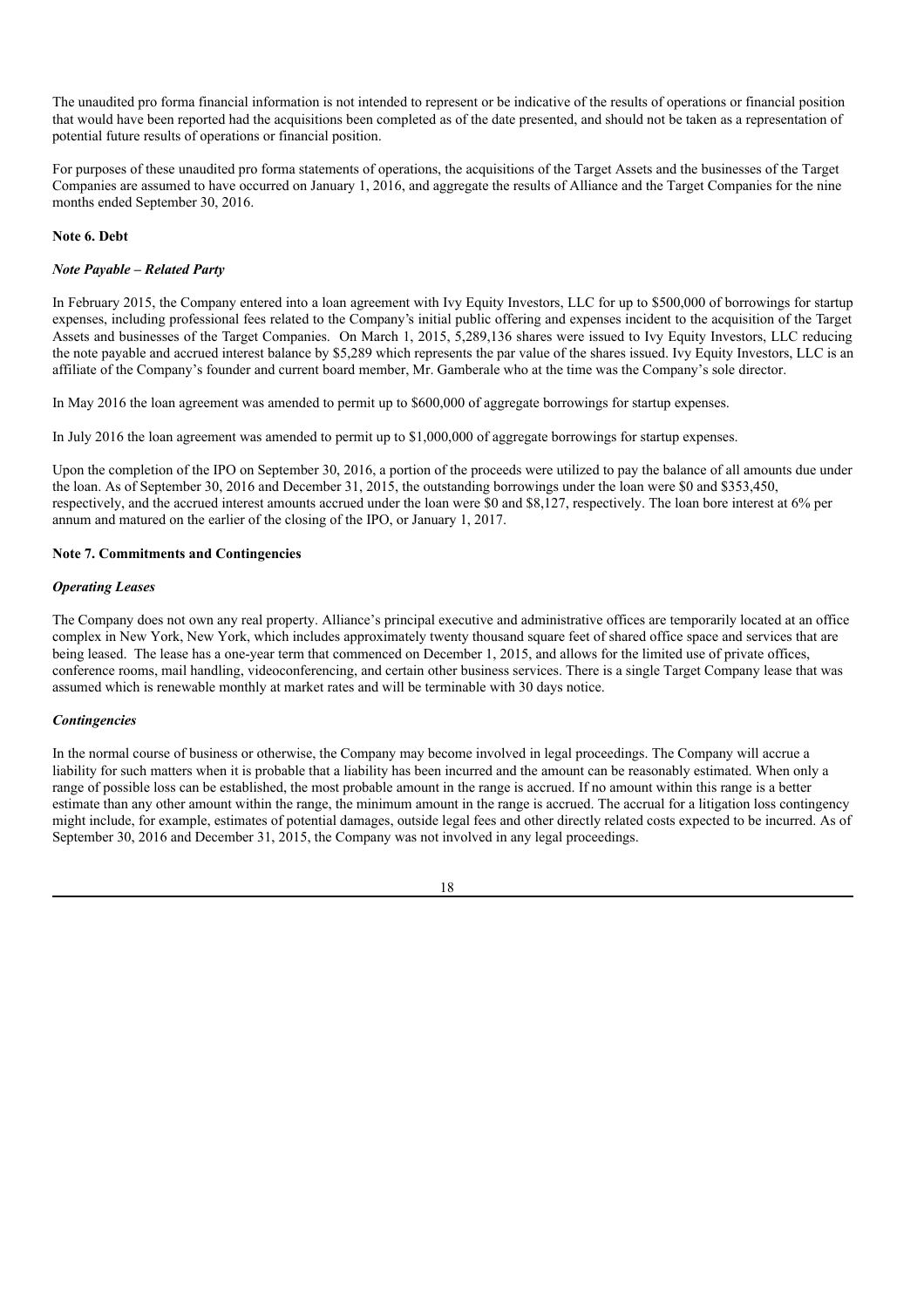The unaudited pro forma financial information is not intended to represent or be indicative of the results of operations or financial position that would have been reported had the acquisitions been completed as of the date presented, and should not be taken as a representation of potential future results of operations or financial position.

For purposes of these unaudited pro forma statements of operations, the acquisitions of the Target Assets and the businesses of the Target Companies are assumed to have occurred on January 1, 2016, and aggregate the results of Alliance and the Target Companies for the nine months ended September 30, 2016.

**Note 6. Debt**

***Note Payable – Related Party***

In February 2015, the Company entered into a loan agreement with Ivy Equity Investors, LLC for up to $500,000 of borrowings for startup expenses, including professional fees related to the Company's initial public offering and expenses incident to the acquisition of the Target Assets and businesses of the Target Companies. On March 1, 2015, 5,289,136 shares were issued to Ivy Equity Investors, LLC reducing the note payable and accrued interest balance by $5,289 which represents the par value of the shares issued. Ivy Equity Investors, LLC is an affiliate of the Company's founder and current board member, Mr. Gamberale who at the time was the Company's sole director.

In May 2016 the loan agreement was amended to permit up to $600,000 of aggregate borrowings for startup expenses.

In July 2016 the loan agreement was amended to permit up to $1,000,000 of aggregate borrowings for startup expenses.

Upon the completion of the IPO on September 30, 2016, a portion of the proceeds were utilized to pay the balance of all amounts due under the loan. As of September 30, 2016 and December 31, 2015, the outstanding borrowings under the loan were $0 and $353,450, respectively, and the accrued interest amounts accrued under the loan were $0 and $8,127, respectively. The loan bore interest at 6% per annum and matured on the earlier of the closing of the IPO, or January 1, 2017.

**Note 7. Commitments and Contingencies**

***Operating Leases***

The Company does not own any real property. Alliance's principal executive and administrative offices are temporarily located at an office complex in New York, New York, which includes approximately twenty thousand square feet of shared office space and services that are being leased. The lease has a one-year term that commenced on December 1, 2015, and allows for the limited use of private offices, conference rooms, mail handling, videoconferencing, and certain other business services. There is a single Target Company lease that was assumed which is renewable monthly at market rates and will be terminable with 30 days notice.

***Contingencies***

In the normal course of business or otherwise, the Company may become involved in legal proceedings. The Company will accrue a liability for such matters when it is probable that a liability has been incurred and the amount can be reasonably estimated. When only a range of possible loss can be established, the most probable amount in the range is accrued. If no amount within this range is a better estimate than any other amount within the range, the minimum amount in the range is accrued. The accrual for a litigation loss contingency might include, for example, estimates of potential damages, outside legal fees and other directly related costs expected to be incurred. As of September 30, 2016 and December 31, 2015, the Company was not involved in any legal proceedings.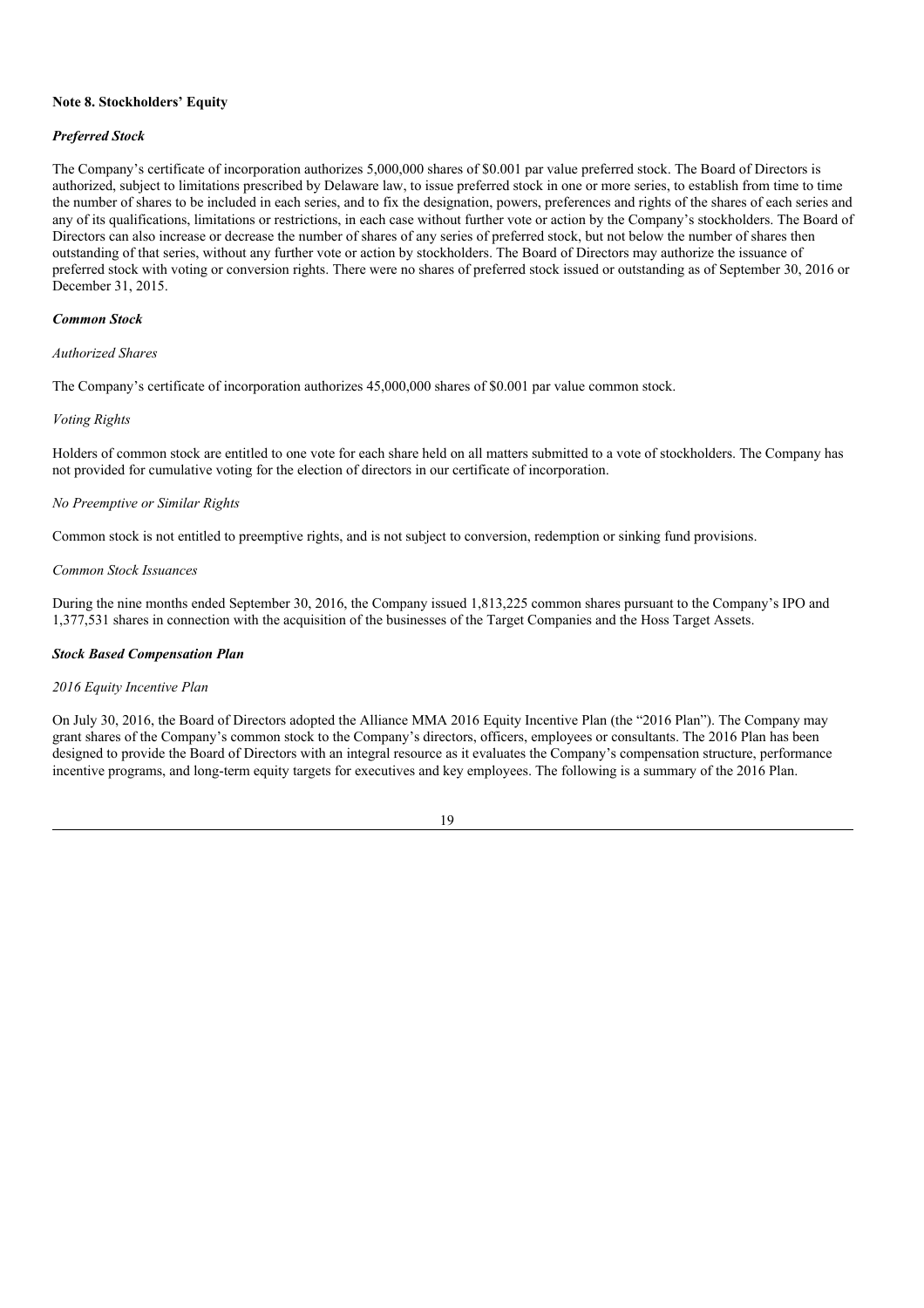**Note 8. Stockholders' Equity**

***Preferred Stock***

The Company's certificate of incorporation authorizes 5,000,000 shares of $0.001 par value preferred stock. The Board of Directors is authorized, subject to limitations prescribed by Delaware law, to issue preferred stock in one or more series, to establish from time to time the number of shares to be included in each series, and to fix the designation, powers, preferences and rights of the shares of each series and any of its qualifications, limitations or restrictions, in each case without further vote or action by the Company's stockholders. The Board of Directors can also increase or decrease the number of shares of any series of preferred stock, but not below the number of shares then outstanding of that series, without any further vote or action by stockholders. The Board of Directors may authorize the issuance of preferred stock with voting or conversion rights. There were no shares of preferred stock issued or outstanding as of September 30, 2016 or December 31, 2015.

***Common Stock***

*Authorized Shares*

The Company's certificate of incorporation authorizes 45,000,000 shares of $0.001 par value common stock.

*Voting Rights*

Holders of common stock are entitled to one vote for each share held on all matters submitted to a vote of stockholders. The Company has not provided for cumulative voting for the election of directors in our certificate of incorporation.

*No Preemptive or Similar Rights*

Common stock is not entitled to preemptive rights, and is not subject to conversion, redemption or sinking fund provisions.

*Common Stock Issuances*

During the nine months ended September 30, 2016, the Company issued 1,813,225 common shares pursuant to the Company's IPO and 1,377,531 shares in connection with the acquisition of the businesses of the Target Companies and the Hoss Target Assets.

***Stock Based Compensation Plan***

*2016 Equity Incentive Plan*

On July 30, 2016, the Board of Directors adopted the Alliance MMA 2016 Equity Incentive Plan (the "2016 Plan"). The Company may grant shares of the Company's common stock to the Company's directors, officers, employees or consultants. The 2016 Plan has been designed to provide the Board of Directors with an integral resource as it evaluates the Company's compensation structure, performance incentive programs, and long-term equity targets for executives and key employees. The following is a summary of the 2016 Plan.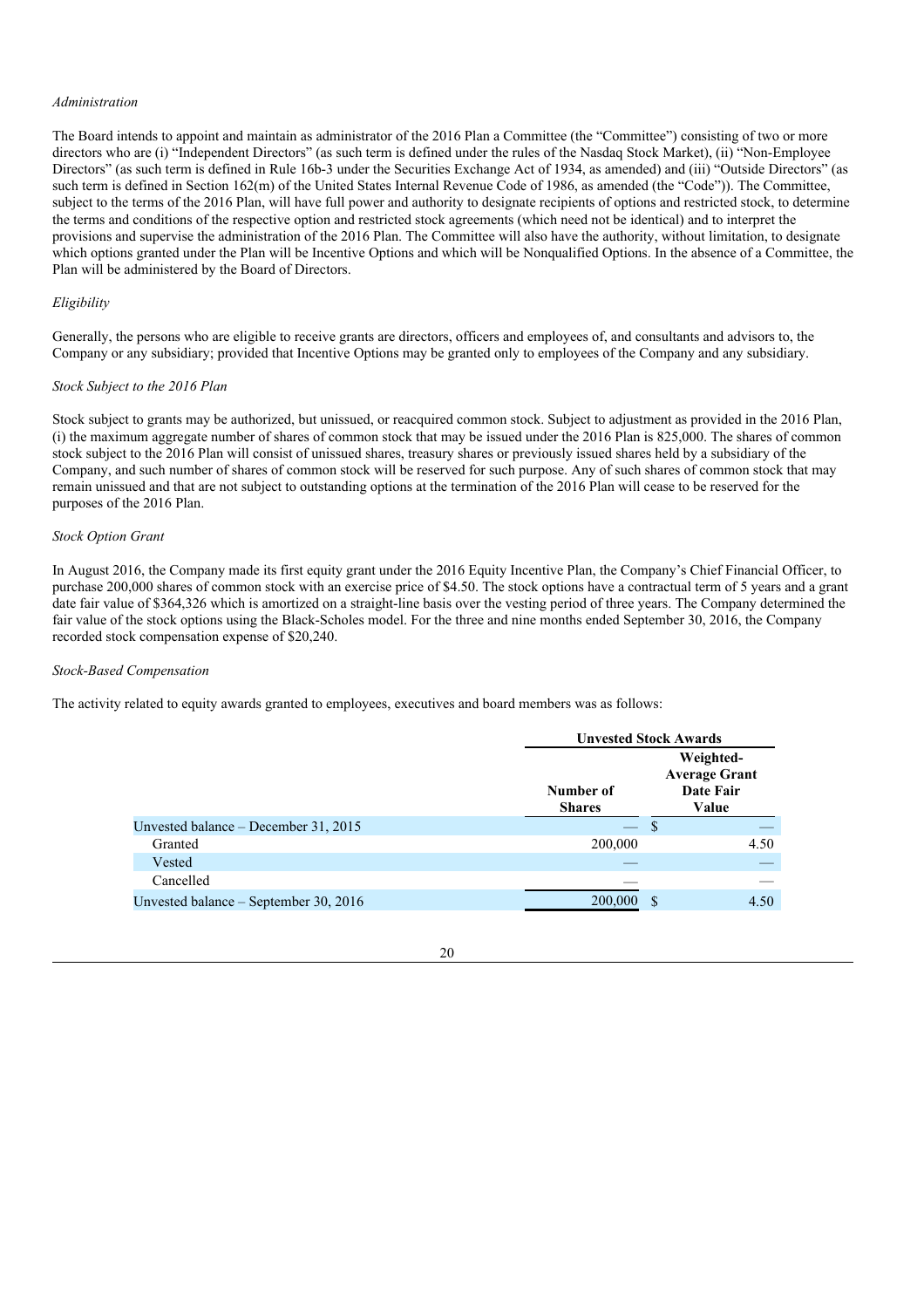*Administration*

The Board intends to appoint and maintain as administrator of the 2016 Plan a Committee (the "Committee") consisting of two or more directors who are (i) "Independent Directors" (as such term is defined under the rules of the Nasdaq Stock Market), (ii) "Non-Employee Directors" (as such term is defined in Rule 16b-3 under the Securities Exchange Act of 1934, as amended) and (iii) "Outside Directors" (as such term is defined in Section 162(m) of the United States Internal Revenue Code of 1986, as amended (the "Code")). The Committee, subject to the terms of the 2016 Plan, will have full power and authority to designate recipients of options and restricted stock, to determine the terms and conditions of the respective option and restricted stock agreements (which need not be identical) and to interpret the provisions and supervise the administration of the 2016 Plan. The Committee will also have the authority, without limitation, to designate which options granted under the Plan will be Incentive Options and which will be Nonqualified Options. In the absence of a Committee, the Plan will be administered by the Board of Directors.

*Eligibility*

Generally, the persons who are eligible to receive grants are directors, officers and employees of, and consultants and advisors to, the Company or any subsidiary; provided that Incentive Options may be granted only to employees of the Company and any subsidiary.

*Stock Subject to the 2016 Plan*

Stock subject to grants may be authorized, but unissued, or reacquired common stock. Subject to adjustment as provided in the 2016 Plan, (i) the maximum aggregate number of shares of common stock that may be issued under the 2016 Plan is 825,000. The shares of common stock subject to the 2016 Plan will consist of unissued shares, treasury shares or previously issued shares held by a subsidiary of the Company, and such number of shares of common stock will be reserved for such purpose. Any of such shares of common stock that may remain unissued and that are not subject to outstanding options at the termination of the 2016 Plan will cease to be reserved for the purposes of the 2016 Plan.

*Stock Option Grant*

In August 2016, the Company made its first equity grant under the 2016 Equity Incentive Plan, the Company's Chief Financial Officer, to purchase 200,000 shares of common stock with an exercise price of $4.50. The stock options have a contractual term of 5 years and a grant date fair value of $364,326 which is amortized on a straight-line basis over the vesting period of three years. The Company determined the fair value of the stock options using the Black-Scholes model. For the three and nine months ended September 30, 2016, the Company recorded stock compensation expense of $20,240.

*Stock-Based Compensation*

The activity related to equity awards granted to employees, executives and board members was as follows:

| | Unvested Stock Awards | |
|---|---|---|
| | Number of Shares | Weighted-Average Grant Date Fair Value |
| Unvested balance – December 31, 2015 | — | $ — |
| Granted | 200,000 | 4.50 |
| Vested | — | — |
| Cancelled | — | — |
| Unvested balance – September 30, 2016 | 200,000 | $ 4.50 |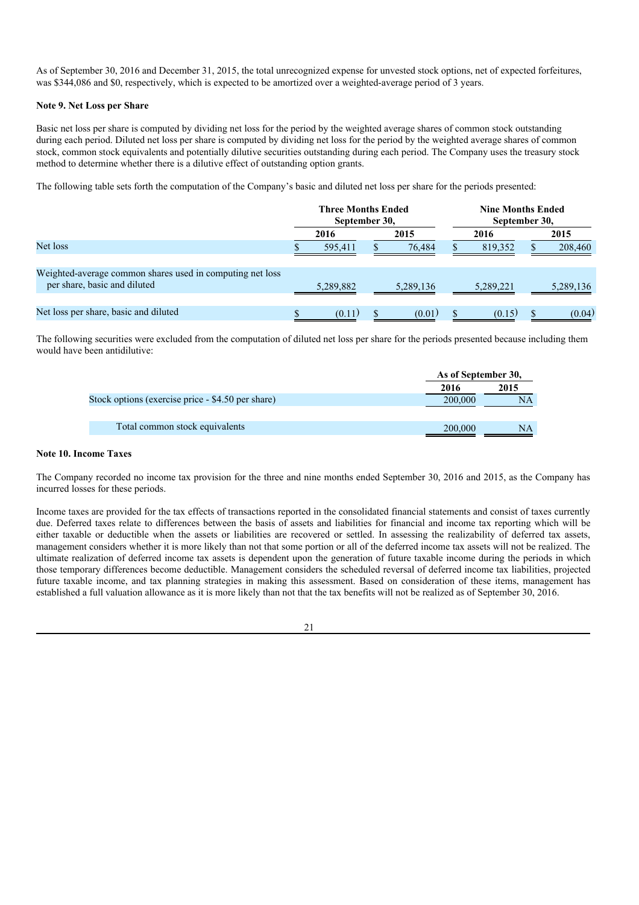As of September 30, 2016 and December 31, 2015, the total unrecognized expense for unvested stock options, net of expected forfeitures, was $344,086 and $0, respectively, which is expected to be amortized over a weighted-average period of 3 years.

**Note 9. Net Loss per Share**

Basic net loss per share is computed by dividing net loss for the period by the weighted average shares of common stock outstanding during each period. Diluted net loss per share is computed by dividing net loss for the period by the weighted average shares of common stock, common stock equivalents and potentially dilutive securities outstanding during each period. The Company uses the treasury stock method to determine whether there is a dilutive effect of outstanding option grants.

The following table sets forth the computation of the Company's basic and diluted net loss per share for the periods presented:

| | Three Months Ended September 30, | | Nine Months Ended September 30, | |
|---|---|---|---|---|
| | 2016 | 2015 | 2016 | 2015 |
| Net loss | $ 595,411 | $ 76,484 | $ 819,352 | $ 208,460 |
| Weighted-average common shares used in computing net loss per share, basic and diluted | 5,289,882 | 5,289,136 | 5,289,221 | 5,289,136 |
| Net loss per share, basic and diluted | $ (0.11) | $ (0.01) | $ (0.15) | $ (0.04) |

The following securities were excluded from the computation of diluted net loss per share for the periods presented because including them would have been antidilutive:

| | As of September 30, | |
|---|---|---|
| | 2016 | 2015 |
| Stock options (exercise price - $4.50 per share) | 200,000 | NA |
| Total common stock equivalents | 200,000 | NA |

**Note 10. Income Taxes**

The Company recorded no income tax provision for the three and nine months ended September 30, 2016 and 2015, as the Company has incurred losses for these periods.

Income taxes are provided for the tax effects of transactions reported in the consolidated financial statements and consist of taxes currently due. Deferred taxes relate to differences between the basis of assets and liabilities for financial and income tax reporting which will be either taxable or deductible when the assets or liabilities are recovered or settled. In assessing the realizability of deferred tax assets, management considers whether it is more likely than not that some portion or all of the deferred income tax assets will not be realized. The ultimate realization of deferred income tax assets is dependent upon the generation of future taxable income during the periods in which those temporary differences become deductible. Management considers the scheduled reversal of deferred income tax liabilities, projected future taxable income, and tax planning strategies in making this assessment. Based on consideration of these items, management has established a full valuation allowance as it is more likely than not that the tax benefits will not be realized as of September 30, 2016.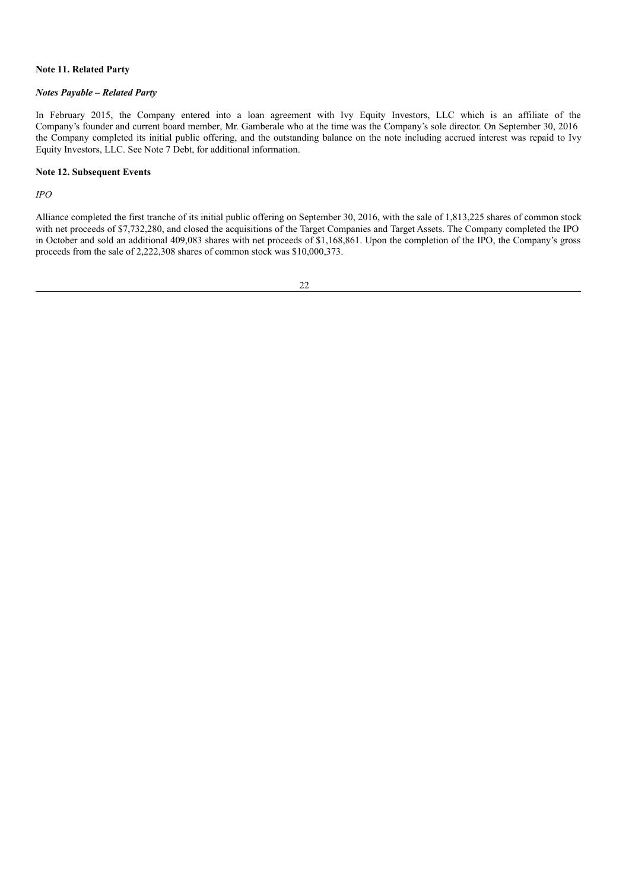**Note 11. Related Party**

***Notes Payable – Related Party***

In February 2015, the Company entered into a loan agreement with Ivy Equity Investors, LLC which is an affiliate of the Company's founder and current board member, Mr. Gamberale who at the time was the Company's sole director. On September 30, 2016 the Company completed its initial public offering, and the outstanding balance on the note including accrued interest was repaid to Ivy Equity Investors, LLC. See Note 7 Debt, for additional information.

**Note 12. Subsequent Events**

*IPO*

Alliance completed the first tranche of its initial public offering on September 30, 2016, with the sale of 1,813,225 shares of common stock with net proceeds of $7,732,280, and closed the acquisitions of the Target Companies and Target Assets. The Company completed the IPO in October and sold an additional 409,083 shares with net proceeds of $1,168,861. Upon the completion of the IPO, the Company's gross proceeds from the sale of 2,222,308 shares of common stock was $10,000,373.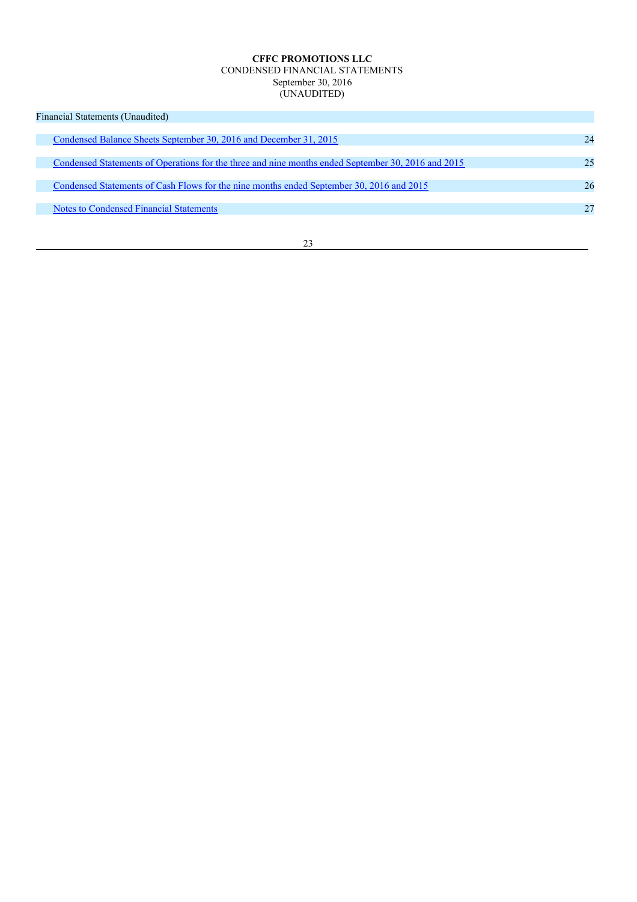**CFFC PROMOTIONS LLC**
CONDENSED FINANCIAL STATEMENTS
September 30, 2016
(UNAUDITED)

| Financial Statements (Unaudited) | |
|---|---|
| Condensed Balance Sheets September 30, 2016 and December 31, 2015 | 24 |
| Condensed Statements of Operations for the three and nine months ended September 30, 2016 and 2015 | 25 |
| Condensed Statements of Cash Flows for the nine months ended September 30, 2016 and 2015 | 26 |
| Notes to Condensed Financial Statements | 27 |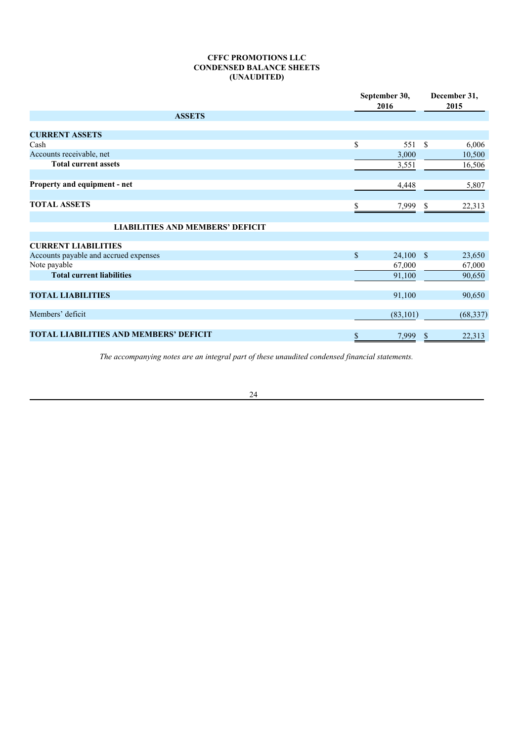# CFFC PROMOTIONS LLC
## CONDENSED BALANCE SHEETS
## (UNAUDITED)

| | September 30, 2016 | December 31, 2015 |
|---|---|---|
| **ASSETS** | | |
| **CURRENT ASSETS** | | |
| Cash | $ 551 | $ 6,006 |
| Accounts receivable, net | 3,000 | 10,500 |
| **Total current assets** | 3,551 | 16,506 |
| **Property and equipment - net** | 4,448 | 5,807 |
| **TOTAL ASSETS** | $ 7,999 | $ 22,313 |
| **LIABILITIES AND MEMBERS' DEFICIT** | | |
| **CURRENT LIABILITIES** | | |
| Accounts payable and accrued expenses | $ 24,100 | $ 23,650 |
| Note payable | 67,000 | 67,000 |
| **Total current liabilities** | 91,100 | 90,650 |
| **TOTAL LIABILITIES** | 91,100 | 90,650 |
| Members' deficit | (83,101) | (68,337) |
| **TOTAL LIABILITIES AND MEMBERS' DEFICIT** | $ 7,999 | $ 22,313 |

*The accompanying notes are an integral part of these unaudited condensed financial statements.*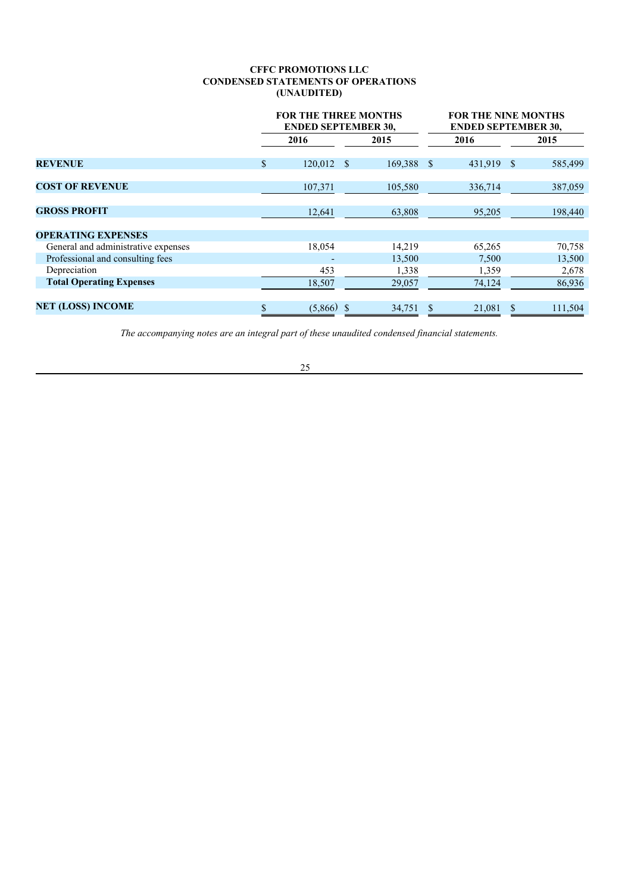**CFFC PROMOTIONS LLC**
**CONDENSED STATEMENTS OF OPERATIONS**
**(UNAUDITED)**

| | FOR THE THREE MONTHS ENDED SEPTEMBER 30, | | FOR THE NINE MONTHS ENDED SEPTEMBER 30, | |
|---|---|---|---|---|
| | 2016 | 2015 | 2016 | 2015 |
| **REVENUE** | $ 120,012 | $ 169,388 | $ 431,919 | $ 585,499 |
| **COST OF REVENUE** | 107,371 | 105,580 | 336,714 | 387,059 |
| **GROSS PROFIT** | 12,641 | 63,808 | 95,205 | 198,440 |
| **OPERATING EXPENSES** | | | | |
| General and administrative expenses | 18,054 | 14,219 | 65,265 | 70,758 |
| Professional and consulting fees | - | 13,500 | 7,500 | 13,500 |
| Depreciation | 453 | 1,338 | 1,359 | 2,678 |
| **Total Operating Expenses** | 18,507 | 29,057 | 74,124 | 86,936 |
| **NET (LOSS) INCOME** | $ (5,866) | $ 34,751 | $ 21,081 | $ 111,504 |

*The accompanying notes are an integral part of these unaudited condensed financial statements.*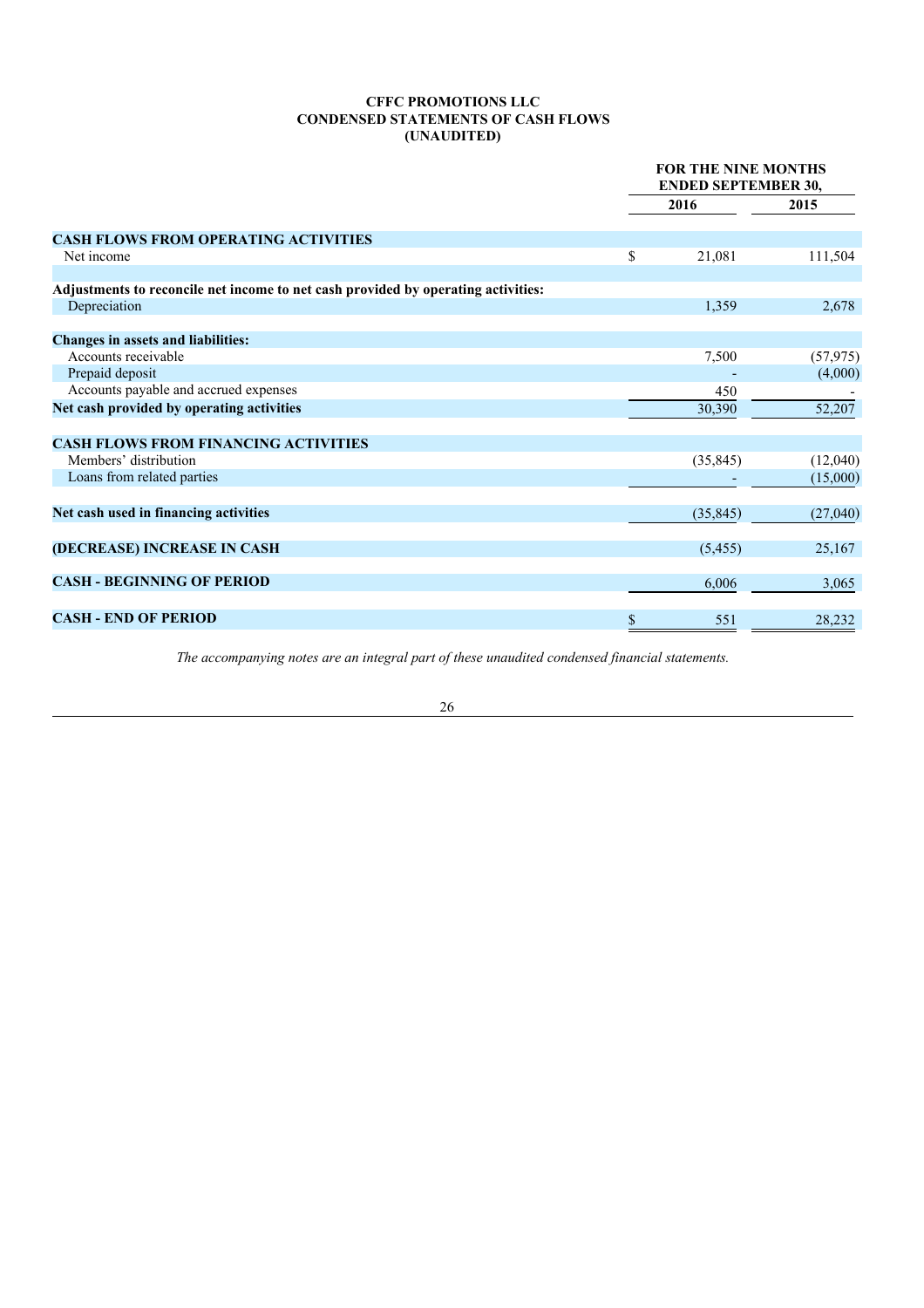**CFFC PROMOTIONS LLC**
**CONDENSED STATEMENTS OF CASH FLOWS**
**(UNAUDITED)**

| | FOR THE NINE MONTHS ENDED SEPTEMBER 30, | |
|---|---|---|
| | 2016 | 2015 |
| **CASH FLOWS FROM OPERATING ACTIVITIES** | | |
| Net income | $ 21,081 | 111,504 |
| **Adjustments to reconcile net income to net cash provided by operating activities:** | | |
| Depreciation | 1,359 | 2,678 |
| **Changes in assets and liabilities:** | | |
| Accounts receivable | 7,500 | (57,975) |
| Prepaid deposit | - | (4,000) |
| Accounts payable and accrued expenses | 450 | - |
| **Net cash provided by operating activities** | 30,390 | 52,207 |
| **CASH FLOWS FROM FINANCING ACTIVITIES** | | |
| Members' distribution | (35,845) | (12,040) |
| Loans from related parties | - | (15,000) |
| **Net cash used in financing activities** | (35,845) | (27,040) |
| **(DECREASE) INCREASE IN CASH** | (5,455) | 25,167 |
| **CASH - BEGINNING OF PERIOD** | 6,006 | 3,065 |
| **CASH - END OF PERIOD** | $ 551 | 28,232 |

*The accompanying notes are an integral part of these unaudited condensed financial statements.*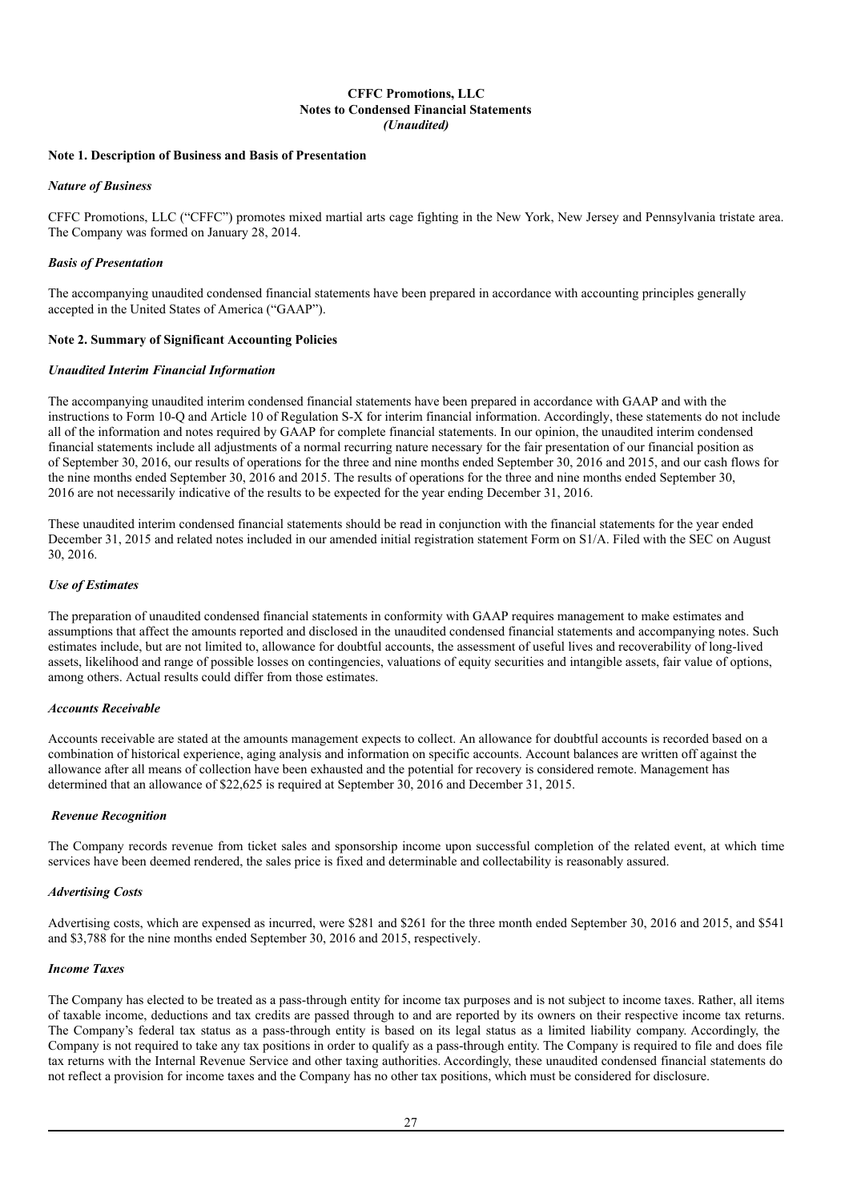**CFFC Promotions, LLC**
**Notes to Condensed Financial Statements**
***(Unaudited)***

**Note 1. Description of Business and Basis of Presentation**

***Nature of Business***

CFFC Promotions, LLC ("CFFC") promotes mixed martial arts cage fighting in the New York, New Jersey and Pennsylvania tristate area. The Company was formed on January 28, 2014.

***Basis of Presentation***

The accompanying unaudited condensed financial statements have been prepared in accordance with accounting principles generally accepted in the United States of America ("GAAP").

**Note 2. Summary of Significant Accounting Policies**

***Unaudited Interim Financial Information***

The accompanying unaudited interim condensed financial statements have been prepared in accordance with GAAP and with the instructions to Form 10-Q and Article 10 of Regulation S-X for interim financial information. Accordingly, these statements do not include all of the information and notes required by GAAP for complete financial statements. In our opinion, the unaudited interim condensed financial statements include all adjustments of a normal recurring nature necessary for the fair presentation of our financial position as of September 30, 2016, our results of operations for the three and nine months ended September 30, 2016 and 2015, and our cash flows for the nine months ended September 30, 2016 and 2015. The results of operations for the three and nine months ended September 30, 2016 are not necessarily indicative of the results to be expected for the year ending December 31, 2016.

These unaudited interim condensed financial statements should be read in conjunction with the financial statements for the year ended December 31, 2015 and related notes included in our amended initial registration statement Form on S1/A. Filed with the SEC on August 30, 2016.

***Use of Estimates***

The preparation of unaudited condensed financial statements in conformity with GAAP requires management to make estimates and assumptions that affect the amounts reported and disclosed in the unaudited condensed financial statements and accompanying notes. Such estimates include, but are not limited to, allowance for doubtful accounts, the assessment of useful lives and recoverability of long-lived assets, likelihood and range of possible losses on contingencies, valuations of equity securities and intangible assets, fair value of options, among others. Actual results could differ from those estimates.

***Accounts Receivable***

Accounts receivable are stated at the amounts management expects to collect. An allowance for doubtful accounts is recorded based on a combination of historical experience, aging analysis and information on specific accounts. Account balances are written off against the allowance after all means of collection have been exhausted and the potential for recovery is considered remote. Management has determined that an allowance of $22,625 is required at September 30, 2016 and December 31, 2015.

***Revenue Recognition***

The Company records revenue from ticket sales and sponsorship income upon successful completion of the related event, at which time services have been deemed rendered, the sales price is fixed and determinable and collectability is reasonably assured.

***Advertising Costs***

Advertising costs, which are expensed as incurred, were $281 and $261 for the three month ended September 30, 2016 and 2015, and $541 and $3,788 for the nine months ended September 30, 2016 and 2015, respectively.

***Income Taxes***

The Company has elected to be treated as a pass-through entity for income tax purposes and is not subject to income taxes. Rather, all items of taxable income, deductions and tax credits are passed through to and are reported by its owners on their respective income tax returns. The Company's federal tax status as a pass-through entity is based on its legal status as a limited liability company. Accordingly, the Company is not required to take any tax positions in order to qualify as a pass-through entity. The Company is required to file and does file tax returns with the Internal Revenue Service and other taxing authorities. Accordingly, these unaudited condensed financial statements do not reflect a provision for income taxes and the Company has no other tax positions, which must be considered for disclosure.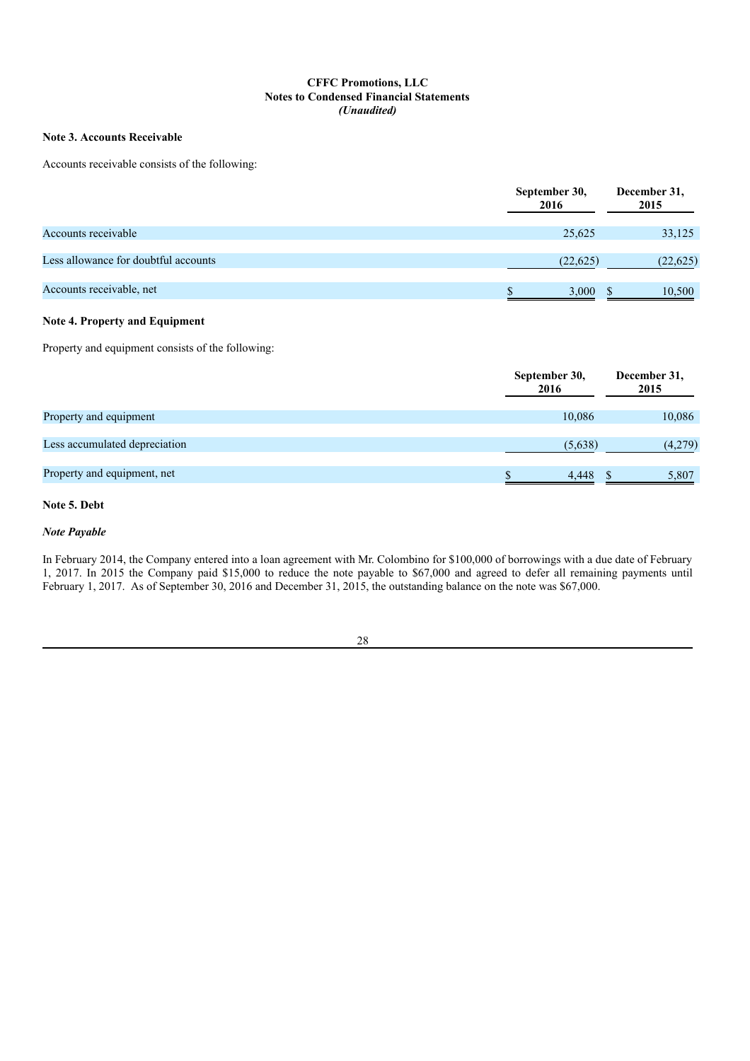**CFFC Promotions, LLC**
**Notes to Condensed Financial Statements**
***(Unaudited)***

**Note 3. Accounts Receivable**

Accounts receivable consists of the following:

| | September 30, 2016 | December 31, 2015 |
|---|---|---|
| Accounts receivable | 25,625 | 33,125 |
| Less allowance for doubtful accounts | (22,625) | (22,625) |
| Accounts receivable, net | $ 3,000 | $ 10,500 |

**Note 4. Property and Equipment**

Property and equipment consists of the following:

| | September 30, 2016 | December 31, 2015 |
|---|---|---|
| Property and equipment | 10,086 | 10,086 |
| Less accumulated depreciation | (5,638) | (4,279) |
| Property and equipment, net | $ 4,448 | $ 5,807 |

**Note 5. Debt**

***Note Payable***

In February 2014, the Company entered into a loan agreement with Mr. Colombino for $100,000 of borrowings with a due date of February 1, 2017. In 2015 the Company paid $15,000 to reduce the note payable to $67,000 and agreed to defer all remaining payments until February 1, 2017. As of September 30, 2016 and December 31, 2015, the outstanding balance on the note was $67,000.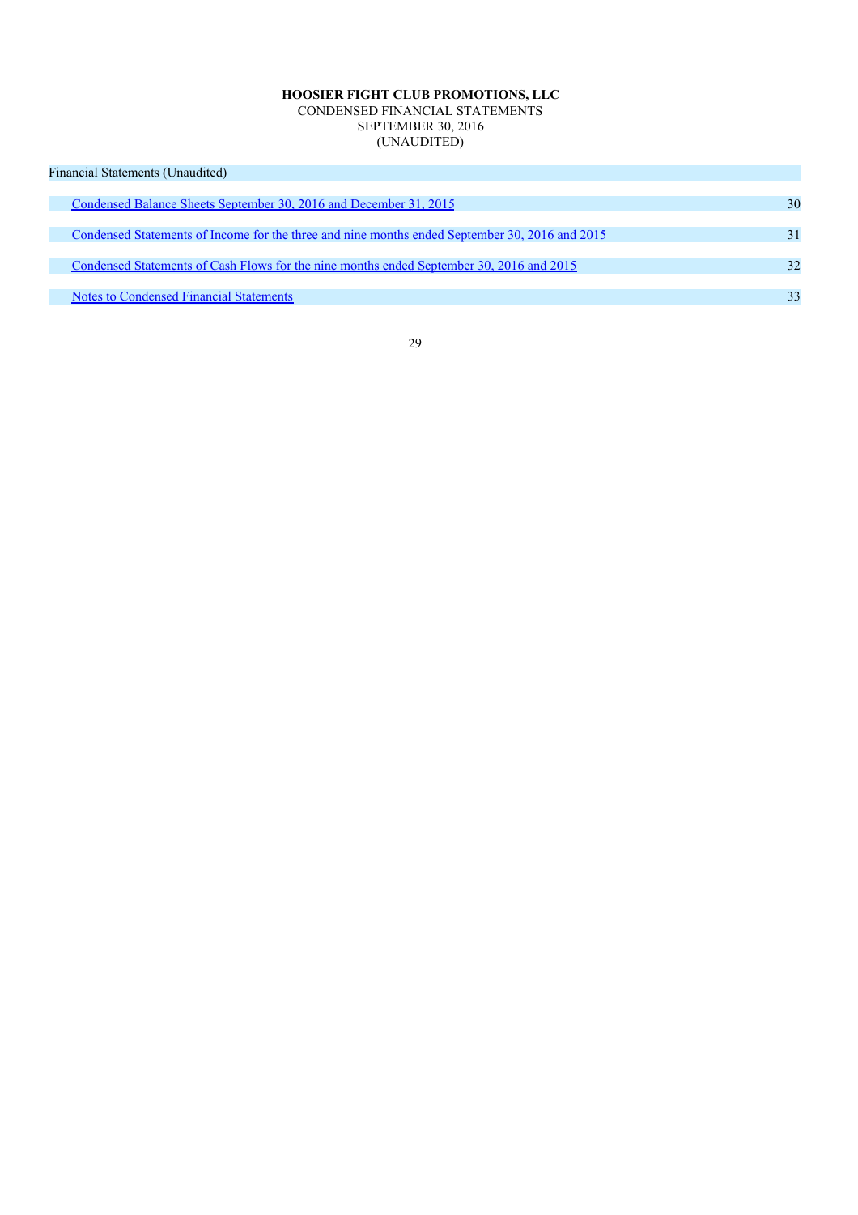**HOOSIER FIGHT CLUB PROMOTIONS, LLC**
CONDENSED FINANCIAL STATEMENTS
SEPTEMBER 30, 2016
(UNAUDITED)

| Financial Statements (Unaudited) | |
|---|---|
| Condensed Balance Sheets September 30, 2016 and December 31, 2015 | 30 |
| Condensed Statements of Income for the three and nine months ended September 30, 2016 and 2015 | 31 |
| Condensed Statements of Cash Flows for the nine months ended September 30, 2016 and 2015 | 32 |
| Notes to Condensed Financial Statements | 33 |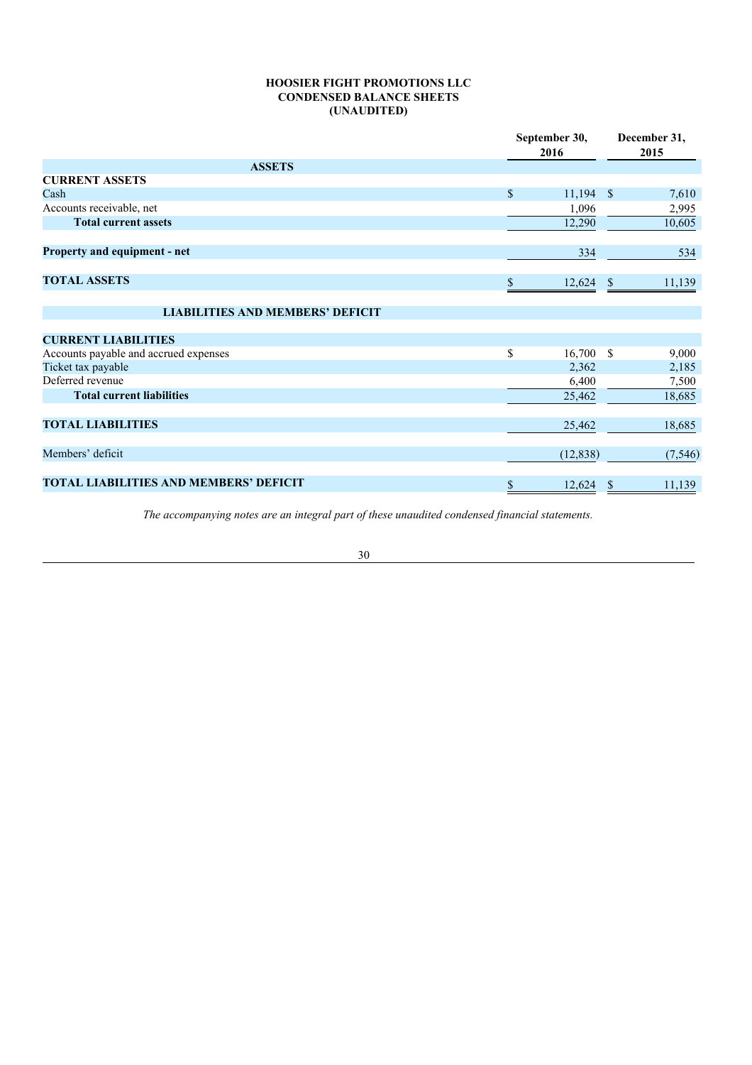**HOOSIER FIGHT PROMOTIONS LLC**
**CONDENSED BALANCE SHEETS**
**(UNAUDITED)**

| | September 30, 2016 | December 31, 2015 |
|---|---|---|
| **ASSETS** | | |
| **CURRENT ASSETS** | | |
| Cash | $ 11,194 | $ 7,610 |
| Accounts receivable, net | 1,096 | 2,995 |
| **Total current assets** | 12,290 | 10,605 |
| | | |
| **Property and equipment - net** | 334 | 534 |
| | | |
| **TOTAL ASSETS** | $ 12,624 | $ 11,139 |
| | | |
| **LIABILITIES AND MEMBERS' DEFICIT** | | |
| | | |
| **CURRENT LIABILITIES** | | |
| Accounts payable and accrued expenses | $ 16,700 | $ 9,000 |
| Ticket tax payable | 2,362 | 2,185 |
| Deferred revenue | 6,400 | 7,500 |
| **Total current liabilities** | 25,462 | 18,685 |
| | | |
| **TOTAL LIABILITIES** | 25,462 | 18,685 |
| | | |
| Members' deficit | (12,838) | (7,546) |
| | | |
| **TOTAL LIABILITIES AND MEMBERS' DEFICIT** | $ 12,624 | $ 11,139 |

*The accompanying notes are an integral part of these unaudited condensed financial statements.*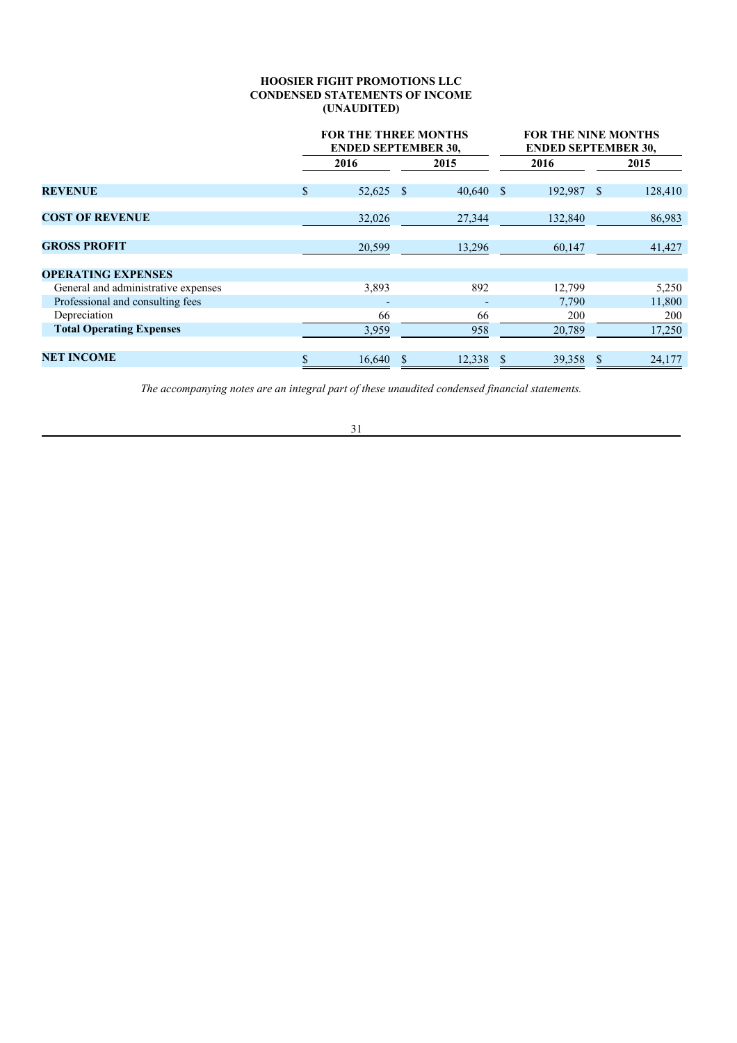**HOOSIER FIGHT PROMOTIONS LLC**
**CONDENSED STATEMENTS OF INCOME**
**(UNAUDITED)**

| | FOR THE THREE MONTHS ENDED SEPTEMBER 30, | | FOR THE NINE MONTHS ENDED SEPTEMBER 30, | |
|---|---|---|---|---|
| | 2016 | 2015 | 2016 | 2015 |
| **REVENUE** | $ 52,625 | $ 40,640 | $ 192,987 | $ 128,410 |
| **COST OF REVENUE** | 32,026 | 27,344 | 132,840 | 86,983 |
| **GROSS PROFIT** | 20,599 | 13,296 | 60,147 | 41,427 |
| **OPERATING EXPENSES** | | | | |
| General and administrative expenses | 3,893 | 892 | 12,799 | 5,250 |
| Professional and consulting fees | - | - | 7,790 | 11,800 |
| Depreciation | 66 | 66 | 200 | 200 |
| **Total Operating Expenses** | 3,959 | 958 | 20,789 | 17,250 |
| **NET INCOME** | $ 16,640 | $ 12,338 | $ 39,358 | $ 24,177 |

*The accompanying notes are an integral part of these unaudited condensed financial statements.*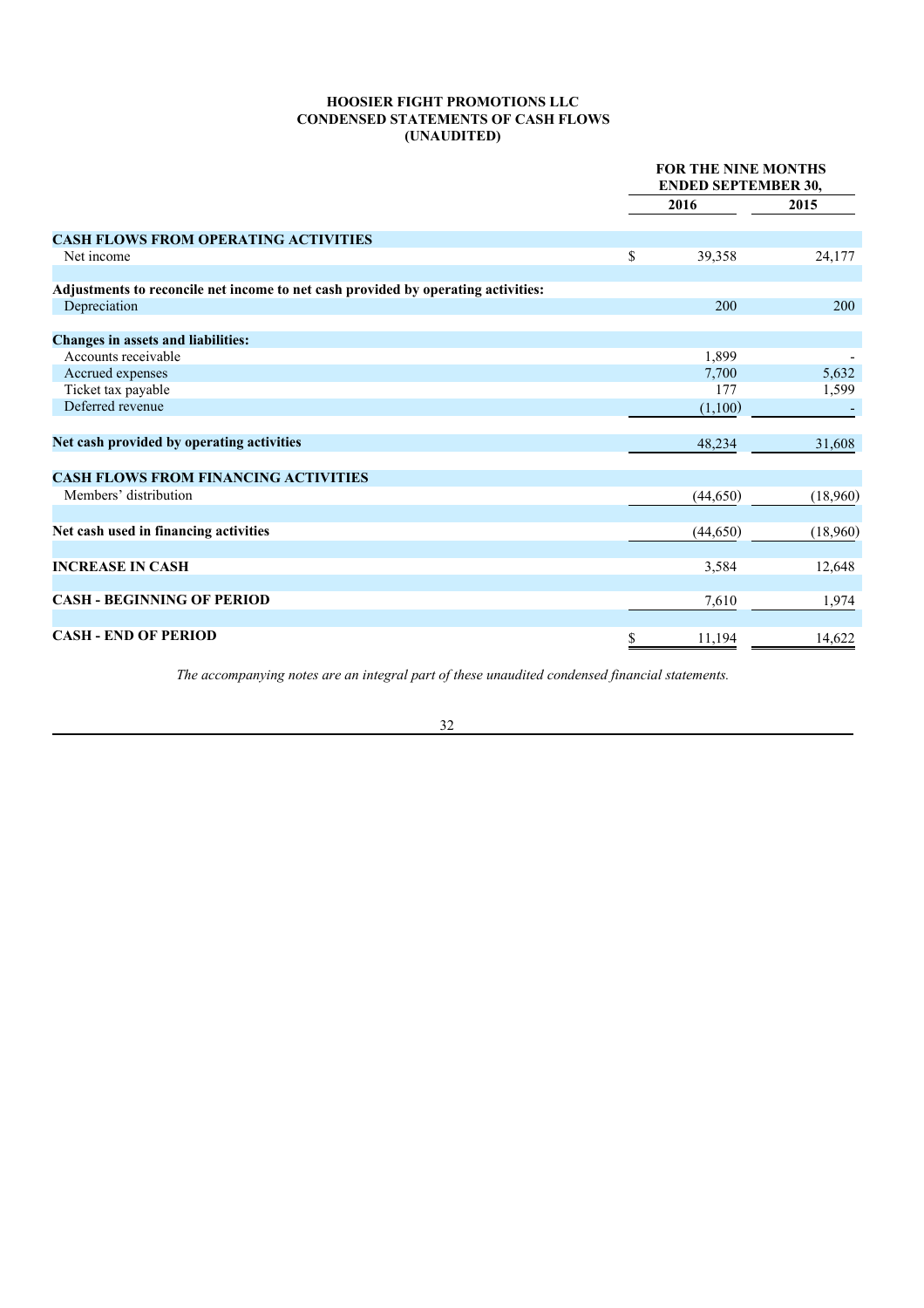**HOOSIER FIGHT PROMOTIONS LLC**
**CONDENSED STATEMENTS OF CASH FLOWS**
**(UNAUDITED)**

| | FOR THE NINE MONTHS ENDED SEPTEMBER 30, | |
|---|---|---|
| | **2016** | **2015** |
| **CASH FLOWS FROM OPERATING ACTIVITIES** | | |
| Net income | $ 39,358 | 24,177 |
| **Adjustments to reconcile net income to net cash provided by operating activities:** | | |
| Depreciation | 200 | 200 |
| **Changes in assets and liabilities:** | | |
| Accounts receivable | 1,899 | - |
| Accrued expenses | 7,700 | 5,632 |
| Ticket tax payable | 177 | 1,599 |
| Deferred revenue | (1,100) | - |
| **Net cash provided by operating activities** | 48,234 | 31,608 |
| **CASH FLOWS FROM FINANCING ACTIVITIES** | | |
| Members' distribution | (44,650) | (18,960) |
| **Net cash used in financing activities** | (44,650) | (18,960) |
| **INCREASE IN CASH** | 3,584 | 12,648 |
| **CASH - BEGINNING OF PERIOD** | 7,610 | 1,974 |
| **CASH - END OF PERIOD** | $ 11,194 | 14,622 |

*The accompanying notes are an integral part of these unaudited condensed financial statements.*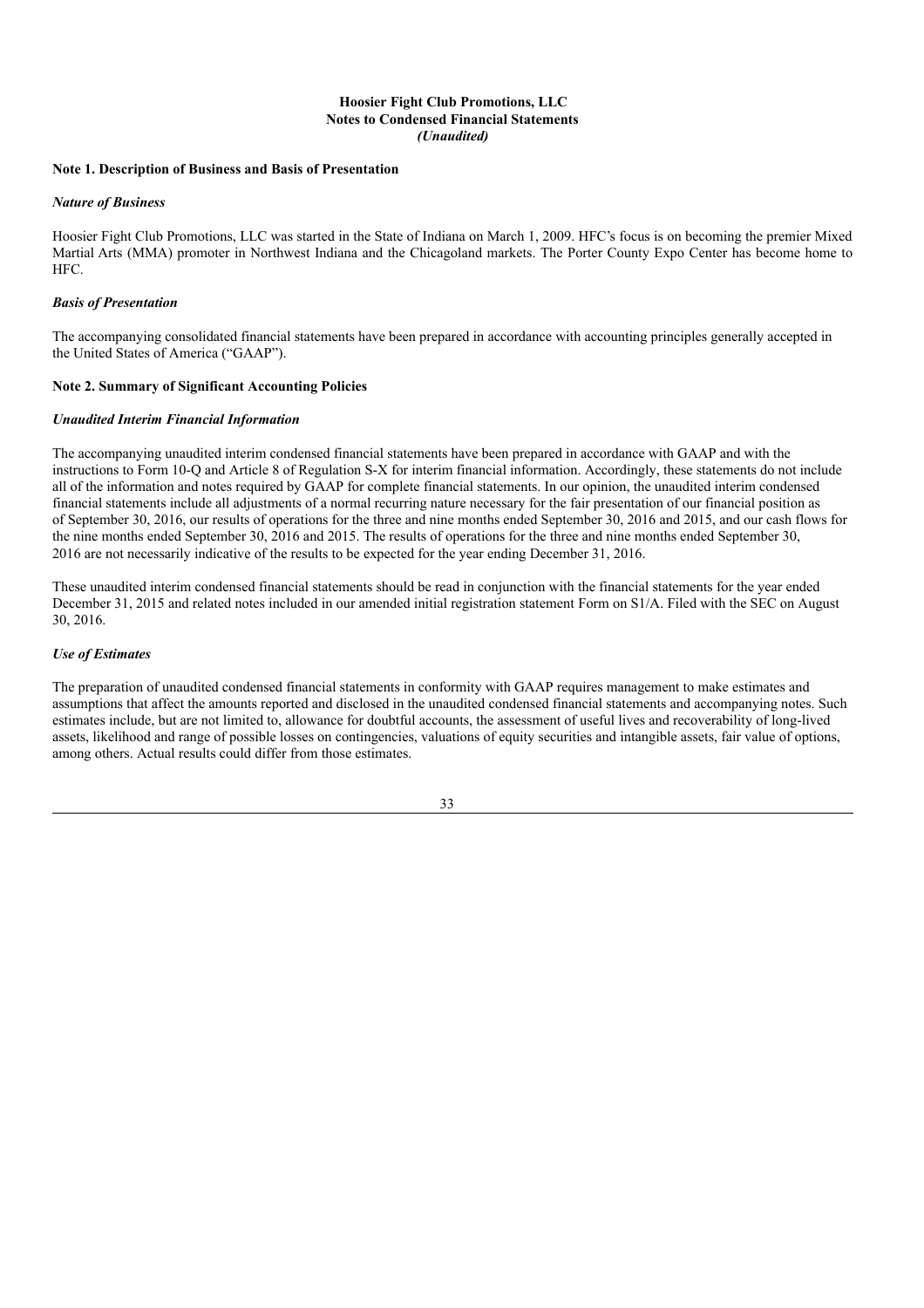**Hoosier Fight Club Promotions, LLC**
**Notes to Condensed Financial Statements**
***(Unaudited)***

**Note 1. Description of Business and Basis of Presentation**

***Nature of Business***

Hoosier Fight Club Promotions, LLC was started in the State of Indiana on March 1, 2009. HFC's focus is on becoming the premier Mixed Martial Arts (MMA) promoter in Northwest Indiana and the Chicagoland markets. The Porter County Expo Center has become home to HFC.

***Basis of Presentation***

The accompanying consolidated financial statements have been prepared in accordance with accounting principles generally accepted in the United States of America ("GAAP").

**Note 2. Summary of Significant Accounting Policies**

***Unaudited Interim Financial Information***

The accompanying unaudited interim condensed financial statements have been prepared in accordance with GAAP and with the instructions to Form 10-Q and Article 8 of Regulation S-X for interim financial information. Accordingly, these statements do not include all of the information and notes required by GAAP for complete financial statements. In our opinion, the unaudited interim condensed financial statements include all adjustments of a normal recurring nature necessary for the fair presentation of our financial position as of September 30, 2016, our results of operations for the three and nine months ended September 30, 2016 and 2015, and our cash flows for the nine months ended September 30, 2016 and 2015. The results of operations for the three and nine months ended September 30, 2016 are not necessarily indicative of the results to be expected for the year ending December 31, 2016.

These unaudited interim condensed financial statements should be read in conjunction with the financial statements for the year ended December 31, 2015 and related notes included in our amended initial registration statement Form on S1/A. Filed with the SEC on August 30, 2016.

***Use of Estimates***

The preparation of unaudited condensed financial statements in conformity with GAAP requires management to make estimates and assumptions that affect the amounts reported and disclosed in the unaudited condensed financial statements and accompanying notes. Such estimates include, but are not limited to, allowance for doubtful accounts, the assessment of useful lives and recoverability of long-lived assets, likelihood and range of possible losses on contingencies, valuations of equity securities and intangible assets, fair value of options, among others. Actual results could differ from those estimates.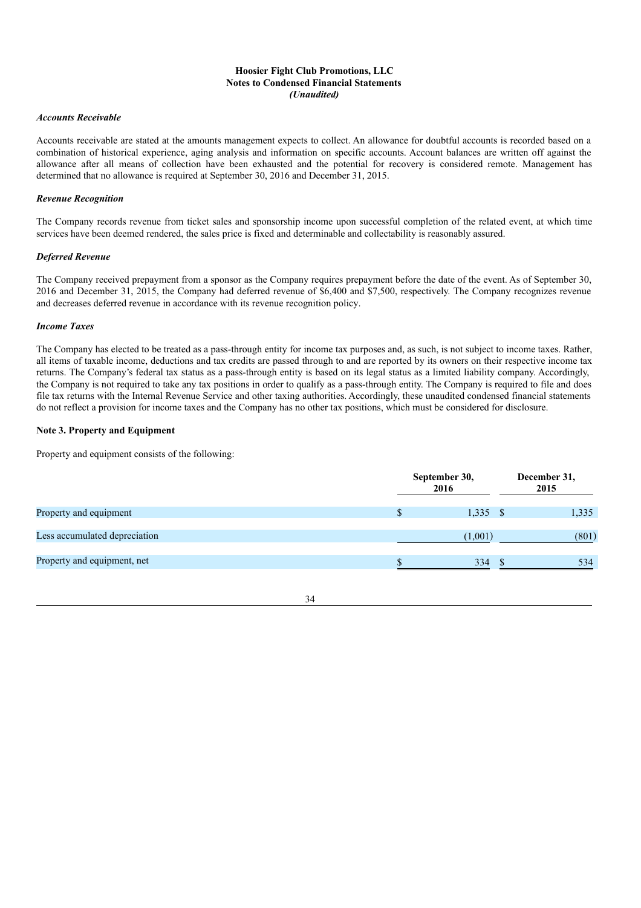# Hoosier Fight Club Promotions, LLC
## Notes to Condensed Financial Statements
### *(Unaudited)*

***Accounts Receivable***

Accounts receivable are stated at the amounts management expects to collect. An allowance for doubtful accounts is recorded based on a combination of historical experience, aging analysis and information on specific accounts. Account balances are written off against the allowance after all means of collection have been exhausted and the potential for recovery is considered remote. Management has determined that no allowance is required at September 30, 2016 and December 31, 2015.

***Revenue Recognition***

The Company records revenue from ticket sales and sponsorship income upon successful completion of the related event, at which time services have been deemed rendered, the sales price is fixed and determinable and collectability is reasonably assured.

***Deferred Revenue***

The Company received prepayment from a sponsor as the Company requires prepayment before the date of the event. As of September 30, 2016 and December 31, 2015, the Company had deferred revenue of $6,400 and $7,500, respectively. The Company recognizes revenue and decreases deferred revenue in accordance with its revenue recognition policy.

***Income Taxes***

The Company has elected to be treated as a pass-through entity for income tax purposes and, as such, is not subject to income taxes. Rather, all items of taxable income, deductions and tax credits are passed through to and are reported by its owners on their respective income tax returns. The Company's federal tax status as a pass-through entity is based on its legal status as a limited liability company. Accordingly, the Company is not required to take any tax positions in order to qualify as a pass-through entity. The Company is required to file and does file tax returns with the Internal Revenue Service and other taxing authorities. Accordingly, these unaudited condensed financial statements do not reflect a provision for income taxes and the Company has no other tax positions, which must be considered for disclosure.

**Note 3. Property and Equipment**

Property and equipment consists of the following:

| | September 30, 2016 | December 31, 2015 |
|---|---|---|
| Property and equipment | $ 1,335 | $ 1,335 |
| Less accumulated depreciation | (1,001) | (801) |
| Property and equipment, net | $ 334 | $ 534 |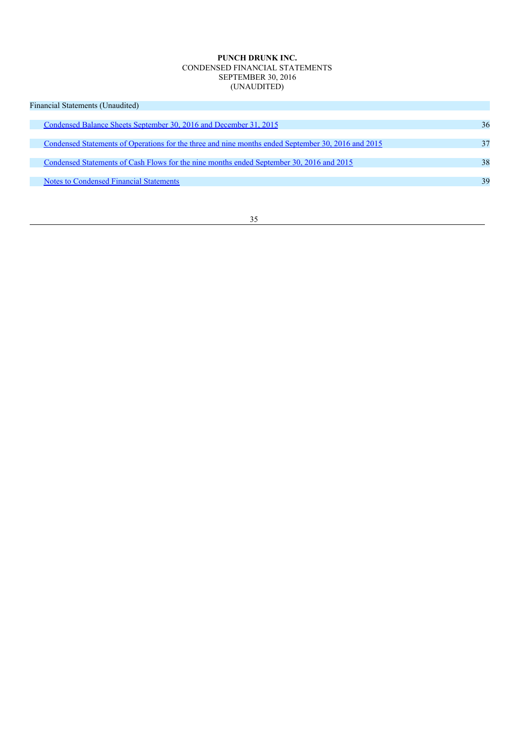**PUNCH DRUNK INC.**
CONDENSED FINANCIAL STATEMENTS
SEPTEMBER 30, 2016
(UNAUDITED)

| Financial Statements (Unaudited) | |
|---|---|
| Condensed Balance Sheets September 30, 2016 and December 31, 2015 | 36 |
| Condensed Statements of Operations for the three and nine months ended September 30, 2016 and 2015 | 37 |
| Condensed Statements of Cash Flows for the nine months ended September 30, 2016 and 2015 | 38 |
| Notes to Condensed Financial Statements | 39 |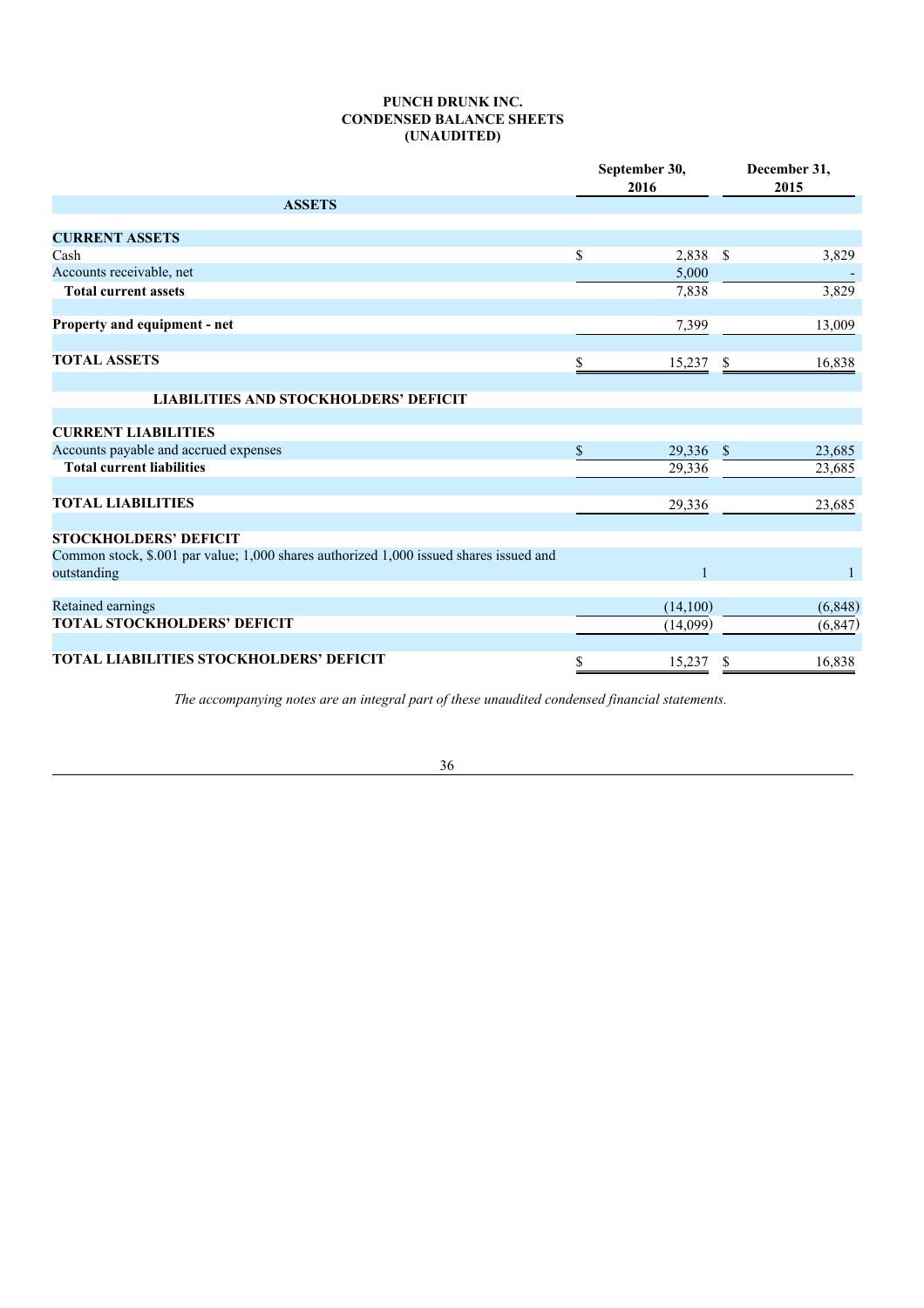**PUNCH DRUNK INC.**
**CONDENSED BALANCE SHEETS**
**(UNAUDITED)**

| | September 30, 2016 | December 31, 2015 |
|---|---|---|
| **ASSETS** | | |
| **CURRENT ASSETS** | | |
| Cash | $ 2,838 | $ 3,829 |
| Accounts receivable, net | 5,000 | - |
| **Total current assets** | 7,838 | 3,829 |
| **Property and equipment - net** | 7,399 | 13,009 |
| **TOTAL ASSETS** | $ 15,237 | $ 16,838 |
| **LIABILITIES AND STOCKHOLDERS' DEFICIT** | | |
| **CURRENT LIABILITIES** | | |
| Accounts payable and accrued expenses | $ 29,336 | $ 23,685 |
| **Total current liabilities** | 29,336 | 23,685 |
| **TOTAL LIABILITIES** | 29,336 | 23,685 |
| **STOCKHOLDERS' DEFICIT** | | |
| Common stock, $.001 par value; 1,000 shares authorized 1,000 issued shares issued and outstanding | 1 | 1 |
| Retained earnings | (14,100) | (6,848) |
| **TOTAL STOCKHOLDERS' DEFICIT** | (14,099) | (6,847) |
| **TOTAL LIABILITIES STOCKHOLDERS' DEFICIT** | $ 15,237 | $ 16,838 |

*The accompanying notes are an integral part of these unaudited condensed financial statements.*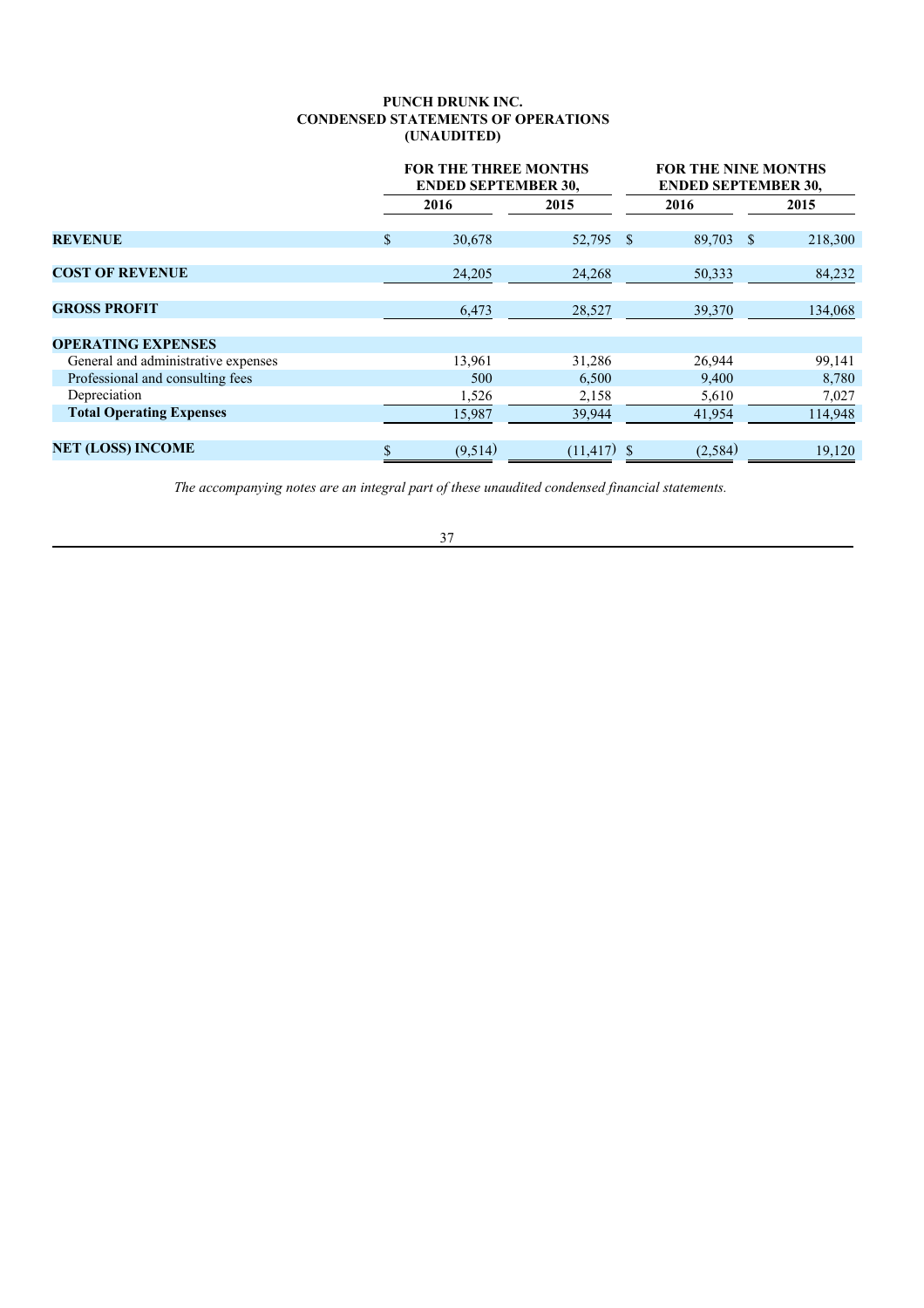**PUNCH DRUNK INC.**
**CONDENSED STATEMENTS OF OPERATIONS**
**(UNAUDITED)**

| | FOR THE THREE MONTHS ENDED SEPTEMBER 30, | | FOR THE NINE MONTHS ENDED SEPTEMBER 30, | |
|---|---|---|---|---|
| | 2016 | 2015 | 2016 | 2015 |
| **REVENUE** | $ 30,678 | 52,795 | $ 89,703 | $ 218,300 |
| **COST OF REVENUE** | 24,205 | 24,268 | 50,333 | 84,232 |
| **GROSS PROFIT** | 6,473 | 28,527 | 39,370 | 134,068 |
| **OPERATING EXPENSES** | | | | |
| General and administrative expenses | 13,961 | 31,286 | 26,944 | 99,141 |
| Professional and consulting fees | 500 | 6,500 | 9,400 | 8,780 |
| Depreciation | 1,526 | 2,158 | 5,610 | 7,027 |
| **Total Operating Expenses** | 15,987 | 39,944 | 41,954 | 114,948 |
| **NET (LOSS) INCOME** | $ (9,514) | (11,417) | $ (2,584) | 19,120 |

*The accompanying notes are an integral part of these unaudited condensed financial statements.*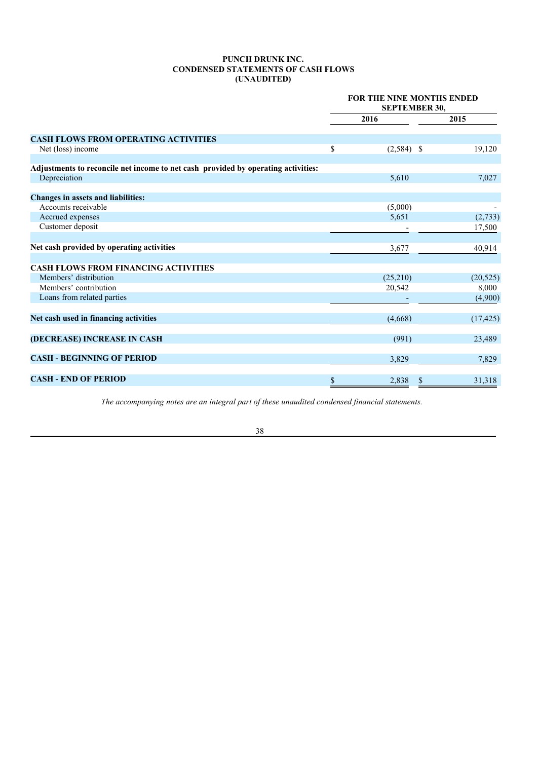**PUNCH DRUNK INC.**
**CONDENSED STATEMENTS OF CASH FLOWS**
**(UNAUDITED)**

| | FOR THE NINE MONTHS ENDED SEPTEMBER 30, | |
|---|---|---|
| | **2016** | **2015** |
| **CASH FLOWS FROM OPERATING ACTIVITIES** | | |
| Net (loss) income | $ (2,584) | $ 19,120 |
| **Adjustments to reconcile net income to net cash provided by operating activities:** | | |
| Depreciation | 5,610 | 7,027 |
| **Changes in assets and liabilities:** | | |
| Accounts receivable | (5,000) | - |
| Accrued expenses | 5,651 | (2,733) |
| Customer deposit | - | 17,500 |
| **Net cash provided by operating activities** | 3,677 | 40,914 |
| **CASH FLOWS FROM FINANCING ACTIVITIES** | | |
| Members' distribution | (25,210) | (20,525) |
| Members' contribution | 20,542 | 8,000 |
| Loans from related parties | - | (4,900) |
| **Net cash used in financing activities** | (4,668) | (17,425) |
| **(DECREASE) INCREASE IN CASH** | (991) | 23,489 |
| **CASH - BEGINNING OF PERIOD** | 3,829 | 7,829 |
| **CASH - END OF PERIOD** | $ 2,838 | $ 31,318 |

*The accompanying notes are an integral part of these unaudited condensed financial statements.*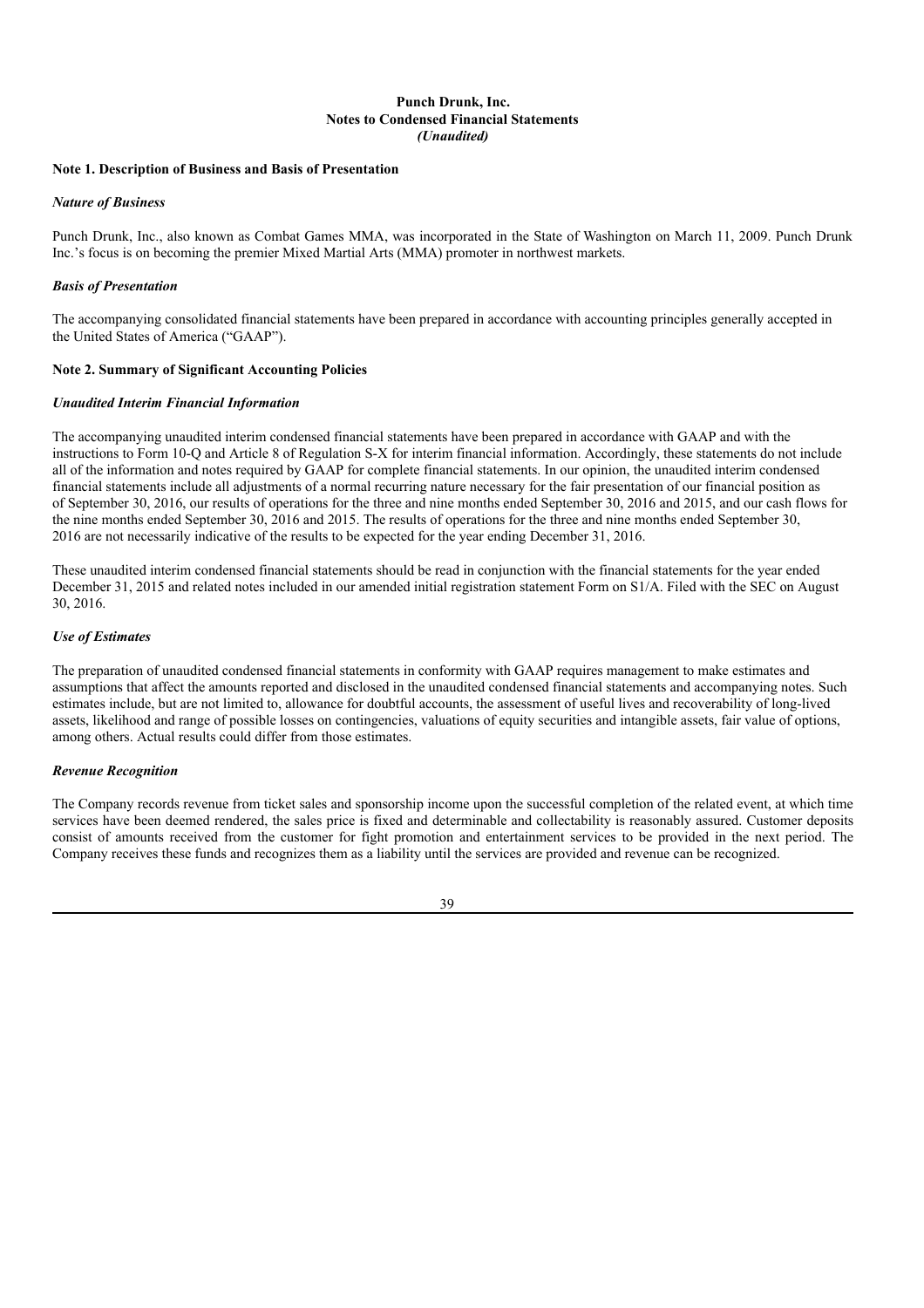# Punch Drunk, Inc.
## Notes to Condensed Financial Statements
*(Unaudited)*

**Note 1. Description of Business and Basis of Presentation**

***Nature of Business***

Punch Drunk, Inc., also known as Combat Games MMA, was incorporated in the State of Washington on March 11, 2009. Punch Drunk Inc.'s focus is on becoming the premier Mixed Martial Arts (MMA) promoter in northwest markets.

***Basis of Presentation***

The accompanying consolidated financial statements have been prepared in accordance with accounting principles generally accepted in the United States of America ("GAAP").

**Note 2. Summary of Significant Accounting Policies**

***Unaudited Interim Financial Information***

The accompanying unaudited interim condensed financial statements have been prepared in accordance with GAAP and with the instructions to Form 10-Q and Article 8 of Regulation S-X for interim financial information. Accordingly, these statements do not include all of the information and notes required by GAAP for complete financial statements. In our opinion, the unaudited interim condensed financial statements include all adjustments of a normal recurring nature necessary for the fair presentation of our financial position as of September 30, 2016, our results of operations for the three and nine months ended September 30, 2016 and 2015, and our cash flows for the nine months ended September 30, 2016 and 2015. The results of operations for the three and nine months ended September 30, 2016 are not necessarily indicative of the results to be expected for the year ending December 31, 2016.

These unaudited interim condensed financial statements should be read in conjunction with the financial statements for the year ended December 31, 2015 and related notes included in our amended initial registration statement Form on S1/A. Filed with the SEC on August 30, 2016.

***Use of Estimates***

The preparation of unaudited condensed financial statements in conformity with GAAP requires management to make estimates and assumptions that affect the amounts reported and disclosed in the unaudited condensed financial statements and accompanying notes. Such estimates include, but are not limited to, allowance for doubtful accounts, the assessment of useful lives and recoverability of long-lived assets, likelihood and range of possible losses on contingencies, valuations of equity securities and intangible assets, fair value of options, among others. Actual results could differ from those estimates.

***Revenue Recognition***

The Company records revenue from ticket sales and sponsorship income upon the successful completion of the related event, at which time services have been deemed rendered, the sales price is fixed and determinable and collectability is reasonably assured. Customer deposits consist of amounts received from the customer for fight promotion and entertainment services to be provided in the next period. The Company receives these funds and recognizes them as a liability until the services are provided and revenue can be recognized.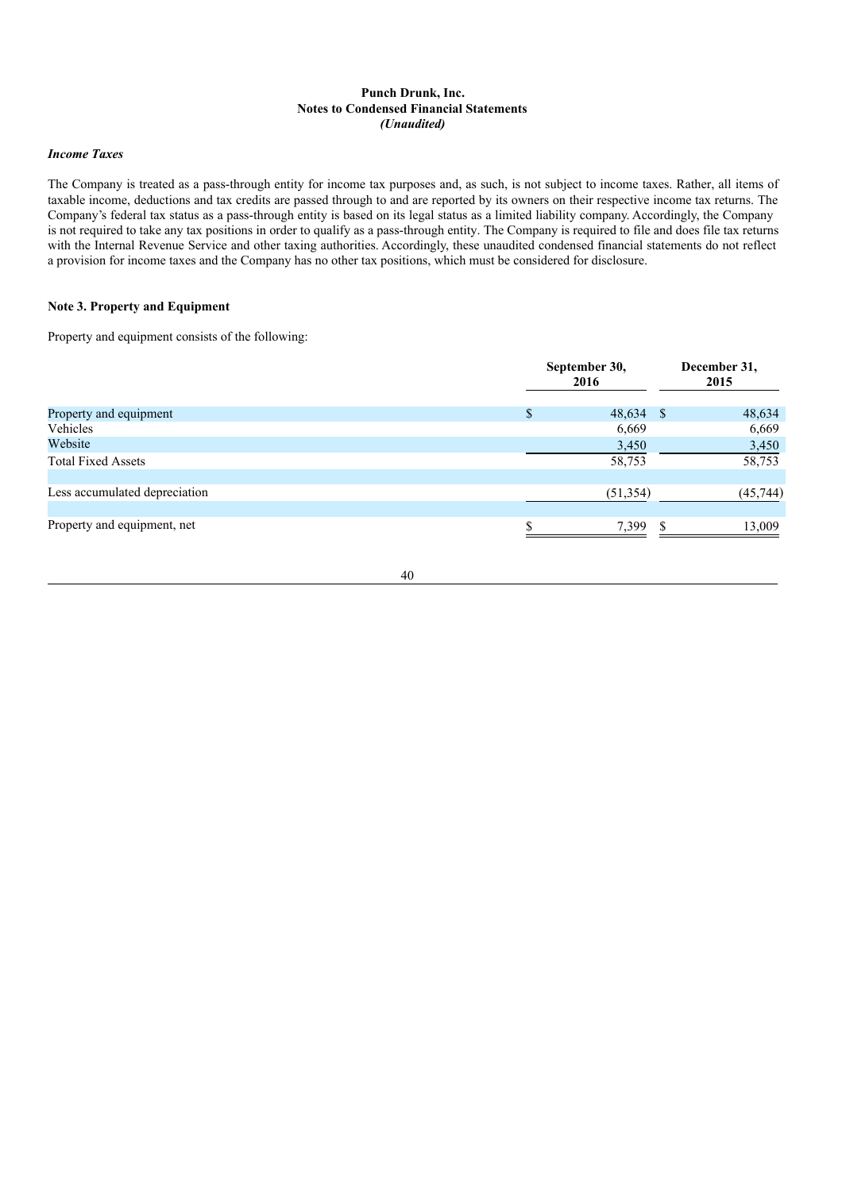**Punch Drunk, Inc.**
**Notes to Condensed Financial Statements**
***(Unaudited)***

***Income Taxes***

The Company is treated as a pass-through entity for income tax purposes and, as such, is not subject to income taxes. Rather, all items of taxable income, deductions and tax credits are passed through to and are reported by its owners on their respective income tax returns. The Company's federal tax status as a pass-through entity is based on its legal status as a limited liability company. Accordingly, the Company is not required to take any tax positions in order to qualify as a pass-through entity. The Company is required to file and does file tax returns with the Internal Revenue Service and other taxing authorities. Accordingly, these unaudited condensed financial statements do not reflect a provision for income taxes and the Company has no other tax positions, which must be considered for disclosure.

**Note 3. Property and Equipment**

Property and equipment consists of the following:

| | September 30, 2016 | December 31, 2015 |
|---|---|---|
| Property and equipment | $ 48,634 | $ 48,634 |
| Vehicles | 6,669 | 6,669 |
| Website | 3,450 | 3,450 |
| Total Fixed Assets | 58,753 | 58,753 |
| | | |
| Less accumulated depreciation | (51,354) | (45,744) |
| | | |
| Property and equipment, net | $ 7,399 | $ 13,009 |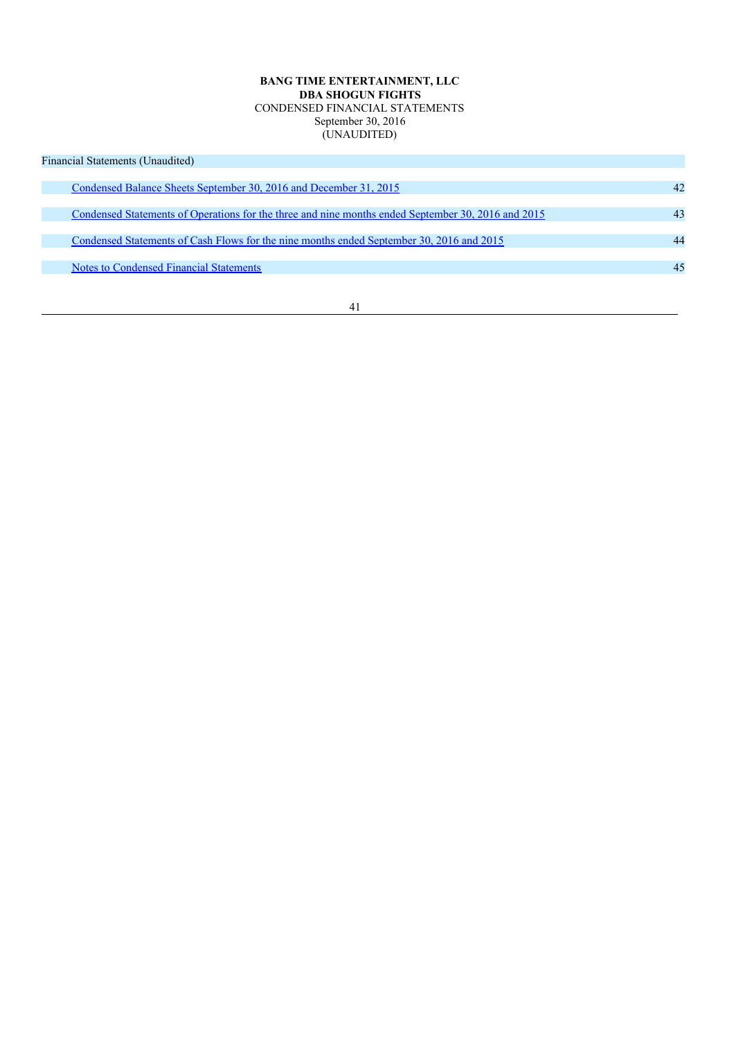**BANG TIME ENTERTAINMENT, LLC**
**DBA SHOGUN FIGHTS**
CONDENSED FINANCIAL STATEMENTS
September 30, 2016
(UNAUDITED)

| Financial Statements (Unaudited) | |
| --- | --- |
| Condensed Balance Sheets September 30, 2016 and December 31, 2015 | 42 |
| Condensed Statements of Operations for the three and nine months ended September 30, 2016 and 2015 | 43 |
| Condensed Statements of Cash Flows for the nine months ended September 30, 2016 and 2015 | 44 |
| Notes to Condensed Financial Statements | 45 |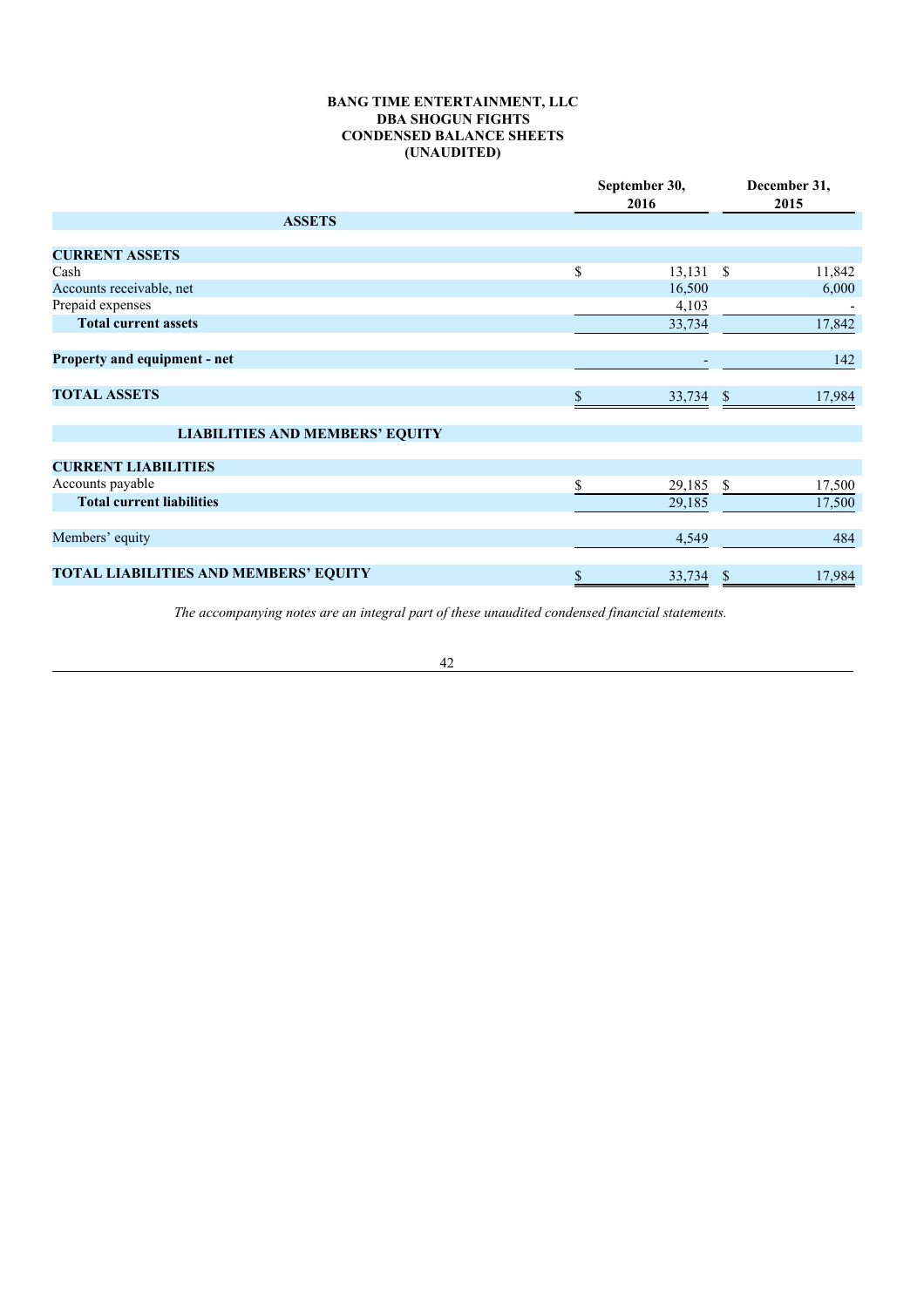**BANG TIME ENTERTAINMENT, LLC**
**DBA SHOGUN FIGHTS**
**CONDENSED BALANCE SHEETS**
**(UNAUDITED)**

| | September 30, 2016 | December 31, 2015 |
|---|---|---|
| **ASSETS** | | |
| **CURRENT ASSETS** | | |
| Cash | $ 13,131 | $ 11,842 |
| Accounts receivable, net | 16,500 | 6,000 |
| Prepaid expenses | 4,103 | - |
| **Total current assets** | 33,734 | 17,842 |
| **Property and equipment - net** | - | 142 |
| **TOTAL ASSETS** | $ 33,734 | $ 17,984 |
| **LIABILITIES AND MEMBERS' EQUITY** | | |
| **CURRENT LIABILITIES** | | |
| Accounts payable | $ 29,185 | $ 17,500 |
| **Total current liabilities** | 29,185 | 17,500 |
| Members' equity | 4,549 | 484 |
| **TOTAL LIABILITIES AND MEMBERS' EQUITY** | $ 33,734 | $ 17,984 |

*The accompanying notes are an integral part of these unaudited condensed financial statements.*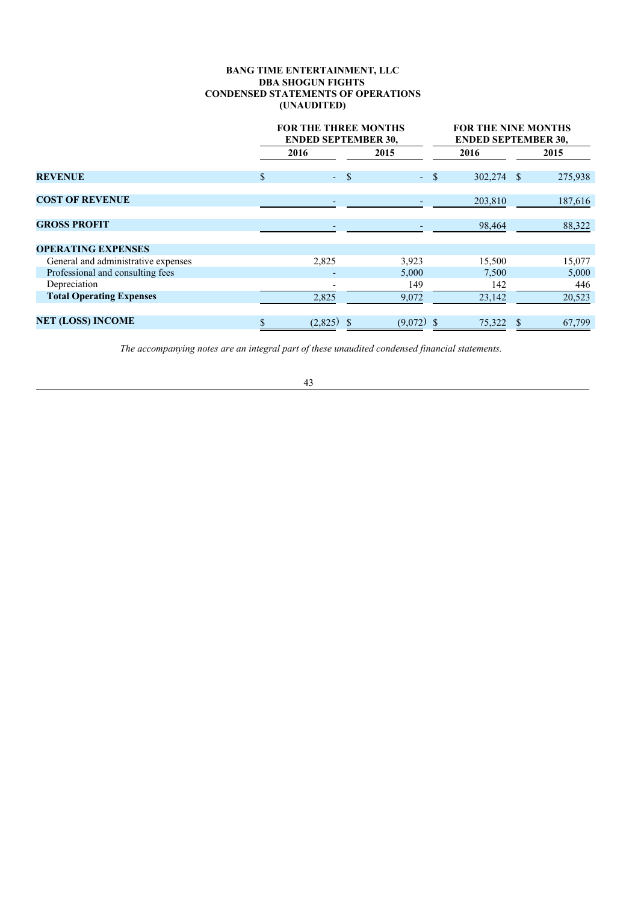**BANG TIME ENTERTAINMENT, LLC**
**DBA SHOGUN FIGHTS**
**CONDENSED STATEMENTS OF OPERATIONS**
**(UNAUDITED)**

| | FOR THE THREE MONTHS ENDED SEPTEMBER 30, | | FOR THE NINE MONTHS ENDED SEPTEMBER 30, | |
|---|---|---|---|---|
| | 2016 | 2015 | 2016 | 2015 |
| **REVENUE** | $ - | $ - | $ 302,274 | $ 275,938 |
| **COST OF REVENUE** | - | - | 203,810 | 187,616 |
| **GROSS PROFIT** | - | - | 98,464 | 88,322 |
| **OPERATING EXPENSES** | | | | |
| General and administrative expenses | 2,825 | 3,923 | 15,500 | 15,077 |
| Professional and consulting fees | - | 5,000 | 7,500 | 5,000 |
| Depreciation | - | 149 | 142 | 446 |
| **Total Operating Expenses** | 2,825 | 9,072 | 23,142 | 20,523 |
| **NET (LOSS) INCOME** | $ (2,825) | $ (9,072) | $ 75,322 | $ 67,799 |

*The accompanying notes are an integral part of these unaudited condensed financial statements.*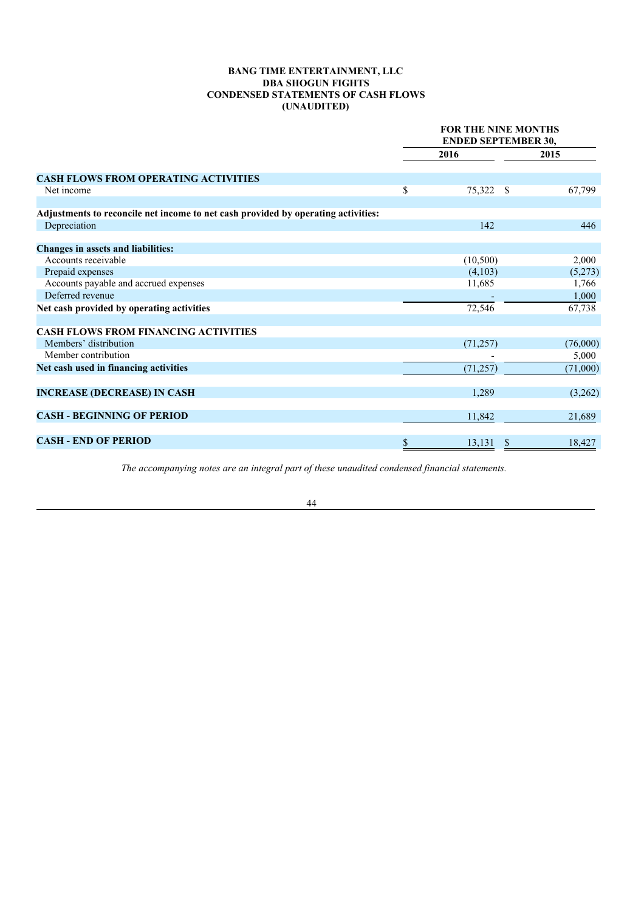**BANG TIME ENTERTAINMENT, LLC**
**DBA SHOGUN FIGHTS**
**CONDENSED STATEMENTS OF CASH FLOWS**
**(UNAUDITED)**

| | FOR THE NINE MONTHS ENDED SEPTEMBER 30, | |
|---|---|---|
| | **2016** | **2015** |
| **CASH FLOWS FROM OPERATING ACTIVITIES** | | |
| Net income | $ 75,322 | $ 67,799 |
| | | |
| **Adjustments to reconcile net income to net cash provided by operating activities:** | | |
| Depreciation | 142 | 446 |
| | | |
| **Changes in assets and liabilities:** | | |
| Accounts receivable | (10,500) | 2,000 |
| Prepaid expenses | (4,103) | (5,273) |
| Accounts payable and accrued expenses | 11,685 | 1,766 |
| Deferred revenue | - | 1,000 |
| **Net cash provided by operating activities** | 72,546 | 67,738 |
| | | |
| **CASH FLOWS FROM FINANCING ACTIVITIES** | | |
| Members' distribution | (71,257) | (76,000) |
| Member contribution | - | 5,000 |
| **Net cash used in financing activities** | (71,257) | (71,000) |
| | | |
| **INCREASE (DECREASE) IN CASH** | 1,289 | (3,262) |
| | | |
| **CASH - BEGINNING OF PERIOD** | 11,842 | 21,689 |
| | | |
| **CASH - END OF PERIOD** | $ 13,131 | $ 18,427 |

*The accompanying notes are an integral part of these unaudited condensed financial statements.*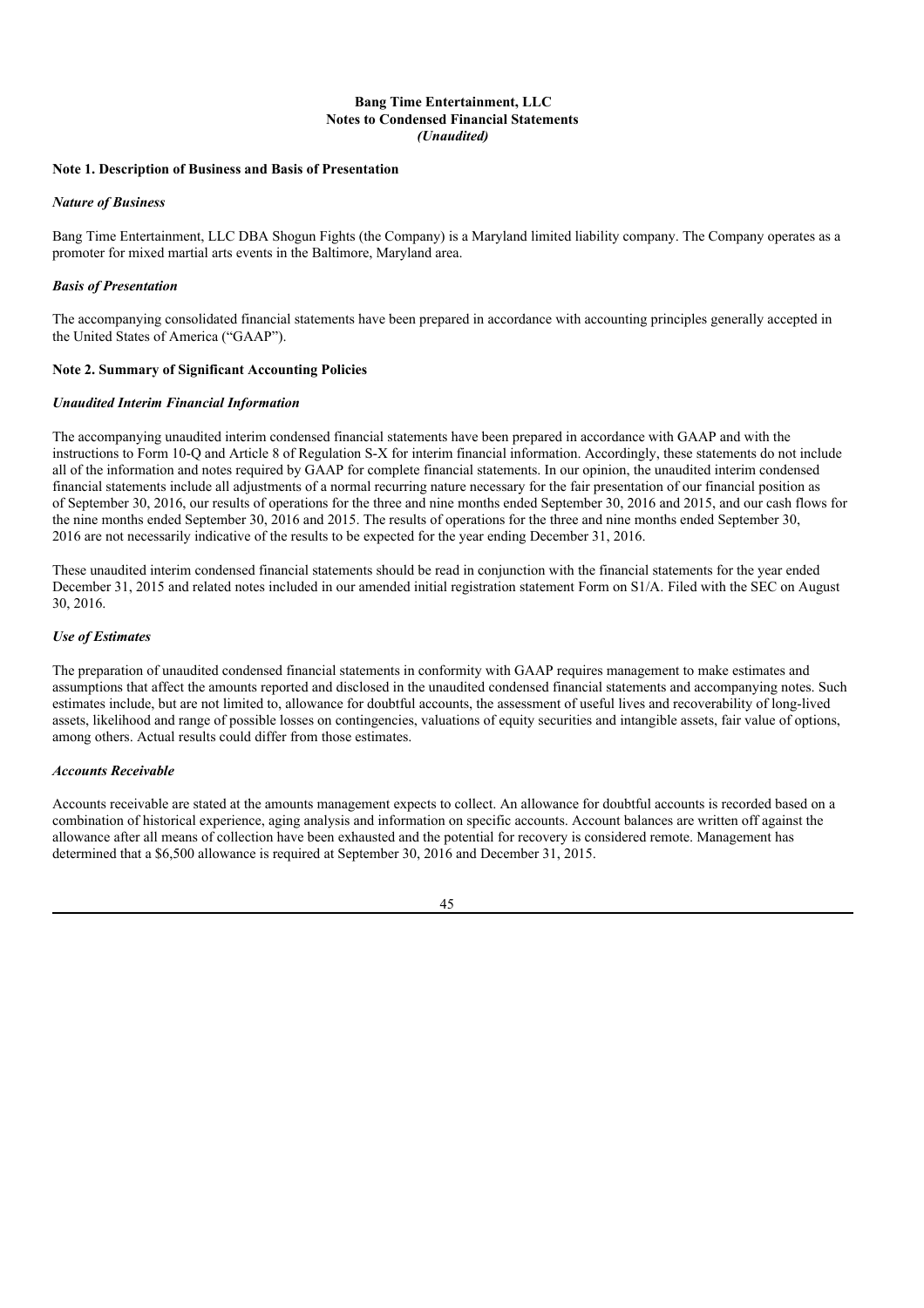**Bang Time Entertainment, LLC**
**Notes to Condensed Financial Statements**
***(Unaudited)***

**Note 1. Description of Business and Basis of Presentation**

***Nature of Business***

Bang Time Entertainment, LLC DBA Shogun Fights (the Company) is a Maryland limited liability company. The Company operates as a promoter for mixed martial arts events in the Baltimore, Maryland area.

***Basis of Presentation***

The accompanying consolidated financial statements have been prepared in accordance with accounting principles generally accepted in the United States of America ("GAAP").

**Note 2. Summary of Significant Accounting Policies**

***Unaudited Interim Financial Information***

The accompanying unaudited interim condensed financial statements have been prepared in accordance with GAAP and with the instructions to Form 10-Q and Article 8 of Regulation S-X for interim financial information. Accordingly, these statements do not include all of the information and notes required by GAAP for complete financial statements. In our opinion, the unaudited interim condensed financial statements include all adjustments of a normal recurring nature necessary for the fair presentation of our financial position as of September 30, 2016, our results of operations for the three and nine months ended September 30, 2016 and 2015, and our cash flows for the nine months ended September 30, 2016 and 2015. The results of operations for the three and nine months ended September 30, 2016 are not necessarily indicative of the results to be expected for the year ending December 31, 2016.

These unaudited interim condensed financial statements should be read in conjunction with the financial statements for the year ended December 31, 2015 and related notes included in our amended initial registration statement Form on S1/A. Filed with the SEC on August 30, 2016.

***Use of Estimates***

The preparation of unaudited condensed financial statements in conformity with GAAP requires management to make estimates and assumptions that affect the amounts reported and disclosed in the unaudited condensed financial statements and accompanying notes. Such estimates include, but are not limited to, allowance for doubtful accounts, the assessment of useful lives and recoverability of long-lived assets, likelihood and range of possible losses on contingencies, valuations of equity securities and intangible assets, fair value of options, among others. Actual results could differ from those estimates.

***Accounts Receivable***

Accounts receivable are stated at the amounts management expects to collect. An allowance for doubtful accounts is recorded based on a combination of historical experience, aging analysis and information on specific accounts. Account balances are written off against the allowance after all means of collection have been exhausted and the potential for recovery is considered remote. Management has determined that a $6,500 allowance is required at September 30, 2016 and December 31, 2015.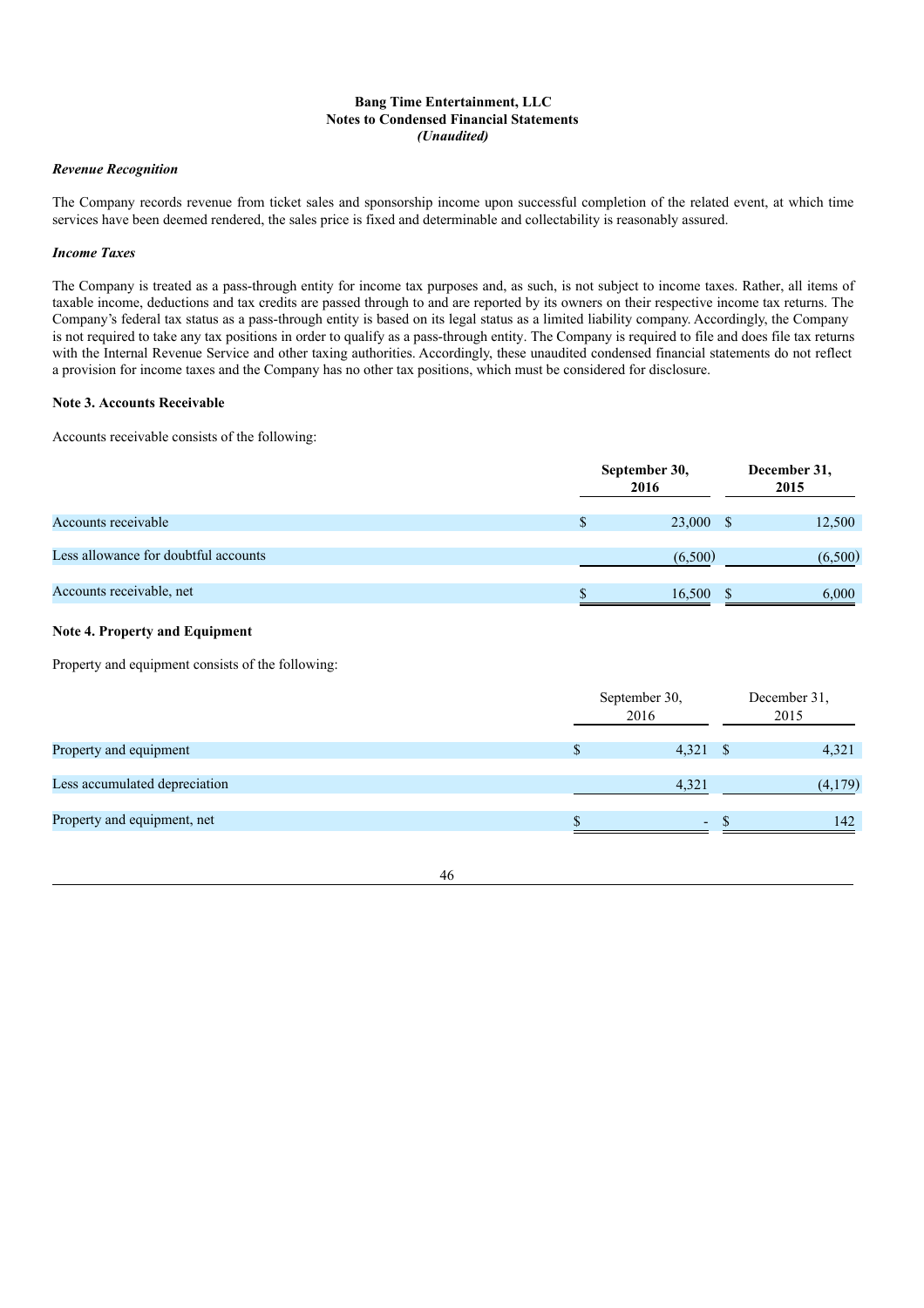**Bang Time Entertainment, LLC**
**Notes to Condensed Financial Statements**
***(Unaudited)***

***Revenue Recognition***

The Company records revenue from ticket sales and sponsorship income upon successful completion of the related event, at which time services have been deemed rendered, the sales price is fixed and determinable and collectability is reasonably assured.

***Income Taxes***

The Company is treated as a pass-through entity for income tax purposes and, as such, is not subject to income taxes. Rather, all items of taxable income, deductions and tax credits are passed through to and are reported by its owners on their respective income tax returns. The Company's federal tax status as a pass-through entity is based on its legal status as a limited liability company. Accordingly, the Company is not required to take any tax positions in order to qualify as a pass-through entity. The Company is required to file and does file tax returns with the Internal Revenue Service and other taxing authorities. Accordingly, these unaudited condensed financial statements do not reflect a provision for income taxes and the Company has no other tax positions, which must be considered for disclosure.

**Note 3. Accounts Receivable**

Accounts receivable consists of the following:

| | September 30, 2016 | December 31, 2015 |
|---|---|---|
| Accounts receivable | $ 23,000 | $ 12,500 |
| Less allowance for doubtful accounts | (6,500) | (6,500) |
| Accounts receivable, net | $ 16,500 | $ 6,000 |

**Note 4. Property and Equipment**

Property and equipment consists of the following:

| | September 30, 2016 | December 31, 2015 |
|---|---|---|
| Property and equipment | $ 4,321 | $ 4,321 |
| Less accumulated depreciation | 4,321 | (4,179) |
| Property and equipment, net | $ - | $ 142 |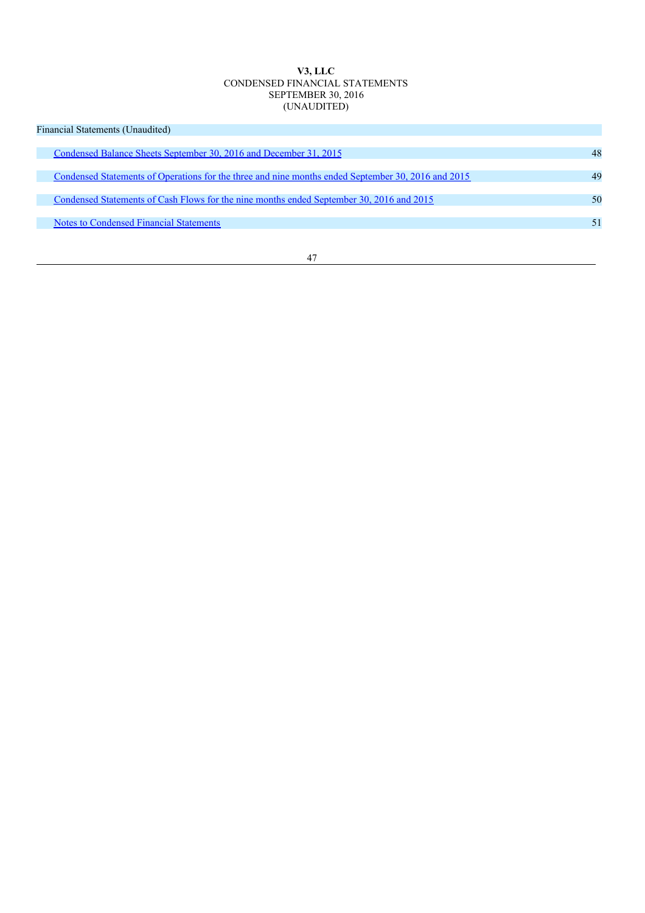**V3, LLC**
CONDENSED FINANCIAL STATEMENTS
SEPTEMBER 30, 2016
(UNAUDITED)

| Financial Statements (Unaudited) | |
|---|---|
| Condensed Balance Sheets September 30, 2016 and December 31, 2015 | 48 |
| Condensed Statements of Operations for the three and nine months ended September 30, 2016 and 2015 | 49 |
| Condensed Statements of Cash Flows for the nine months ended September 30, 2016 and 2015 | 50 |
| Notes to Condensed Financial Statements | 51 |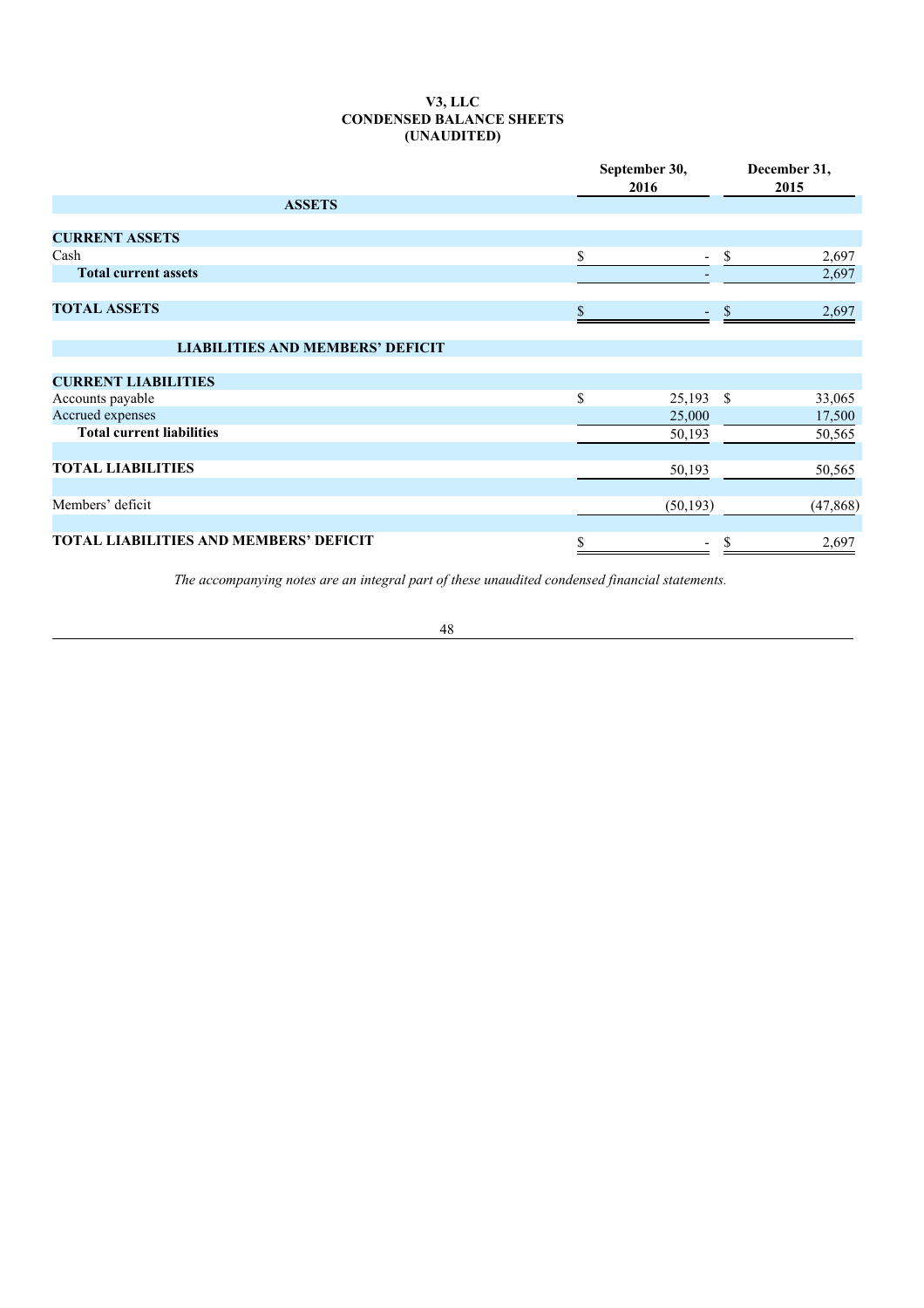**V3, LLC**
**CONDENSED BALANCE SHEETS**
**(UNAUDITED)**

| | September 30, 2016 | December 31, 2015 |
|---|---|---|
| **ASSETS** | | |
| **CURRENT ASSETS** | | |
| Cash | $ - | $ 2,697 |
| **Total current assets** | - | 2,697 |
| **TOTAL ASSETS** | $ - | $ 2,697 |
| **LIABILITIES AND MEMBERS' DEFICIT** | | |
| **CURRENT LIABILITIES** | | |
| Accounts payable | $ 25,193 | $ 33,065 |
| Accrued expenses | 25,000 | 17,500 |
| **Total current liabilities** | 50,193 | 50,565 |
| **TOTAL LIABILITIES** | 50,193 | 50,565 |
| Members' deficit | (50,193) | (47,868) |
| **TOTAL LIABILITIES AND MEMBERS' DEFICIT** | $ - | $ 2,697 |

*The accompanying notes are an integral part of these unaudited condensed financial statements.*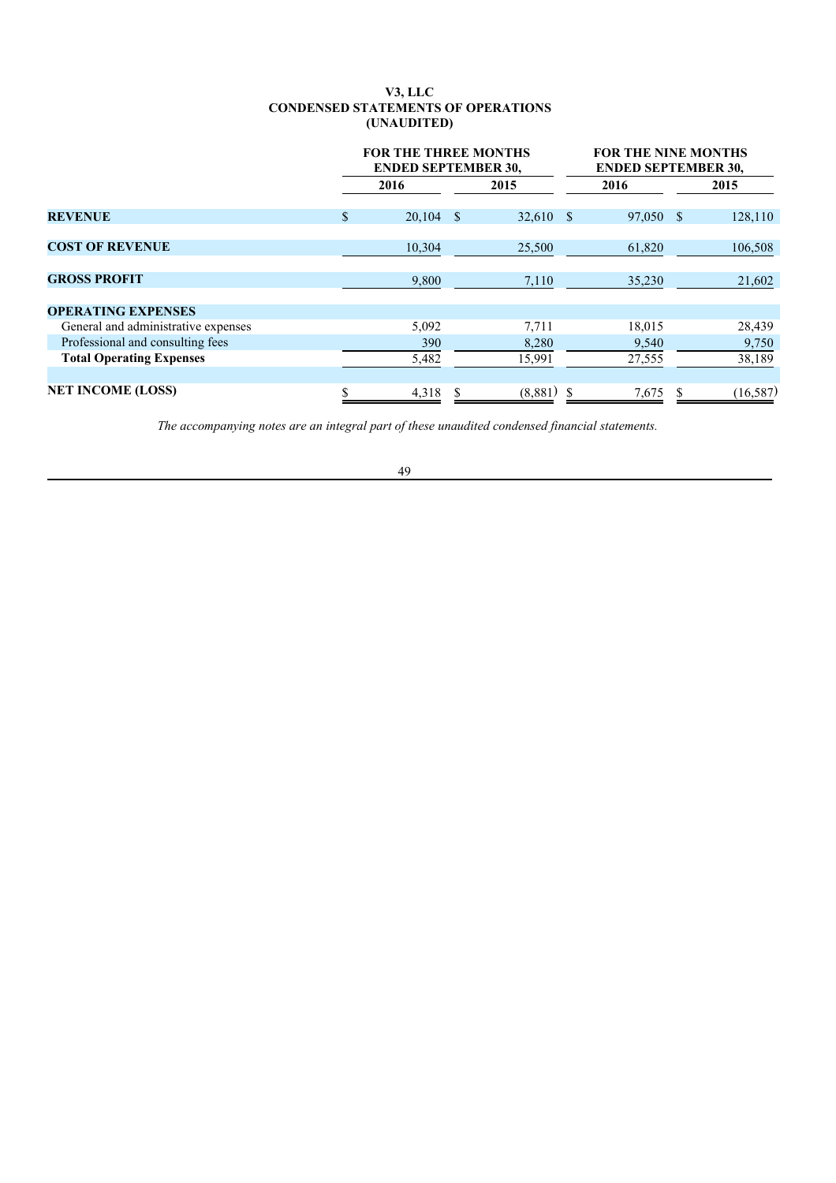# V3, LLC
## CONDENSED STATEMENTS OF OPERATIONS
### (UNAUDITED)

| | FOR THE THREE MONTHS ENDED SEPTEMBER 30, | | FOR THE NINE MONTHS ENDED SEPTEMBER 30, | |
|---|---|---|---|---|
| | 2016 | 2015 | 2016 | 2015 |
| **REVENUE** | $ 20,104 | $ 32,610 | $ 97,050 | $ 128,110 |
| **COST OF REVENUE** | 10,304 | 25,500 | 61,820 | 106,508 |
| **GROSS PROFIT** | 9,800 | 7,110 | 35,230 | 21,602 |
| **OPERATING EXPENSES** | | | | |
| General and administrative expenses | 5,092 | 7,711 | 18,015 | 28,439 |
| Professional and consulting fees | 390 | 8,280 | 9,540 | 9,750 |
| **Total Operating Expenses** | 5,482 | 15,991 | 27,555 | 38,189 |
| **NET INCOME (LOSS)** | $ 4,318 | $ (8,881) | $ 7,675 | $ (16,587) |

*The accompanying notes are an integral part of these unaudited condensed financial statements.*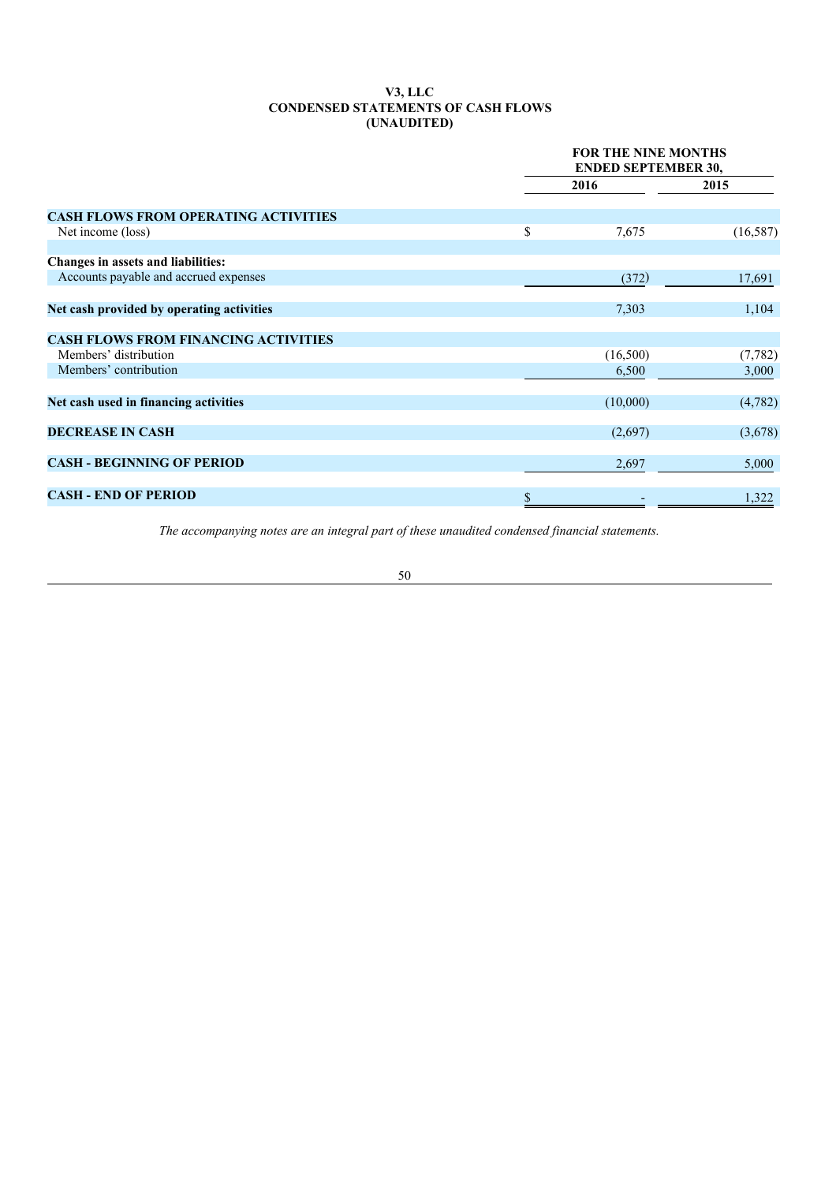**V3, LLC**
**CONDENSED STATEMENTS OF CASH FLOWS**
**(UNAUDITED)**

| | FOR THE NINE MONTHS ENDED SEPTEMBER 30, | |
|---|---|---|
| | **2016** | **2015** |
| **CASH FLOWS FROM OPERATING ACTIVITIES** | | |
| Net income (loss) | $ 7,675 | (16,587) |
| **Changes in assets and liabilities:** | | |
| Accounts payable and accrued expenses | (372) | 17,691 |
| **Net cash provided by operating activities** | 7,303 | 1,104 |
| **CASH FLOWS FROM FINANCING ACTIVITIES** | | |
| Members' distribution | (16,500) | (7,782) |
| Members' contribution | 6,500 | 3,000 |
| **Net cash used in financing activities** | (10,000) | (4,782) |
| **DECREASE IN CASH** | (2,697) | (3,678) |
| **CASH - BEGINNING OF PERIOD** | 2,697 | 5,000 |
| **CASH - END OF PERIOD** | $ - | 1,322 |

*The accompanying notes are an integral part of these unaudited condensed financial statements.*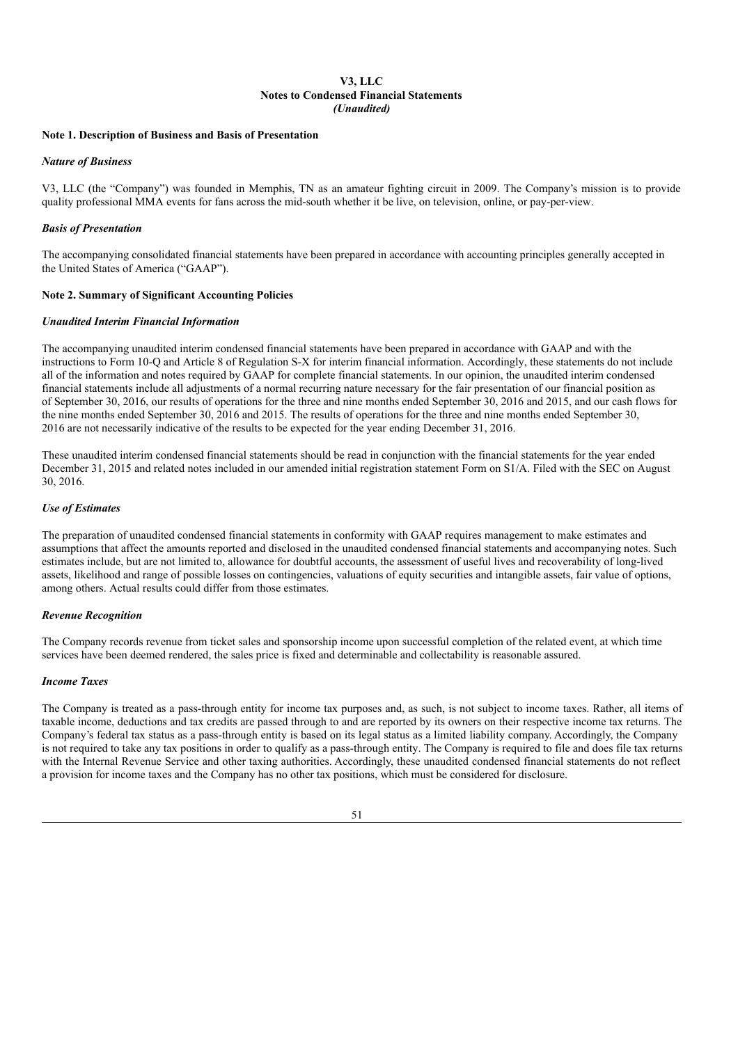# V3, LLC
## Notes to Condensed Financial Statements
*(Unaudited)*

### Note 1. Description of Business and Basis of Presentation

***Nature of Business***

V3, LLC (the "Company") was founded in Memphis, TN as an amateur fighting circuit in 2009. The Company's mission is to provide quality professional MMA events for fans across the mid-south whether it be live, on television, online, or pay-per-view.

***Basis of Presentation***

The accompanying consolidated financial statements have been prepared in accordance with accounting principles generally accepted in the United States of America ("GAAP").

### Note 2. Summary of Significant Accounting Policies

***Unaudited Interim Financial Information***

The accompanying unaudited interim condensed financial statements have been prepared in accordance with GAAP and with the instructions to Form 10-Q and Article 8 of Regulation S-X for interim financial information. Accordingly, these statements do not include all of the information and notes required by GAAP for complete financial statements. In our opinion, the unaudited interim condensed financial statements include all adjustments of a normal recurring nature necessary for the fair presentation of our financial position as of September 30, 2016, our results of operations for the three and nine months ended September 30, 2016 and 2015, and our cash flows for the nine months ended September 30, 2016 and 2015. The results of operations for the three and nine months ended September 30, 2016 are not necessarily indicative of the results to be expected for the year ending December 31, 2016.

These unaudited interim condensed financial statements should be read in conjunction with the financial statements for the year ended December 31, 2015 and related notes included in our amended initial registration statement Form on S1/A. Filed with the SEC on August 30, 2016.

***Use of Estimates***

The preparation of unaudited condensed financial statements in conformity with GAAP requires management to make estimates and assumptions that affect the amounts reported and disclosed in the unaudited condensed financial statements and accompanying notes. Such estimates include, but are not limited to, allowance for doubtful accounts, the assessment of useful lives and recoverability of long-lived assets, likelihood and range of possible losses on contingencies, valuations of equity securities and intangible assets, fair value of options, among others. Actual results could differ from those estimates.

***Revenue Recognition***

The Company records revenue from ticket sales and sponsorship income upon successful completion of the related event, at which time services have been deemed rendered, the sales price is fixed and determinable and collectability is reasonable assured.

***Income Taxes***

The Company is treated as a pass-through entity for income tax purposes and, as such, is not subject to income taxes. Rather, all items of taxable income, deductions and tax credits are passed through to and are reported by its owners on their respective income tax returns. The Company's federal tax status as a pass-through entity is based on its legal status as a limited liability company. Accordingly, the Company is not required to take any tax positions in order to qualify as a pass-through entity. The Company is required to file and does file tax returns with the Internal Revenue Service and other taxing authorities. Accordingly, these unaudited condensed financial statements do not reflect a provision for income taxes and the Company has no other tax positions, which must be considered for disclosure.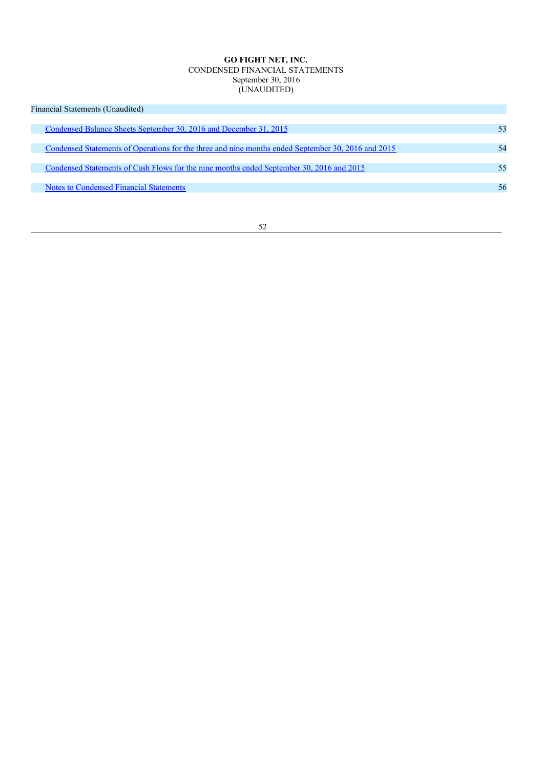**GO FIGHT NET, INC.**
CONDENSED FINANCIAL STATEMENTS
September 30, 2016
(UNAUDITED)

| Financial Statements (Unaudited) | |
|---|---|
| Condensed Balance Sheets September 30, 2016 and December 31, 2015 | 53 |
| Condensed Statements of Operations for the three and nine months ended September 30, 2016 and 2015 | 54 |
| Condensed Statements of Cash Flows for the nine months ended September 30, 2016 and 2015 | 55 |
| Notes to Condensed Financial Statements | 56 |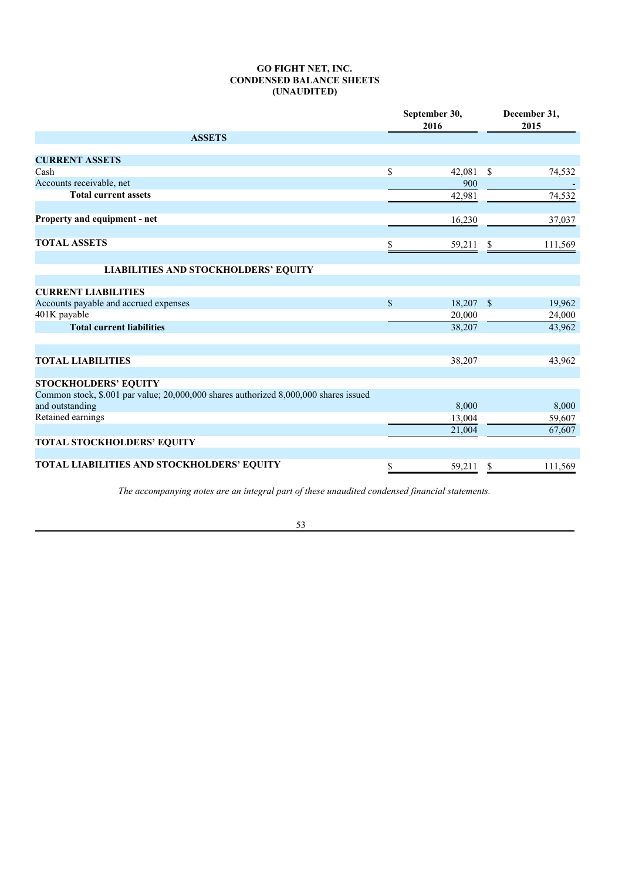# GO FIGHT NET, INC.
## CONDENSED BALANCE SHEETS
### (UNAUDITED)

| | September 30, 2016 | December 31, 2015 |
|---|---|---|
| **ASSETS** | | |
| **CURRENT ASSETS** | | |
| Cash | $ 42,081 | $ 74,532 |
| Accounts receivable, net | 900 | - |
| **Total current assets** | 42,981 | 74,532 |
| **Property and equipment - net** | 16,230 | 37,037 |
| **TOTAL ASSETS** | $ 59,211 | $ 111,569 |
| **LIABILITIES AND STOCKHOLDERS' EQUITY** | | |
| **CURRENT LIABILITIES** | | |
| Accounts payable and accrued expenses | $ 18,207 | $ 19,962 |
| 401K payable | 20,000 | 24,000 |
| **Total current liabilities** | 38,207 | 43,962 |
| **TOTAL LIABILITIES** | 38,207 | 43,962 |
| **STOCKHOLDERS' EQUITY** | | |
| Common stock, $.001 par value; 20,000,000 shares authorized 8,000,000 shares issued and outstanding | 8,000 | 8,000 |
| Retained earnings | 13,004 | 59,607 |
| | 21,004 | 67,607 |
| **TOTAL STOCKHOLDERS' EQUITY** | | |
| **TOTAL LIABILITIES AND STOCKHOLDERS' EQUITY** | $ 59,211 | $ 111,569 |

*The accompanying notes are an integral part of these unaudited condensed financial statements.*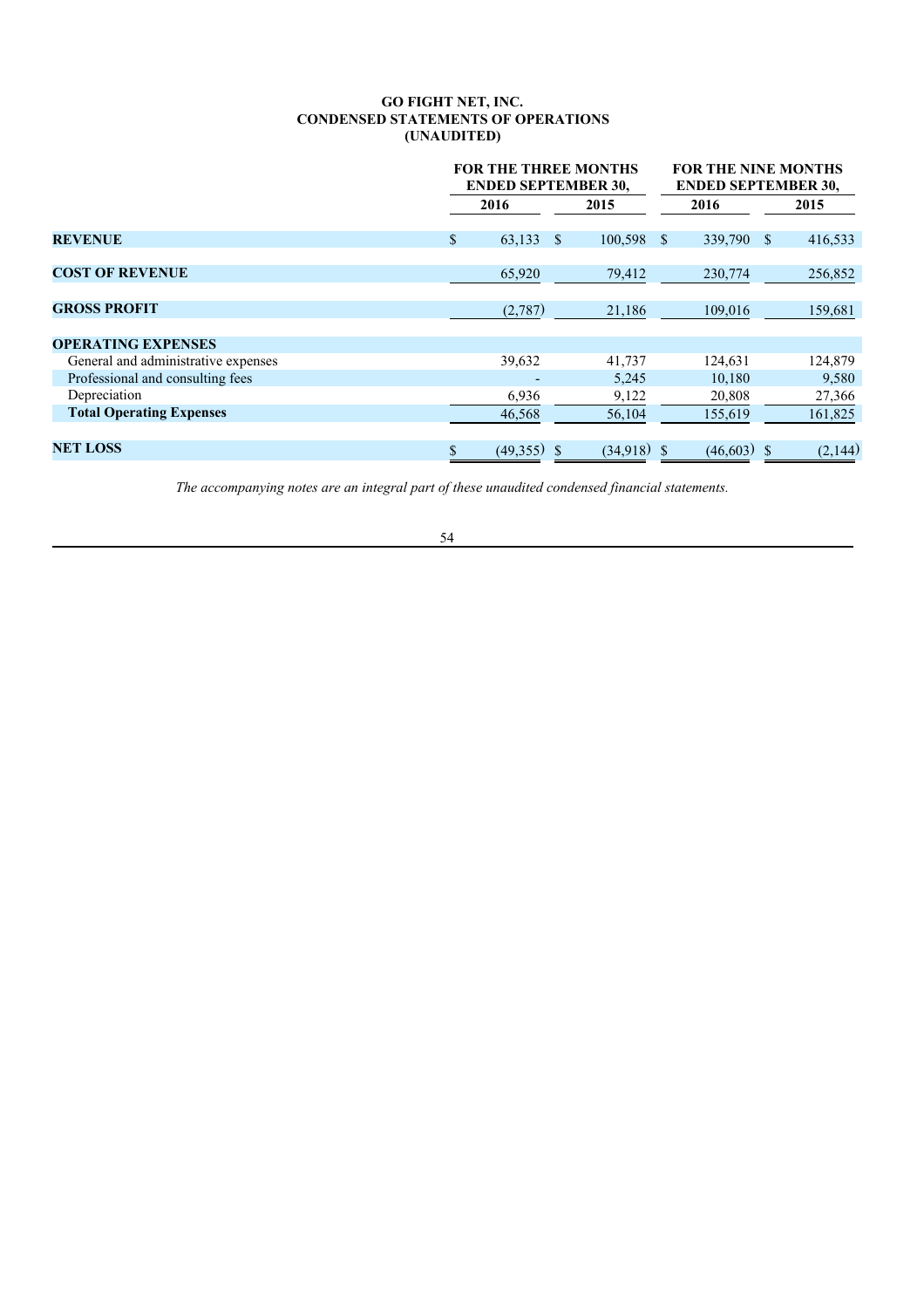**GO FIGHT NET, INC.**
**CONDENSED STATEMENTS OF OPERATIONS**
**(UNAUDITED)**

| | FOR THE THREE MONTHS ENDED SEPTEMBER 30, | | FOR THE NINE MONTHS ENDED SEPTEMBER 30, | |
|---|---|---|---|---|
| | 2016 | 2015 | 2016 | 2015 |
| **REVENUE** | $ 63,133 | $ 100,598 | $ 339,790 | $ 416,533 |
| **COST OF REVENUE** | 65,920 | 79,412 | 230,774 | 256,852 |
| **GROSS PROFIT** | (2,787) | 21,186 | 109,016 | 159,681 |
| **OPERATING EXPENSES** | | | | |
| General and administrative expenses | 39,632 | 41,737 | 124,631 | 124,879 |
| Professional and consulting fees | - | 5,245 | 10,180 | 9,580 |
| Depreciation | 6,936 | 9,122 | 20,808 | 27,366 |
| **Total Operating Expenses** | 46,568 | 56,104 | 155,619 | 161,825 |
| **NET LOSS** | $ (49,355) | $ (34,918) | $ (46,603) | $ (2,144) |

*The accompanying notes are an integral part of these unaudited condensed financial statements.*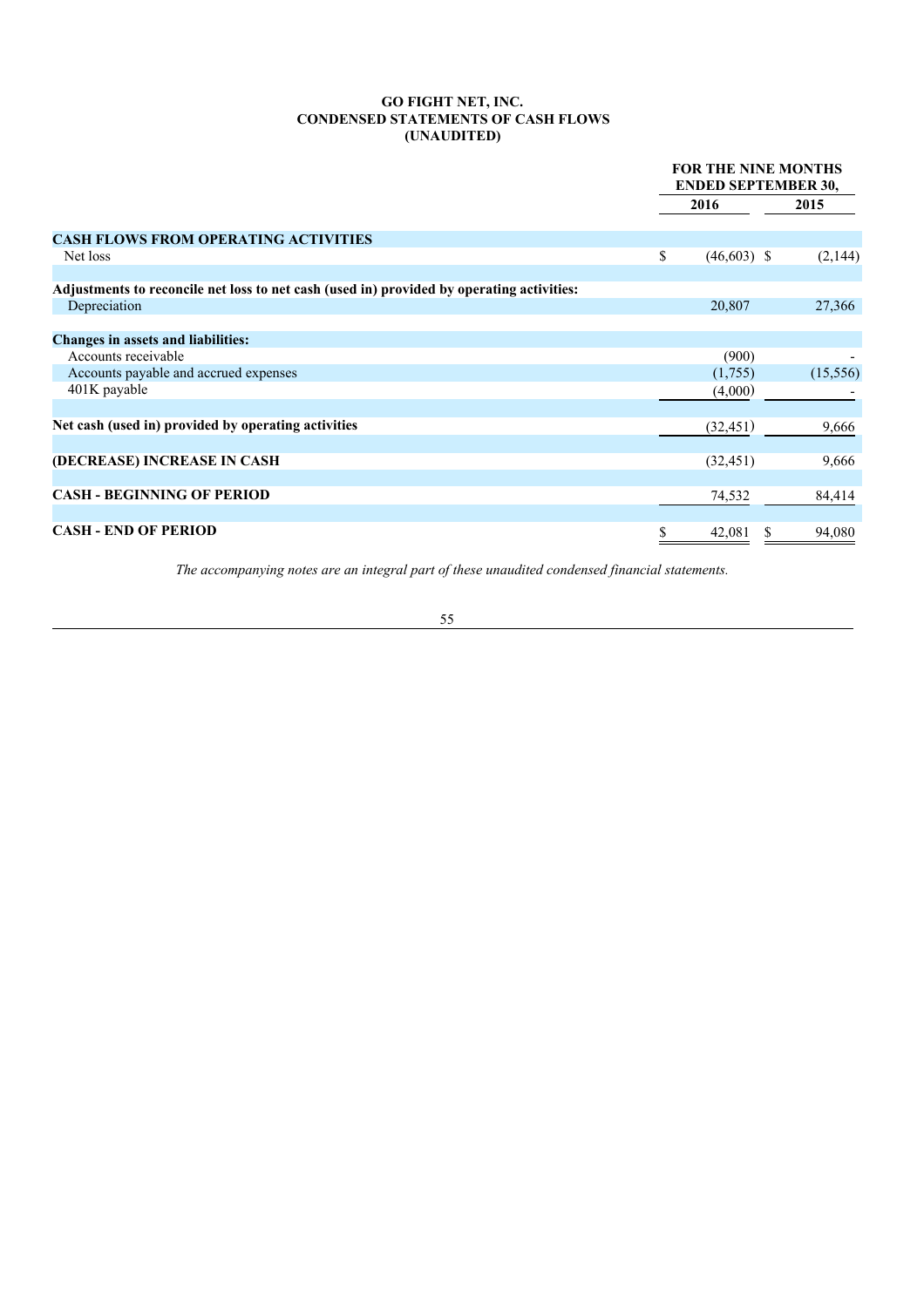**GO FIGHT NET, INC.**
**CONDENSED STATEMENTS OF CASH FLOWS**
**(UNAUDITED)**

| | FOR THE NINE MONTHS ENDED SEPTEMBER 30, | |
|---|---|---|
| | **2016** | **2015** |
| **CASH FLOWS FROM OPERATING ACTIVITIES** | | |
| Net loss | $ (46,603) | $ (2,144) |
| **Adjustments to reconcile net loss to net cash (used in) provided by operating activities:** | | |
| Depreciation | 20,807 | 27,366 |
| **Changes in assets and liabilities:** | | |
| Accounts receivable | (900) | - |
| Accounts payable and accrued expenses | (1,755) | (15,556) |
| 401K payable | (4,000) | - |
| **Net cash (used in) provided by operating activities** | (32,451) | 9,666 |
| **(DECREASE) INCREASE IN CASH** | (32,451) | 9,666 |
| **CASH - BEGINNING OF PERIOD** | 74,532 | 84,414 |
| **CASH - END OF PERIOD** | $ 42,081 | $ 94,080 |

*The accompanying notes are an integral part of these unaudited condensed financial statements.*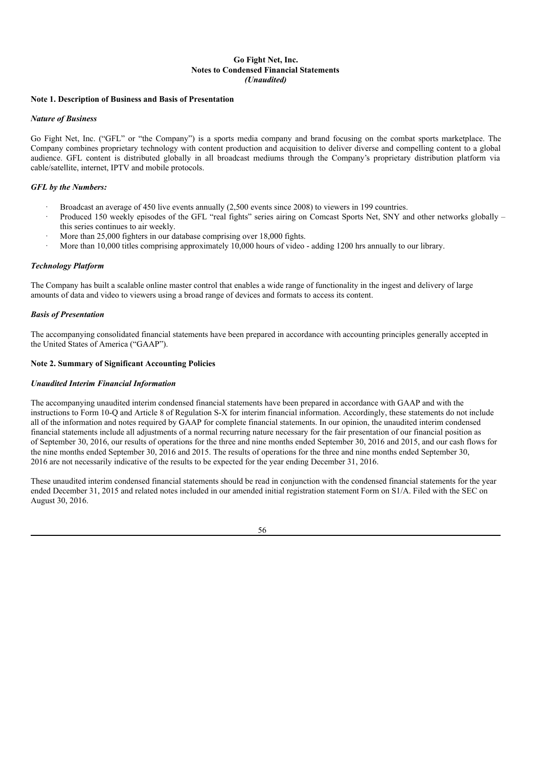**Go Fight Net, Inc.**
**Notes to Condensed Financial Statements**
***(Unaudited)***

**Note 1. Description of Business and Basis of Presentation**

***Nature of Business***

Go Fight Net, Inc. ("GFL" or "the Company") is a sports media company and brand focusing on the combat sports marketplace. The Company combines proprietary technology with content production and acquisition to deliver diverse and compelling content to a global audience. GFL content is distributed globally in all broadcast mediums through the Company's proprietary distribution platform via cable/satellite, internet, IPTV and mobile protocols.

***GFL by the Numbers:***

- Broadcast an average of 450 live events annually (2,500 events since 2008) to viewers in 199 countries.
- Produced 150 weekly episodes of the GFL "real fights" series airing on Comcast Sports Net, SNY and other networks globally – this series continues to air weekly.
- More than 25,000 fighters in our database comprising over 18,000 fights.
- More than 10,000 titles comprising approximately 10,000 hours of video - adding 1200 hrs annually to our library.

***Technology Platform***

The Company has built a scalable online master control that enables a wide range of functionality in the ingest and delivery of large amounts of data and video to viewers using a broad range of devices and formats to access its content.

***Basis of Presentation***

The accompanying consolidated financial statements have been prepared in accordance with accounting principles generally accepted in the United States of America ("GAAP").

**Note 2. Summary of Significant Accounting Policies**

***Unaudited Interim Financial Information***

The accompanying unaudited interim condensed financial statements have been prepared in accordance with GAAP and with the instructions to Form 10-Q and Article 8 of Regulation S-X for interim financial information. Accordingly, these statements do not include all of the information and notes required by GAAP for complete financial statements. In our opinion, the unaudited interim condensed financial statements include all adjustments of a normal recurring nature necessary for the fair presentation of our financial position as of September 30, 2016, our results of operations for the three and nine months ended September 30, 2016 and 2015, and our cash flows for the nine months ended September 30, 2016 and 2015. The results of operations for the three and nine months ended September 30, 2016 are not necessarily indicative of the results to be expected for the year ending December 31, 2016.

These unaudited interim condensed financial statements should be read in conjunction with the condensed financial statements for the year ended December 31, 2015 and related notes included in our amended initial registration statement Form on S1/A. Filed with the SEC on August 30, 2016.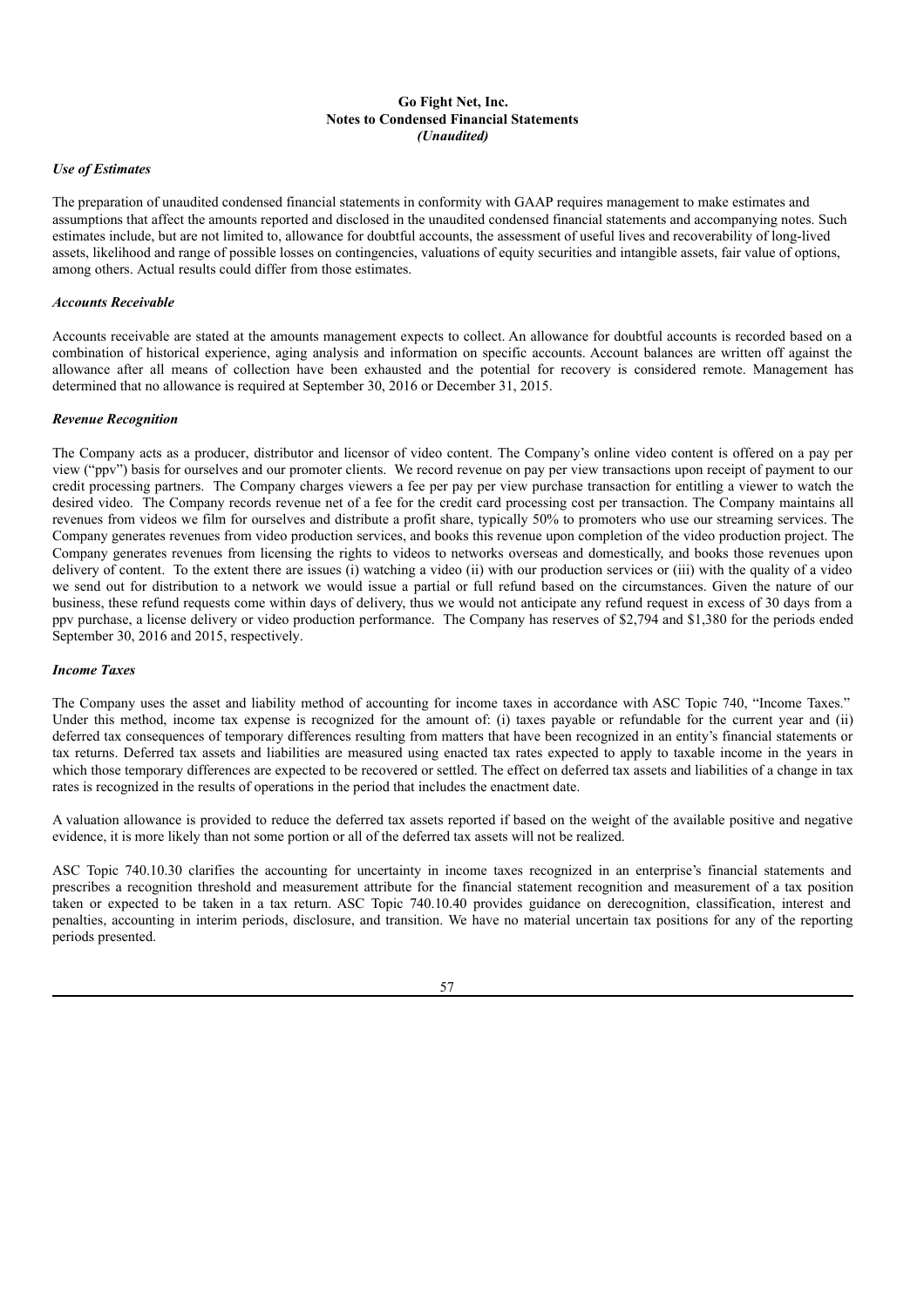**Go Fight Net, Inc.**
**Notes to Condensed Financial Statements**
***(Unaudited)***

***Use of Estimates***

The preparation of unaudited condensed financial statements in conformity with GAAP requires management to make estimates and assumptions that affect the amounts reported and disclosed in the unaudited condensed financial statements and accompanying notes. Such estimates include, but are not limited to, allowance for doubtful accounts, the assessment of useful lives and recoverability of long-lived assets, likelihood and range of possible losses on contingencies, valuations of equity securities and intangible assets, fair value of options, among others. Actual results could differ from those estimates.

***Accounts Receivable***

Accounts receivable are stated at the amounts management expects to collect. An allowance for doubtful accounts is recorded based on a combination of historical experience, aging analysis and information on specific accounts. Account balances are written off against the allowance after all means of collection have been exhausted and the potential for recovery is considered remote. Management has determined that no allowance is required at September 30, 2016 or December 31, 2015.

***Revenue Recognition***

The Company acts as a producer, distributor and licensor of video content. The Company's online video content is offered on a pay per view ("ppv") basis for ourselves and our promoter clients. We record revenue on pay per view transactions upon receipt of payment to our credit processing partners. The Company charges viewers a fee per pay per view purchase transaction for entitling a viewer to watch the desired video. The Company records revenue net of a fee for the credit card processing cost per transaction. The Company maintains all revenues from videos we film for ourselves and distribute a profit share, typically 50% to promoters who use our streaming services. The Company generates revenues from video production services, and books this revenue upon completion of the video production project. The Company generates revenues from licensing the rights to videos to networks overseas and domestically, and books those revenues upon delivery of content. To the extent there are issues (i) watching a video (ii) with our production services or (iii) with the quality of a video we send out for distribution to a network we would issue a partial or full refund based on the circumstances. Given the nature of our business, these refund requests come within days of delivery, thus we would not anticipate any refund request in excess of 30 days from a ppv purchase, a license delivery or video production performance. The Company has reserves of $2,794 and $1,380 for the periods ended September 30, 2016 and 2015, respectively.

***Income Taxes***

The Company uses the asset and liability method of accounting for income taxes in accordance with ASC Topic 740, "Income Taxes." Under this method, income tax expense is recognized for the amount of: (i) taxes payable or refundable for the current year and (ii) deferred tax consequences of temporary differences resulting from matters that have been recognized in an entity's financial statements or tax returns. Deferred tax assets and liabilities are measured using enacted tax rates expected to apply to taxable income in the years in which those temporary differences are expected to be recovered or settled. The effect on deferred tax assets and liabilities of a change in tax rates is recognized in the results of operations in the period that includes the enactment date.

A valuation allowance is provided to reduce the deferred tax assets reported if based on the weight of the available positive and negative evidence, it is more likely than not some portion or all of the deferred tax assets will not be realized.

ASC Topic 740.10.30 clarifies the accounting for uncertainty in income taxes recognized in an enterprise's financial statements and prescribes a recognition threshold and measurement attribute for the financial statement recognition and measurement of a tax position taken or expected to be taken in a tax return. ASC Topic 740.10.40 provides guidance on derecognition, classification, interest and penalties, accounting in interim periods, disclosure, and transition. We have no material uncertain tax positions for any of the reporting periods presented.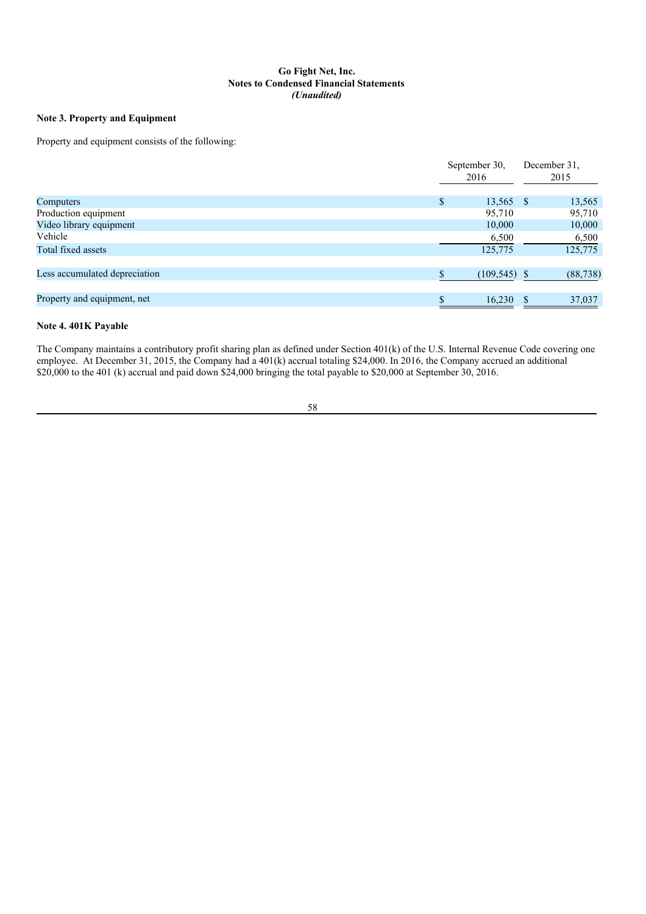**Go Fight Net, Inc.**
**Notes to Condensed Financial Statements**
***(Unaudited)***

**Note 3. Property and Equipment**

Property and equipment consists of the following:

| | September 30, 2016 | December 31, 2015 |
|---|---|---|
| Computers | $ 13,565 | $ 13,565 |
| Production equipment | 95,710 | 95,710 |
| Video library equipment | 10,000 | 10,000 |
| Vehicle | 6,500 | 6,500 |
| Total fixed assets | 125,775 | 125,775 |
| | | |
| Less accumulated depreciation | $ (109,545) | $ (88,738) |
| | | |
| Property and equipment, net | $ 16,230 | $ 37,037 |

**Note 4. 401K Payable**

The Company maintains a contributory profit sharing plan as defined under Section 401(k) of the U.S. Internal Revenue Code covering one employee. At December 31, 2015, the Company had a 401(k) accrual totaling $24,000. In 2016, the Company accrued an additional $20,000 to the 401 (k) accrual and paid down $24,000 bringing the total payable to $20,000 at September 30, 2016.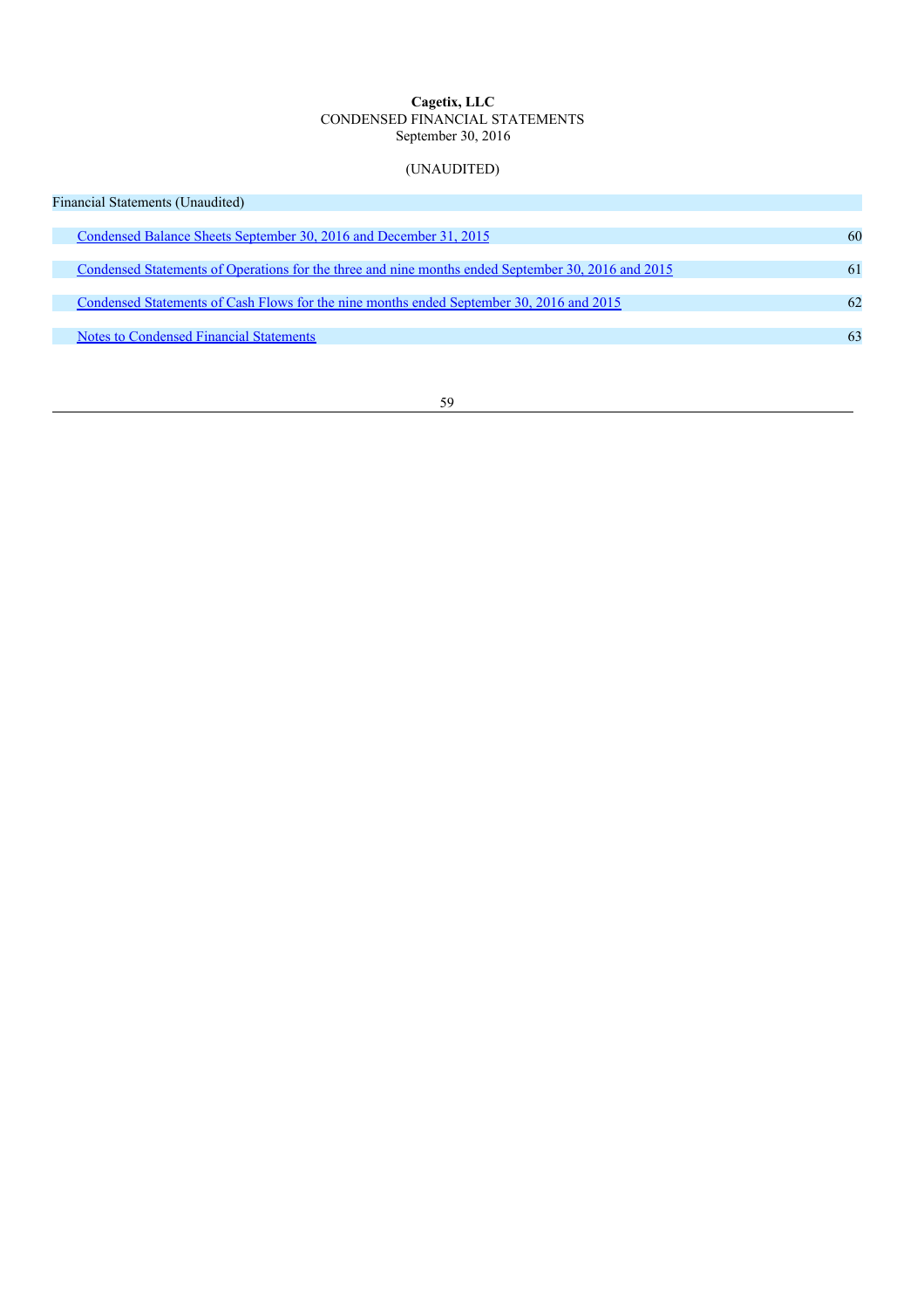**Cagetix, LLC**
CONDENSED FINANCIAL STATEMENTS
September 30, 2016

(UNAUDITED)

| Financial Statements (Unaudited) | |
|---|---|
| Condensed Balance Sheets September 30, 2016 and December 31, 2015 | 60 |
| Condensed Statements of Operations for the three and nine months ended September 30, 2016 and 2015 | 61 |
| Condensed Statements of Cash Flows for the nine months ended September 30, 2016 and 2015 | 62 |
| Notes to Condensed Financial Statements | 63 |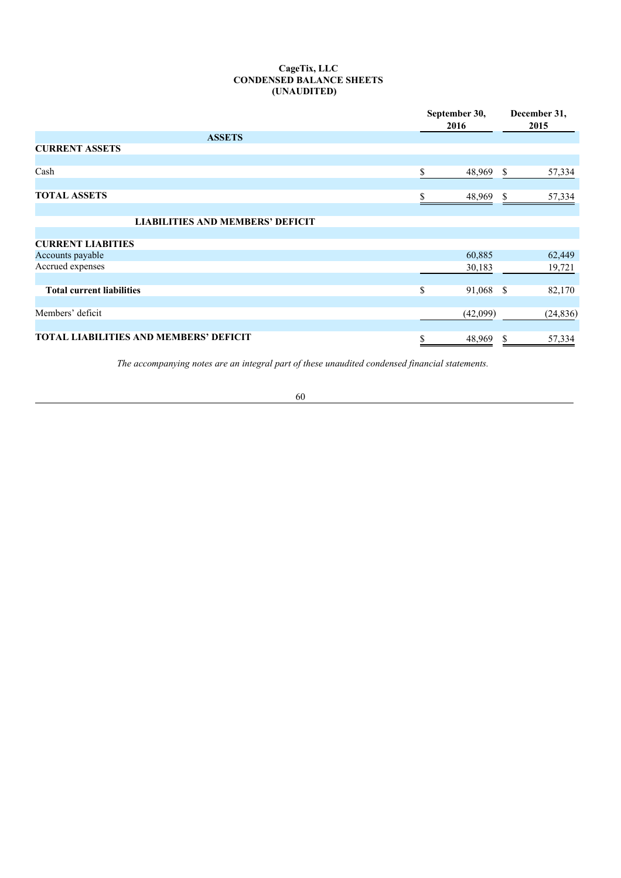# CageTix, LLC
## CONDENSED BALANCE SHEETS
## (UNAUDITED)

| | September 30, 2016 | December 31, 2015 |
|---|---|---|
| **ASSETS** | | |
| **CURRENT ASSETS** | | |
| Cash | $ 48,969 | $ 57,334 |
| **TOTAL ASSETS** | $ 48,969 | $ 57,334 |
| **LIABILITIES AND MEMBERS' DEFICIT** | | |
| **CURRENT LIABITIES** | | |
| Accounts payable | 60,885 | 62,449 |
| Accrued expenses | 30,183 | 19,721 |
| **Total current liabilities** | $ 91,068 | $ 82,170 |
| Members' deficit | (42,099) | (24,836) |
| **TOTAL LIABILITIES AND MEMBERS' DEFICIT** | $ 48,969 | $ 57,334 |

*The accompanying notes are an integral part of these unaudited condensed financial statements.*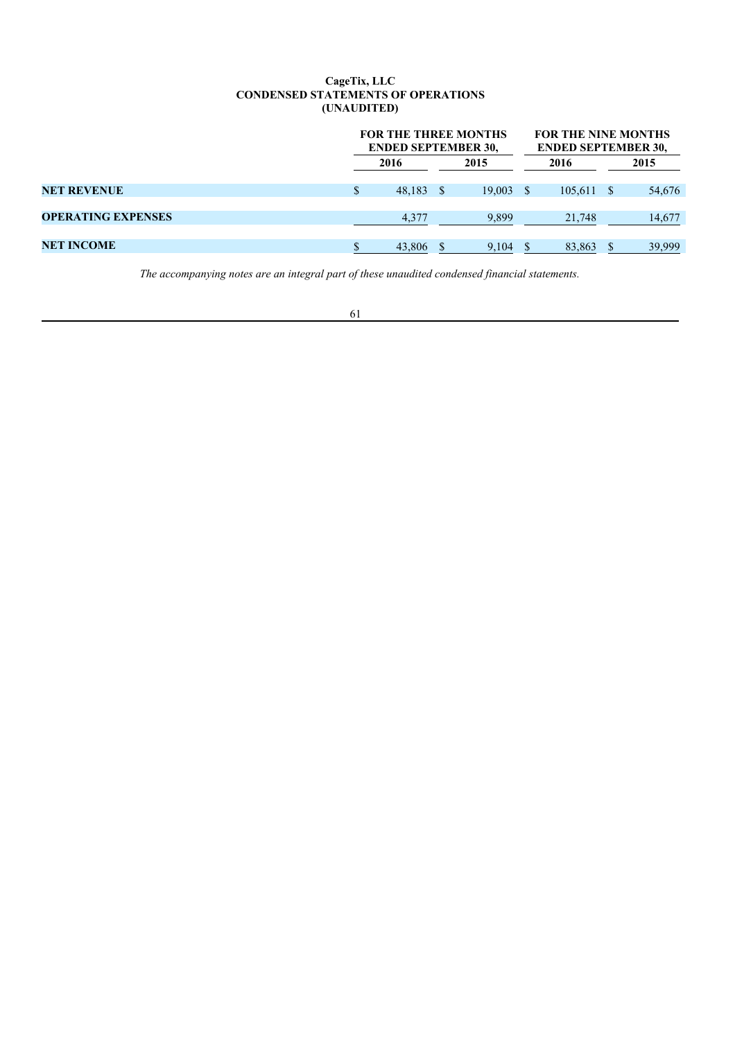**CageTix, LLC**
**CONDENSED STATEMENTS OF OPERATIONS**
**(UNAUDITED)**

| | FOR THE THREE MONTHS ENDED SEPTEMBER 30, | | FOR THE NINE MONTHS ENDED SEPTEMBER 30, | |
|---|---|---|---|---|
| | 2016 | 2015 | 2016 | 2015 |
| **NET REVENUE** | $ 48,183 | $ 19,003 | $ 105,611 | $ 54,676 |
| **OPERATING EXPENSES** | 4,377 | 9,899 | 21,748 | 14,677 |
| **NET INCOME** | $ 43,806 | $ 9,104 | $ 83,863 | $ 39,999 |

*The accompanying notes are an integral part of these unaudited condensed financial statements.*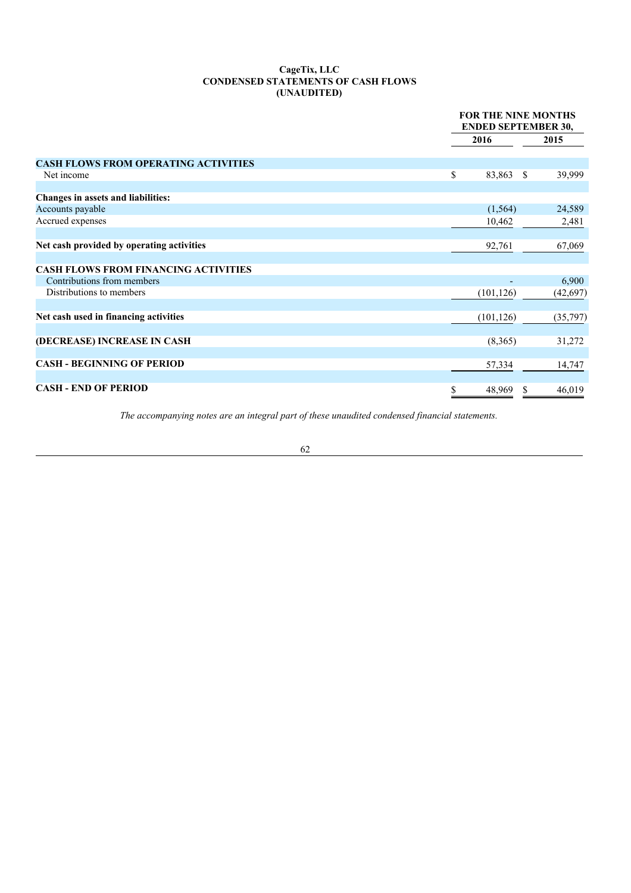# CageTix, LLC
## CONDENSED STATEMENTS OF CASH FLOWS
## (UNAUDITED)

| | FOR THE NINE MONTHS ENDED SEPTEMBER 30, | |
|---|---|---|
| | 2016 | 2015 |
| **CASH FLOWS FROM OPERATING ACTIVITIES** | | |
| Net income | $ 83,863 | $ 39,999 |
| **Changes in assets and liabilities:** | | |
| Accounts payable | (1,564) | 24,589 |
| Accrued expenses | 10,462 | 2,481 |
| **Net cash provided by operating activities** | 92,761 | 67,069 |
| **CASH FLOWS FROM FINANCING ACTIVITIES** | | |
| Contributions from members | - | 6,900 |
| Distributions to members | (101,126) | (42,697) |
| **Net cash used in financing activities** | (101,126) | (35,797) |
| **(DECREASE) INCREASE IN CASH** | (8,365) | 31,272 |
| **CASH - BEGINNING OF PERIOD** | 57,334 | 14,747 |
| **CASH - END OF PERIOD** | $ 48,969 | $ 46,019 |

*The accompanying notes are an integral part of these unaudited condensed financial statements.*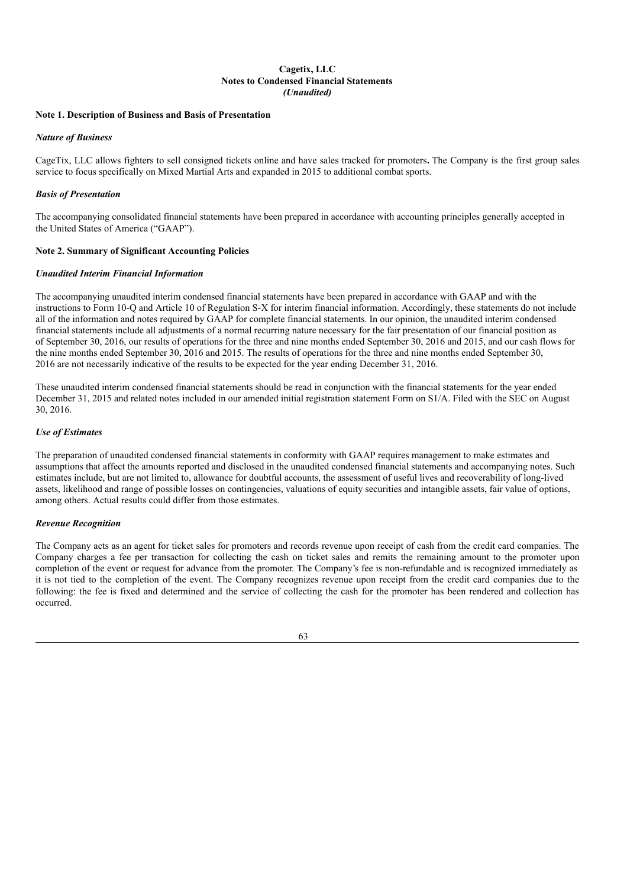**Cagetix, LLC**
**Notes to Condensed Financial Statements**
***(Unaudited)***

**Note 1. Description of Business and Basis of Presentation**

***Nature of Business***

CageTix, LLC allows fighters to sell consigned tickets online and have sales tracked for promoters**.** The Company is the first group sales service to focus specifically on Mixed Martial Arts and expanded in 2015 to additional combat sports.

***Basis of Presentation***

The accompanying consolidated financial statements have been prepared in accordance with accounting principles generally accepted in the United States of America ("GAAP").

**Note 2. Summary of Significant Accounting Policies**

***Unaudited Interim Financial Information***

The accompanying unaudited interim condensed financial statements have been prepared in accordance with GAAP and with the instructions to Form 10-Q and Article 10 of Regulation S-X for interim financial information. Accordingly, these statements do not include all of the information and notes required by GAAP for complete financial statements. In our opinion, the unaudited interim condensed financial statements include all adjustments of a normal recurring nature necessary for the fair presentation of our financial position as of September 30, 2016, our results of operations for the three and nine months ended September 30, 2016 and 2015, and our cash flows for the nine months ended September 30, 2016 and 2015. The results of operations for the three and nine months ended September 30, 2016 are not necessarily indicative of the results to be expected for the year ending December 31, 2016.

These unaudited interim condensed financial statements should be read in conjunction with the financial statements for the year ended December 31, 2015 and related notes included in our amended initial registration statement Form on S1/A. Filed with the SEC on August 30, 2016.

***Use of Estimates***

The preparation of unaudited condensed financial statements in conformity with GAAP requires management to make estimates and assumptions that affect the amounts reported and disclosed in the unaudited condensed financial statements and accompanying notes. Such estimates include, but are not limited to, allowance for doubtful accounts, the assessment of useful lives and recoverability of long-lived assets, likelihood and range of possible losses on contingencies, valuations of equity securities and intangible assets, fair value of options, among others. Actual results could differ from those estimates.

***Revenue Recognition***

The Company acts as an agent for ticket sales for promoters and records revenue upon receipt of cash from the credit card companies. The Company charges a fee per transaction for collecting the cash on ticket sales and remits the remaining amount to the promoter upon completion of the event or request for advance from the promoter. The Company's fee is non-refundable and is recognized immediately as it is not tied to the completion of the event. The Company recognizes revenue upon receipt from the credit card companies due to the following: the fee is fixed and determined and the service of collecting the cash for the promoter has been rendered and collection has occurred.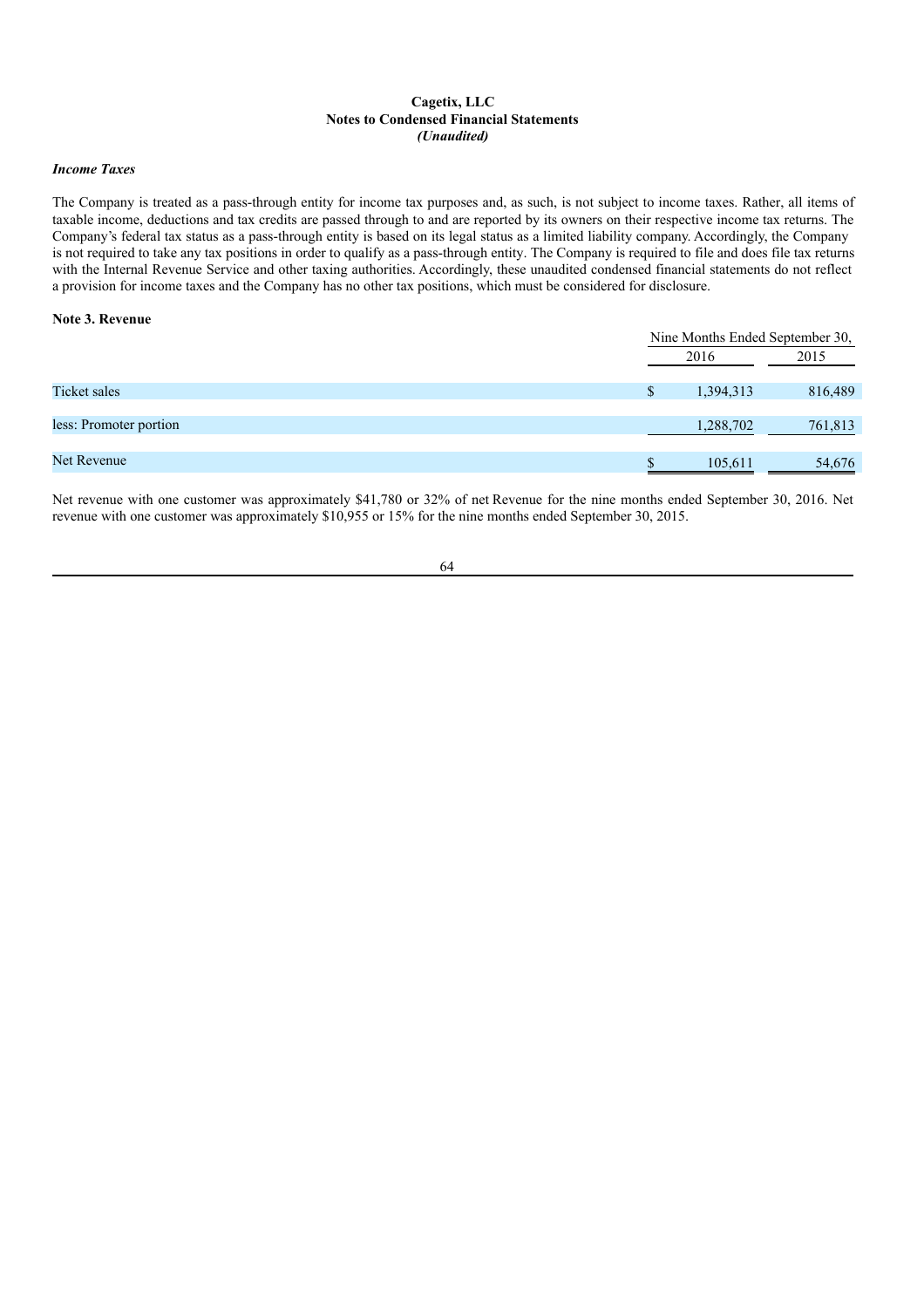**Cagetix, LLC**
**Notes to Condensed Financial Statements**
***(Unaudited)***

***Income Taxes***

The Company is treated as a pass-through entity for income tax purposes and, as such, is not subject to income taxes. Rather, all items of taxable income, deductions and tax credits are passed through to and are reported by its owners on their respective income tax returns. The Company's federal tax status as a pass-through entity is based on its legal status as a limited liability company. Accordingly, the Company is not required to take any tax positions in order to qualify as a pass-through entity. The Company is required to file and does file tax returns with the Internal Revenue Service and other taxing authorities. Accordingly, these unaudited condensed financial statements do not reflect a provision for income taxes and the Company has no other tax positions, which must be considered for disclosure.

**Note 3. Revenue**

| | Nine Months Ended September 30, | |
|---|---|---|
| | 2016 | 2015 |
| Ticket sales | $ 1,394,313 | 816,489 |
| less: Promoter portion | 1,288,702 | 761,813 |
| Net Revenue | $ 105,611 | 54,676 |

Net revenue with one customer was approximately $41,780 or 32% of net Revenue for the nine months ended September 30, 2016. Net revenue with one customer was approximately $10,955 or 15% for the nine months ended September 30, 2015.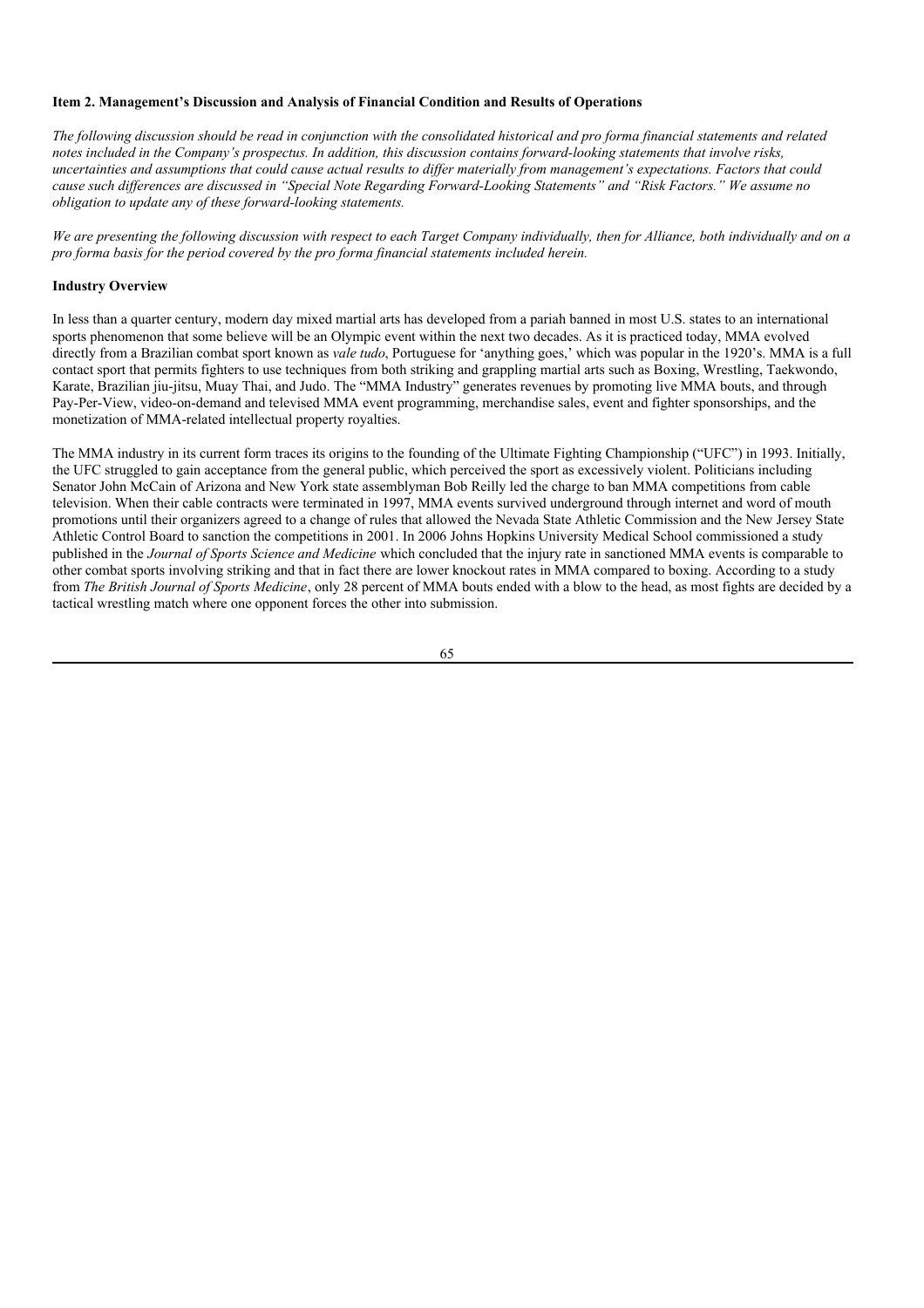**Item 2. Management's Discussion and Analysis of Financial Condition and Results of Operations**

*The following discussion should be read in conjunction with the consolidated historical and pro forma financial statements and related notes included in the Company's prospectus. In addition, this discussion contains forward-looking statements that involve risks, uncertainties and assumptions that could cause actual results to differ materially from management's expectations. Factors that could cause such differences are discussed in "Special Note Regarding Forward-Looking Statements" and "Risk Factors." We assume no obligation to update any of these forward-looking statements.*

*We are presenting the following discussion with respect to each Target Company individually, then for Alliance, both individually and on a pro forma basis for the period covered by the pro forma financial statements included herein.*

**Industry Overview**

In less than a quarter century, modern day mixed martial arts has developed from a pariah banned in most U.S. states to an international sports phenomenon that some believe will be an Olympic event within the next two decades. As it is practiced today, MMA evolved directly from a Brazilian combat sport known as *vale tudo*, Portuguese for 'anything goes,' which was popular in the 1920's. MMA is a full contact sport that permits fighters to use techniques from both striking and grappling martial arts such as Boxing, Wrestling, Taekwondo, Karate, Brazilian jiu-jitsu, Muay Thai, and Judo. The "MMA Industry" generates revenues by promoting live MMA bouts, and through Pay-Per-View, video-on-demand and televised MMA event programming, merchandise sales, event and fighter sponsorships, and the monetization of MMA-related intellectual property royalties.

The MMA industry in its current form traces its origins to the founding of the Ultimate Fighting Championship ("UFC") in 1993. Initially, the UFC struggled to gain acceptance from the general public, which perceived the sport as excessively violent. Politicians including Senator John McCain of Arizona and New York state assemblyman Bob Reilly led the charge to ban MMA competitions from cable television. When their cable contracts were terminated in 1997, MMA events survived underground through internet and word of mouth promotions until their organizers agreed to a change of rules that allowed the Nevada State Athletic Commission and the New Jersey State Athletic Control Board to sanction the competitions in 2001. In 2006 Johns Hopkins University Medical School commissioned a study published in the *Journal of Sports Science and Medicine* which concluded that the injury rate in sanctioned MMA events is comparable to other combat sports involving striking and that in fact there are lower knockout rates in MMA compared to boxing. According to a study from *The British Journal of Sports Medicine*, only 28 percent of MMA bouts ended with a blow to the head, as most fights are decided by a tactical wrestling match where one opponent forces the other into submission.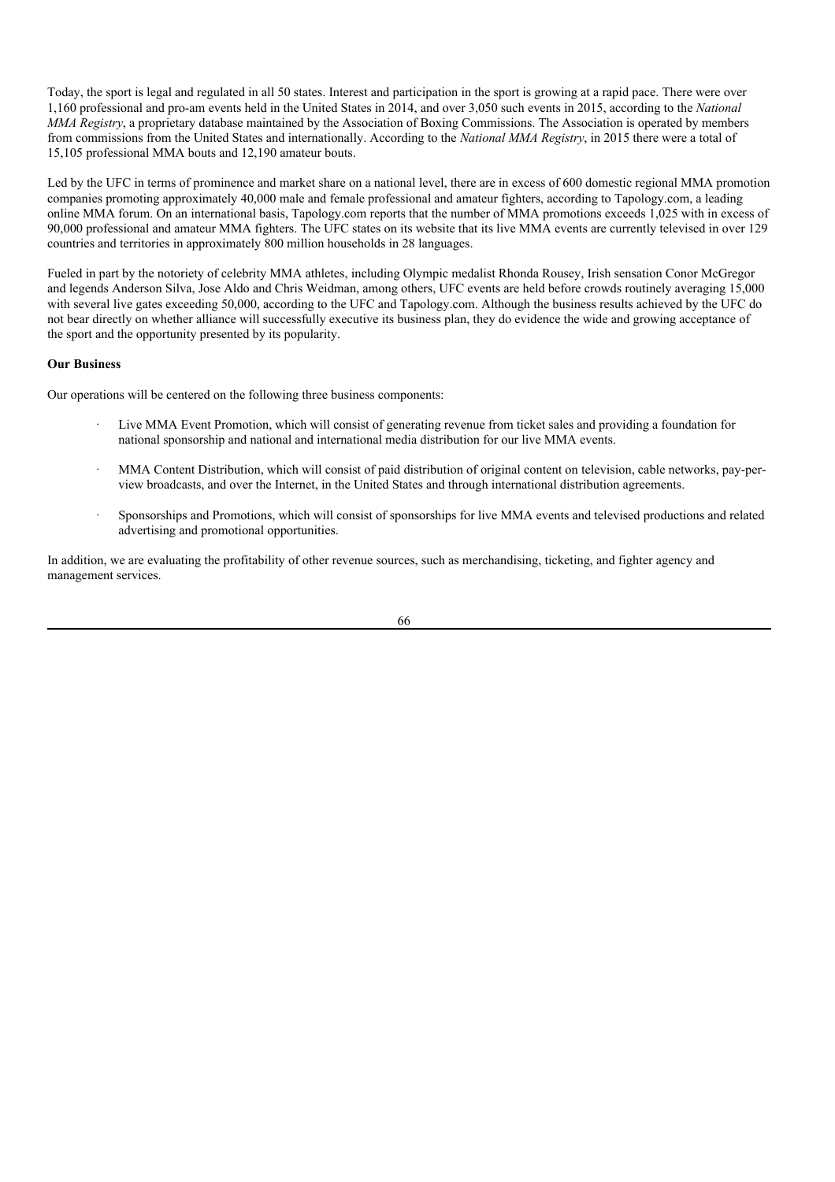Today, the sport is legal and regulated in all 50 states. Interest and participation in the sport is growing at a rapid pace. There were over 1,160 professional and pro-am events held in the United States in 2014, and over 3,050 such events in 2015, according to the *National MMA Registry*, a proprietary database maintained by the Association of Boxing Commissions. The Association is operated by members from commissions from the United States and internationally. According to the *National MMA Registry*, in 2015 there were a total of 15,105 professional MMA bouts and 12,190 amateur bouts.

Led by the UFC in terms of prominence and market share on a national level, there are in excess of 600 domestic regional MMA promotion companies promoting approximately 40,000 male and female professional and amateur fighters, according to Tapology.com, a leading online MMA forum. On an international basis, Tapology.com reports that the number of MMA promotions exceeds 1,025 with in excess of 90,000 professional and amateur MMA fighters. The UFC states on its website that its live MMA events are currently televised in over 129 countries and territories in approximately 800 million households in 28 languages.

Fueled in part by the notoriety of celebrity MMA athletes, including Olympic medalist Rhonda Rousey, Irish sensation Conor McGregor and legends Anderson Silva, Jose Aldo and Chris Weidman, among others, UFC events are held before crowds routinely averaging 15,000 with several live gates exceeding 50,000, according to the UFC and Tapology.com. Although the business results achieved by the UFC do not bear directly on whether alliance will successfully executive its business plan, they do evidence the wide and growing acceptance of the sport and the opportunity presented by its popularity.

**Our Business**

Our operations will be centered on the following three business components:

- Live MMA Event Promotion, which will consist of generating revenue from ticket sales and providing a foundation for national sponsorship and national and international media distribution for our live MMA events.
- MMA Content Distribution, which will consist of paid distribution of original content on television, cable networks, pay-per-view broadcasts, and over the Internet, in the United States and through international distribution agreements.
- Sponsorships and Promotions, which will consist of sponsorships for live MMA events and televised productions and related advertising and promotional opportunities.

In addition, we are evaluating the profitability of other revenue sources, such as merchandising, ticketing, and fighter agency and management services.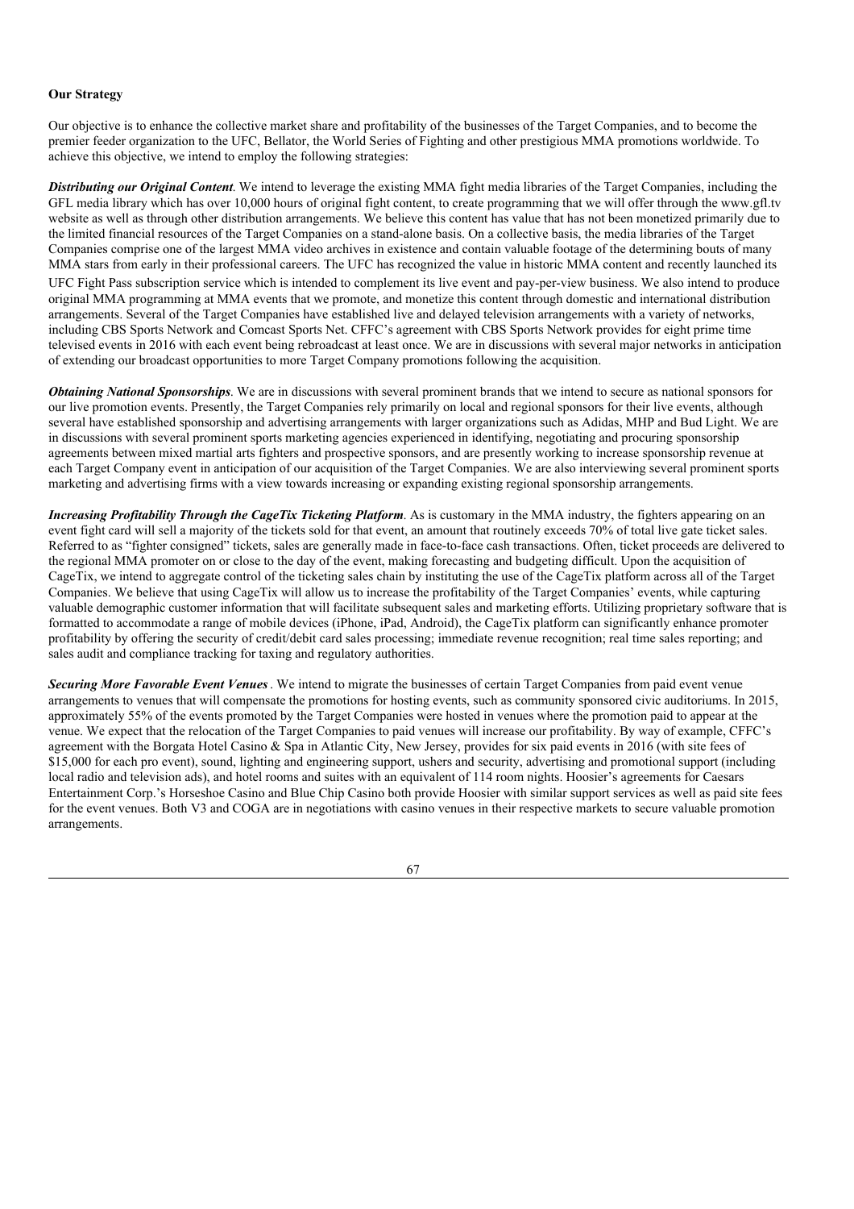**Our Strategy**

Our objective is to enhance the collective market share and profitability of the businesses of the Target Companies, and to become the premier feeder organization to the UFC, Bellator, the World Series of Fighting and other prestigious MMA promotions worldwide. To achieve this objective, we intend to employ the following strategies:

***Distributing our Original Content***. We intend to leverage the existing MMA fight media libraries of the Target Companies, including the GFL media library which has over 10,000 hours of original fight content, to create programming that we will offer through the www.gfl.tv website as well as through other distribution arrangements. We believe this content has value that has not been monetized primarily due to the limited financial resources of the Target Companies on a stand-alone basis. On a collective basis, the media libraries of the Target Companies comprise one of the largest MMA video archives in existence and contain valuable footage of the determining bouts of many MMA stars from early in their professional careers. The UFC has recognized the value in historic MMA content and recently launched its UFC Fight Pass subscription service which is intended to complement its live event and pay-per-view business. We also intend to produce original MMA programming at MMA events that we promote, and monetize this content through domestic and international distribution arrangements. Several of the Target Companies have established live and delayed television arrangements with a variety of networks, including CBS Sports Network and Comcast Sports Net. CFFC's agreement with CBS Sports Network provides for eight prime time televised events in 2016 with each event being rebroadcast at least once. We are in discussions with several major networks in anticipation of extending our broadcast opportunities to more Target Company promotions following the acquisition.

***Obtaining National Sponsorships***. We are in discussions with several prominent brands that we intend to secure as national sponsors for our live promotion events. Presently, the Target Companies rely primarily on local and regional sponsors for their live events, although several have established sponsorship and advertising arrangements with larger organizations such as Adidas, MHP and Bud Light. We are in discussions with several prominent sports marketing agencies experienced in identifying, negotiating and procuring sponsorship agreements between mixed martial arts fighters and prospective sponsors, and are presently working to increase sponsorship revenue at each Target Company event in anticipation of our acquisition of the Target Companies. We are also interviewing several prominent sports marketing and advertising firms with a view towards increasing or expanding existing regional sponsorship arrangements.

***Increasing Profitability Through the CageTix Ticketing Platform***. As is customary in the MMA industry, the fighters appearing on an event fight card will sell a majority of the tickets sold for that event, an amount that routinely exceeds 70% of total live gate ticket sales. Referred to as "fighter consigned" tickets, sales are generally made in face-to-face cash transactions. Often, ticket proceeds are delivered to the regional MMA promoter on or close to the day of the event, making forecasting and budgeting difficult. Upon the acquisition of CageTix, we intend to aggregate control of the ticketing sales chain by instituting the use of the CageTix platform across all of the Target Companies. We believe that using CageTix will allow us to increase the profitability of the Target Companies' events, while capturing valuable demographic customer information that will facilitate subsequent sales and marketing efforts. Utilizing proprietary software that is formatted to accommodate a range of mobile devices (iPhone, iPad, Android), the CageTix platform can significantly enhance promoter profitability by offering the security of credit/debit card sales processing; immediate revenue recognition; real time sales reporting; and sales audit and compliance tracking for taxing and regulatory authorities.

***Securing More Favorable Event Venues***. We intend to migrate the businesses of certain Target Companies from paid event venue arrangements to venues that will compensate the promotions for hosting events, such as community sponsored civic auditoriums. In 2015, approximately 55% of the events promoted by the Target Companies were hosted in venues where the promotion paid to appear at the venue. We expect that the relocation of the Target Companies to paid venues will increase our profitability. By way of example, CFFC's agreement with the Borgata Hotel Casino & Spa in Atlantic City, New Jersey, provides for six paid events in 2016 (with site fees of $15,000 for each pro event), sound, lighting and engineering support, ushers and security, advertising and promotional support (including local radio and television ads), and hotel rooms and suites with an equivalent of 114 room nights. Hoosier's agreements for Caesars Entertainment Corp.'s Horseshoe Casino and Blue Chip Casino both provide Hoosier with similar support services as well as paid site fees for the event venues. Both V3 and COGA are in negotiations with casino venues in their respective markets to secure valuable promotion arrangements.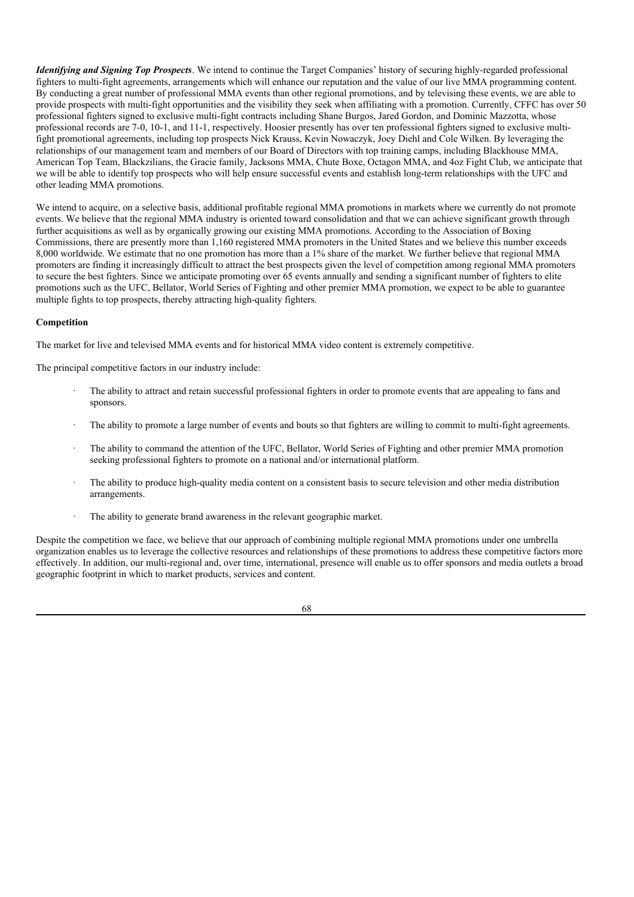***Identifying and Signing Top Prospects***. We intend to continue the Target Companies' history of securing highly-regarded professional fighters to multi-fight agreements, arrangements which will enhance our reputation and the value of our live MMA programming content. By conducting a great number of professional MMA events than other regional promotions, and by televising these events, we are able to provide prospects with multi-fight opportunities and the visibility they seek when affiliating with a promotion. Currently, CFFC has over 50 professional fighters signed to exclusive multi-fight contracts including Shane Burgos, Jared Gordon, and Dominic Mazzotta, whose professional records are 7-0, 10-1, and 11-1, respectively. Hoosier presently has over ten professional fighters signed to exclusive multi-fight promotional agreements, including top prospects Nick Krauss, Kevin Nowaczyk, Joey Diehl and Cole Wilken. By leveraging the relationships of our management team and members of our Board of Directors with top training camps, including Blackhouse MMA, American Top Team, Blackzilians, the Gracie family, Jacksons MMA, Chute Boxe, Octagon MMA, and 4oz Fight Club, we anticipate that we will be able to identify top prospects who will help ensure successful events and establish long-term relationships with the UFC and other leading MMA promotions.

We intend to acquire, on a selective basis, additional profitable regional MMA promotions in markets where we currently do not promote events. We believe that the regional MMA industry is oriented toward consolidation and that we can achieve significant growth through further acquisitions as well as by organically growing our existing MMA promotions. According to the Association of Boxing Commissions, there are presently more than 1,160 registered MMA promoters in the United States and we believe this number exceeds 8,000 worldwide. We estimate that no one promotion has more than a 1% share of the market. We further believe that regional MMA promoters are finding it increasingly difficult to attract the best prospects given the level of competition among regional MMA promoters to secure the best fighters. Since we anticipate promoting over 65 events annually and sending a significant number of fighters to elite promotions such as the UFC, Bellator, World Series of Fighting and other premier MMA promotion, we expect to be able to guarantee multiple fights to top prospects, thereby attracting high-quality fighters.

**Competition**

The market for live and televised MMA events and for historical MMA video content is extremely competitive.

The principal competitive factors in our industry include:

- The ability to attract and retain successful professional fighters in order to promote events that are appealing to fans and sponsors.
- The ability to promote a large number of events and bouts so that fighters are willing to commit to multi-fight agreements.
- The ability to command the attention of the UFC, Bellator, World Series of Fighting and other premier MMA promotion seeking professional fighters to promote on a national and/or international platform.
- The ability to produce high-quality media content on a consistent basis to secure television and other media distribution arrangements.
- The ability to generate brand awareness in the relevant geographic market.

Despite the competition we face, we believe that our approach of combining multiple regional MMA promotions under one umbrella organization enables us to leverage the collective resources and relationships of these promotions to address these competitive factors more effectively. In addition, our multi-regional and, over time, international, presence will enable us to offer sponsors and media outlets a broad geographic footprint in which to market products, services and content.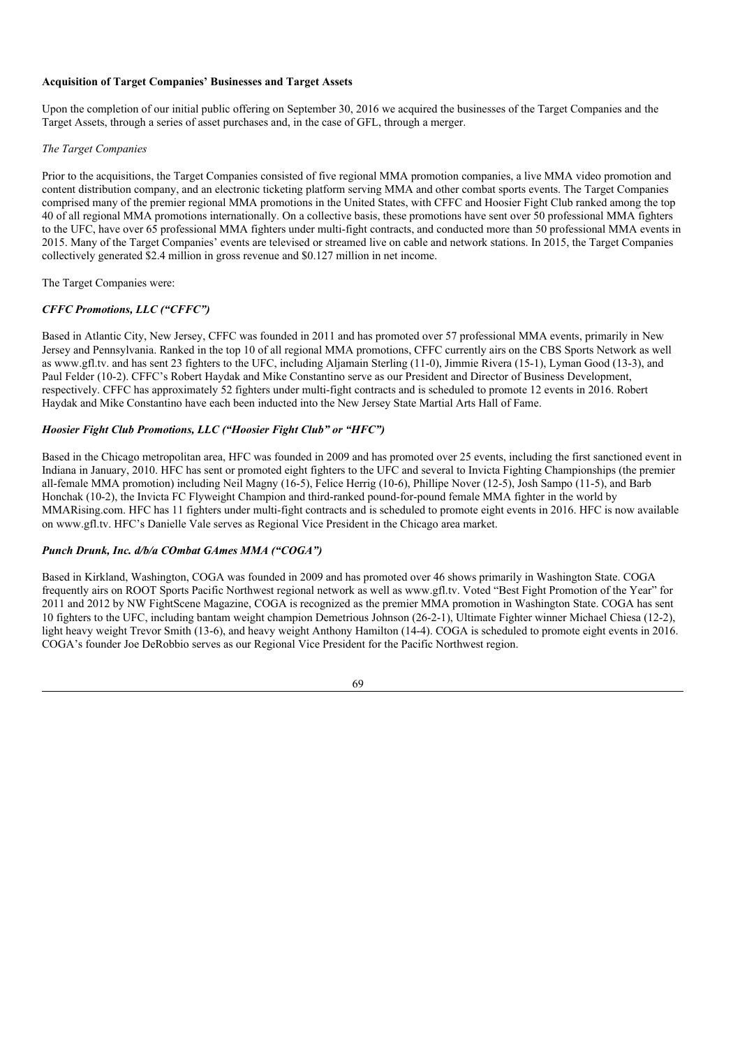**Acquisition of Target Companies' Businesses and Target Assets**

Upon the completion of our initial public offering on September 30, 2016 we acquired the businesses of the Target Companies and the Target Assets, through a series of asset purchases and, in the case of GFL, through a merger.

*The Target Companies*

Prior to the acquisitions, the Target Companies consisted of five regional MMA promotion companies, a live MMA video promotion and content distribution company, and an electronic ticketing platform serving MMA and other combat sports events. The Target Companies comprised many of the premier regional MMA promotions in the United States, with CFFC and Hoosier Fight Club ranked among the top 40 of all regional MMA promotions internationally. On a collective basis, these promotions have sent over 50 professional MMA fighters to the UFC, have over 65 professional MMA fighters under multi-fight contracts, and conducted more than 50 professional MMA events in 2015. Many of the Target Companies' events are televised or streamed live on cable and network stations. In 2015, the Target Companies collectively generated $2.4 million in gross revenue and $0.127 million in net income.

The Target Companies were:

***CFFC Promotions, LLC ("CFFC")***

Based in Atlantic City, New Jersey, CFFC was founded in 2011 and has promoted over 57 professional MMA events, primarily in New Jersey and Pennsylvania. Ranked in the top 10 of all regional MMA promotions, CFFC currently airs on the CBS Sports Network as well as www.gfl.tv. and has sent 23 fighters to the UFC, including Aljamain Sterling (11-0), Jimmie Rivera (15-1), Lyman Good (13-3), and Paul Felder (10-2). CFFC's Robert Haydak and Mike Constantino serve as our President and Director of Business Development, respectively. CFFC has approximately 52 fighters under multi-fight contracts and is scheduled to promote 12 events in 2016. Robert Haydak and Mike Constantino have each been inducted into the New Jersey State Martial Arts Hall of Fame.

***Hoosier Fight Club Promotions, LLC ("Hoosier Fight Club" or "HFC")***

Based in the Chicago metropolitan area, HFC was founded in 2009 and has promoted over 25 events, including the first sanctioned event in Indiana in January, 2010. HFC has sent or promoted eight fighters to the UFC and several to Invicta Fighting Championships (the premier all-female MMA promotion) including Neil Magny (16-5), Felice Herrig (10-6), Phillipe Nover (12-5), Josh Sampo (11-5), and Barb Honchak (10-2), the Invicta FC Flyweight Champion and third-ranked pound-for-pound female MMA fighter in the world by MMARising.com. HFC has 11 fighters under multi-fight contracts and is scheduled to promote eight events in 2016. HFC is now available on www.gfl.tv. HFC's Danielle Vale serves as Regional Vice President in the Chicago area market.

***Punch Drunk, Inc. d/b/a COmbat GAmes MMA ("COGA")***

Based in Kirkland, Washington, COGA was founded in 2009 and has promoted over 46 shows primarily in Washington State. COGA frequently airs on ROOT Sports Pacific Northwest regional network as well as www.gfl.tv. Voted "Best Fight Promotion of the Year" for 2011 and 2012 by NW FightScene Magazine, COGA is recognized as the premier MMA promotion in Washington State. COGA has sent 10 fighters to the UFC, including bantam weight champion Demetrious Johnson (26-2-1), Ultimate Fighter winner Michael Chiesa (12-2), light heavy weight Trevor Smith (13-6), and heavy weight Anthony Hamilton (14-4). COGA is scheduled to promote eight events in 2016. COGA's founder Joe DeRobbio serves as our Regional Vice President for the Pacific Northwest region.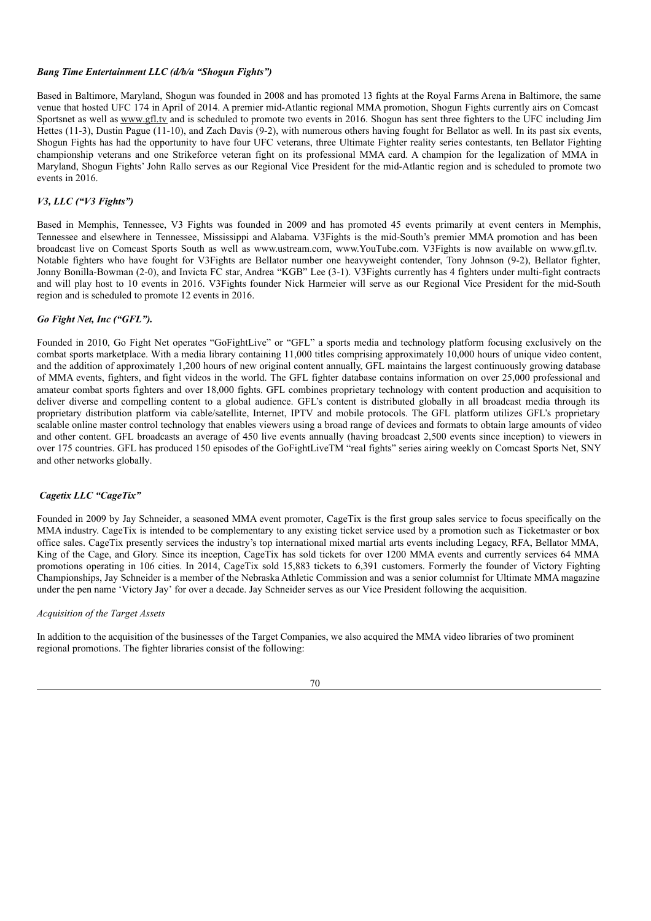***Bang Time Entertainment LLC (d/b/a "Shogun Fights")***

Based in Baltimore, Maryland, Shogun was founded in 2008 and has promoted 13 fights at the Royal Farms Arena in Baltimore, the same venue that hosted UFC 174 in April of 2014. A premier mid-Atlantic regional MMA promotion, Shogun Fights currently airs on Comcast Sportsnet as well as www.gfl.tv and is scheduled to promote two events in 2016. Shogun has sent three fighters to the UFC including Jim Hettes (11-3), Dustin Pague (11-10), and Zach Davis (9-2), with numerous others having fought for Bellator as well. In its past six events, Shogun Fights has had the opportunity to have four UFC veterans, three Ultimate Fighter reality series contestants, ten Bellator Fighting championship veterans and one Strikeforce veteran fight on its professional MMA card. A champion for the legalization of MMA in Maryland, Shogun Fights' John Rallo serves as our Regional Vice President for the mid-Atlantic region and is scheduled to promote two events in 2016.

***V3, LLC ("V3 Fights")***

Based in Memphis, Tennessee, V3 Fights was founded in 2009 and has promoted 45 events primarily at event centers in Memphis, Tennessee and elsewhere in Tennessee, Mississippi and Alabama. V3Fights is the mid-South's premier MMA promotion and has been broadcast live on Comcast Sports South as well as www.ustream.com, www.YouTube.com. V3Fights is now available on www.gfl.tv. Notable fighters who have fought for V3Fights are Bellator number one heavyweight contender, Tony Johnson (9-2), Bellator fighter, Jonny Bonilla-Bowman (2-0), and Invicta FC star, Andrea "KGB" Lee (3-1). V3Fights currently has 4 fighters under multi-fight contracts and will play host to 10 events in 2016. V3Fights founder Nick Harmeier will serve as our Regional Vice President for the mid-South region and is scheduled to promote 12 events in 2016.

***Go Fight Net, Inc ("GFL").***

Founded in 2010, Go Fight Net operates "GoFightLive" or "GFL" a sports media and technology platform focusing exclusively on the combat sports marketplace. With a media library containing 11,000 titles comprising approximately 10,000 hours of unique video content, and the addition of approximately 1,200 hours of new original content annually, GFL maintains the largest continuously growing database of MMA events, fighters, and fight videos in the world. The GFL fighter database contains information on over 25,000 professional and amateur combat sports fighters and over 18,000 fights. GFL combines proprietary technology with content production and acquisition to deliver diverse and compelling content to a global audience. GFL's content is distributed globally in all broadcast media through its proprietary distribution platform via cable/satellite, Internet, IPTV and mobile protocols. The GFL platform utilizes GFL's proprietary scalable online master control technology that enables viewers using a broad range of devices and formats to obtain large amounts of video and other content. GFL broadcasts an average of 450 live events annually (having broadcast 2,500 events since inception) to viewers in over 175 countries. GFL has produced 150 episodes of the GoFightLiveTM "real fights" series airing weekly on Comcast Sports Net, SNY and other networks globally.

***Cagetix LLC "CageTix"***

Founded in 2009 by Jay Schneider, a seasoned MMA event promoter, CageTix is the first group sales service to focus specifically on the MMA industry. CageTix is intended to be complementary to any existing ticket service used by a promotion such as Ticketmaster or box office sales. CageTix presently services the industry's top international mixed martial arts events including Legacy, RFA, Bellator MMA, King of the Cage, and Glory. Since its inception, CageTix has sold tickets for over 1200 MMA events and currently services 64 MMA promotions operating in 106 cities. In 2014, CageTix sold 15,883 tickets to 6,391 customers. Formerly the founder of Victory Fighting Championships, Jay Schneider is a member of the Nebraska Athletic Commission and was a senior columnist for Ultimate MMA magazine under the pen name 'Victory Jay' for over a decade. Jay Schneider serves as our Vice President following the acquisition.

*Acquisition of the Target Assets*

In addition to the acquisition of the businesses of the Target Companies, we also acquired the MMA video libraries of two prominent regional promotions. The fighter libraries consist of the following: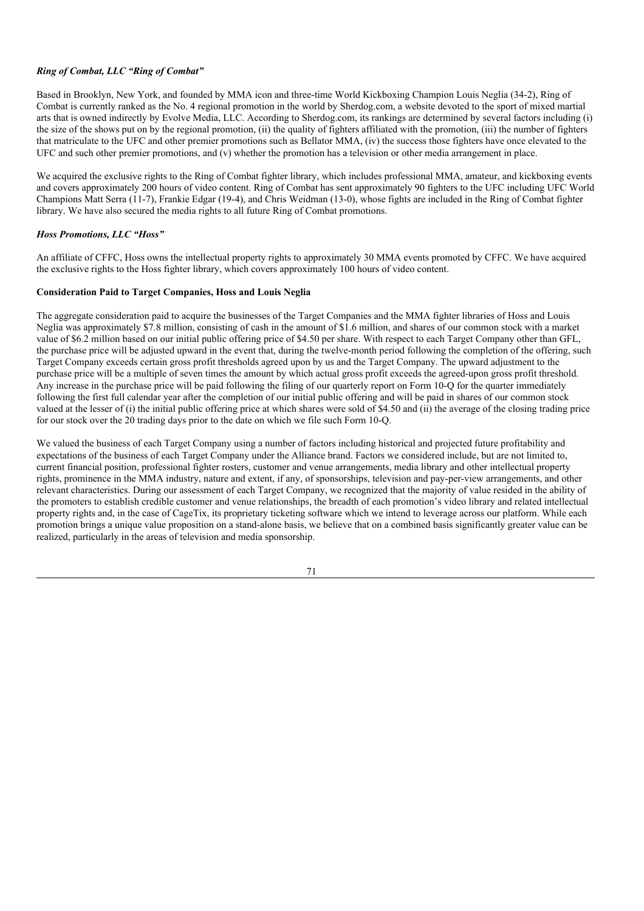### *Ring of Combat, LLC "Ring of Combat"*

Based in Brooklyn, New York, and founded by MMA icon and three-time World Kickboxing Champion Louis Neglia (34-2), Ring of Combat is currently ranked as the No. 4 regional promotion in the world by Sherdog.com, a website devoted to the sport of mixed martial arts that is owned indirectly by Evolve Media, LLC. According to Sherdog.com, its rankings are determined by several factors including (i) the size of the shows put on by the regional promotion, (ii) the quality of fighters affiliated with the promotion, (iii) the number of fighters that matriculate to the UFC and other premier promotions such as Bellator MMA, (iv) the success those fighters have once elevated to the UFC and such other premier promotions, and (v) whether the promotion has a television or other media arrangement in place.

We acquired the exclusive rights to the Ring of Combat fighter library, which includes professional MMA, amateur, and kickboxing events and covers approximately 200 hours of video content. Ring of Combat has sent approximately 90 fighters to the UFC including UFC World Champions Matt Serra (11-7), Frankie Edgar (19-4), and Chris Weidman (13-0), whose fights are included in the Ring of Combat fighter library. We have also secured the media rights to all future Ring of Combat promotions.

### *Hoss Promotions, LLC "Hoss"*

An affiliate of CFFC, Hoss owns the intellectual property rights to approximately 30 MMA events promoted by CFFC. We have acquired the exclusive rights to the Hoss fighter library, which covers approximately 100 hours of video content.

### Consideration Paid to Target Companies, Hoss and Louis Neglia

The aggregate consideration paid to acquire the businesses of the Target Companies and the MMA fighter libraries of Hoss and Louis Neglia was approximately $7.8 million, consisting of cash in the amount of $1.6 million, and shares of our common stock with a market value of $6.2 million based on our initial public offering price of $4.50 per share. With respect to each Target Company other than GFL, the purchase price will be adjusted upward in the event that, during the twelve-month period following the completion of the offering, such Target Company exceeds certain gross profit thresholds agreed upon by us and the Target Company. The upward adjustment to the purchase price will be a multiple of seven times the amount by which actual gross profit exceeds the agreed-upon gross profit threshold. Any increase in the purchase price will be paid following the filing of our quarterly report on Form 10-Q for the quarter immediately following the first full calendar year after the completion of our initial public offering and will be paid in shares of our common stock valued at the lesser of (i) the initial public offering price at which shares were sold of $4.50 and (ii) the average of the closing trading price for our stock over the 20 trading days prior to the date on which we file such Form 10-Q.

We valued the business of each Target Company using a number of factors including historical and projected future profitability and expectations of the business of each Target Company under the Alliance brand. Factors we considered include, but are not limited to, current financial position, professional fighter rosters, customer and venue arrangements, media library and other intellectual property rights, prominence in the MMA industry, nature and extent, if any, of sponsorships, television and pay-per-view arrangements, and other relevant characteristics. During our assessment of each Target Company, we recognized that the majority of value resided in the ability of the promoters to establish credible customer and venue relationships, the breadth of each promotion's video library and related intellectual property rights and, in the case of CageTix, its proprietary ticketing software which we intend to leverage across our platform. While each promotion brings a unique value proposition on a stand-alone basis, we believe that on a combined basis significantly greater value can be realized, particularly in the areas of television and media sponsorship.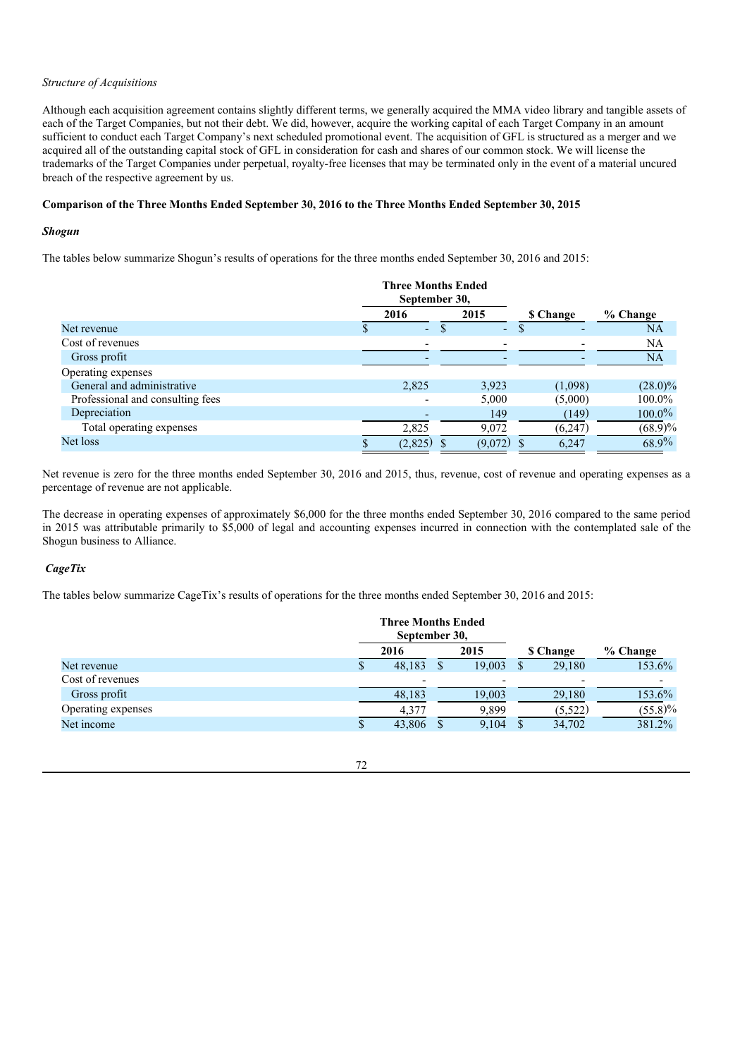*Structure of Acquisitions*

Although each acquisition agreement contains slightly different terms, we generally acquired the MMA video library and tangible assets of each of the Target Companies, but not their debt. We did, however, acquire the working capital of each Target Company in an amount sufficient to conduct each Target Company's next scheduled promotional event. The acquisition of GFL is structured as a merger and we acquired all of the outstanding capital stock of GFL in consideration for cash and shares of our common stock. We will license the trademarks of the Target Companies under perpetual, royalty-free licenses that may be terminated only in the event of a material uncured breach of the respective agreement by us.

**Comparison of the Three Months Ended September 30, 2016 to the Three Months Ended September 30, 2015**

***Shogun***

The tables below summarize Shogun's results of operations for the three months ended September 30, 2016 and 2015:

| | Three Months Ended September 30, | | | |
|---|---|---|---|---|
| | 2016 | 2015 | $ Change | % Change |
| Net revenue | $ - | $ - | $ - | NA |
| Cost of revenues | - | - | - | NA |
| Gross profit | - | - | - | NA |
| Operating expenses | | | | |
| General and administrative | 2,825 | 3,923 | (1,098) | (28.0)% |
| Professional and consulting fees | - | 5,000 | (5,000) | 100.0% |
| Depreciation | - | 149 | (149) | 100.0% |
| Total operating expenses | 2,825 | 9,072 | (6,247) | (68.9)% |
| Net loss | $ (2,825) | $ (9,072) | $ 6,247 | 68.9% |

Net revenue is zero for the three months ended September 30, 2016 and 2015, thus, revenue, cost of revenue and operating expenses as a percentage of revenue are not applicable.

The decrease in operating expenses of approximately $6,000 for the three months ended September 30, 2016 compared to the same period in 2015 was attributable primarily to $5,000 of legal and accounting expenses incurred in connection with the contemplated sale of the Shogun business to Alliance.

***CageTix***

The tables below summarize CageTix's results of operations for the three months ended September 30, 2016 and 2015:

| | Three Months Ended September 30, | | | |
|---|---|---|---|---|
| | 2016 | 2015 | $ Change | % Change |
| Net revenue | $ 48,183 | $ 19,003 | $ 29,180 | 153.6% |
| Cost of revenues | - | - | - | - |
| Gross profit | 48,183 | 19,003 | 29,180 | 153.6% |
| Operating expenses | 4,377 | 9,899 | (5,522) | (55.8)% |
| Net income | $ 43,806 | $ 9,104 | $ 34,702 | 381.2% |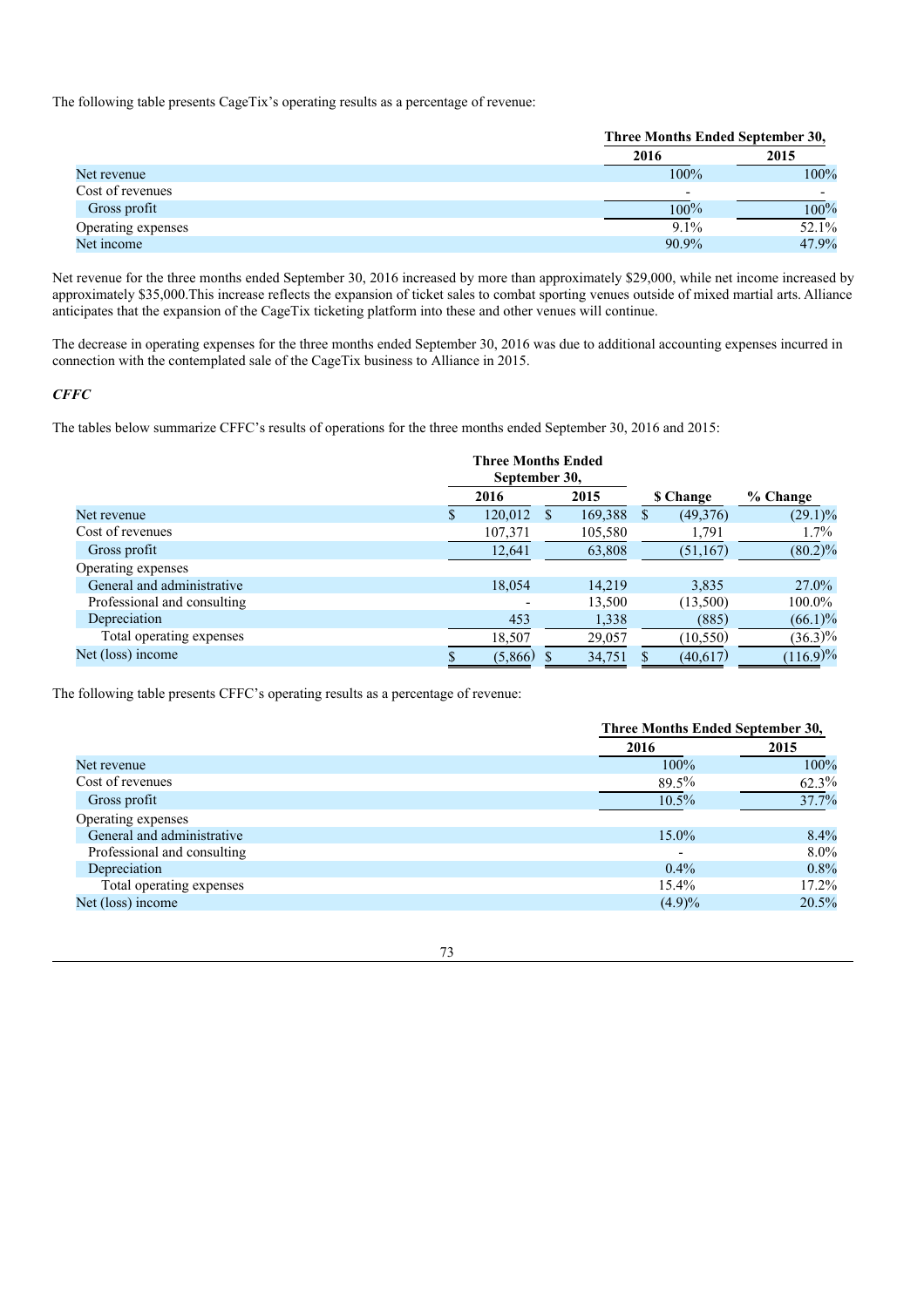The following table presents CageTix's operating results as a percentage of revenue:

| | Three Months Ended September 30, | |
|---|---|---|
| | 2016 | 2015 |
| Net revenue | 100% | 100% |
| Cost of revenues | - | - |
| Gross profit | 100% | 100% |
| Operating expenses | 9.1% | 52.1% |
| Net income | 90.9% | 47.9% |

Net revenue for the three months ended September 30, 2016 increased by more than approximately $29,000, while net income increased by approximately $35,000.This increase reflects the expansion of ticket sales to combat sporting venues outside of mixed martial arts. Alliance anticipates that the expansion of the CageTix ticketing platform into these and other venues will continue.

The decrease in operating expenses for the three months ended September 30, 2016 was due to additional accounting expenses incurred in connection with the contemplated sale of the CageTix business to Alliance in 2015.

***CFFC***

The tables below summarize CFFC's results of operations for the three months ended September 30, 2016 and 2015:

| | Three Months Ended September 30, | | | |
|---|---|---|---|---|
| | 2016 | 2015 | $ Change | % Change |
| Net revenue | $ 120,012 | $ 169,388 | $ (49,376) | (29.1)% |
| Cost of revenues | 107,371 | 105,580 | 1,791 | 1.7% |
| Gross profit | 12,641 | 63,808 | (51,167) | (80.2)% |
| Operating expenses | | | | |
| General and administrative | 18,054 | 14,219 | 3,835 | 27.0% |
| Professional and consulting | - | 13,500 | (13,500) | 100.0% |
| Depreciation | 453 | 1,338 | (885) | (66.1)% |
| Total operating expenses | 18,507 | 29,057 | (10,550) | (36.3)% |
| Net (loss) income | $ (5,866) | $ 34,751 | $ (40,617) | (116.9)% |

The following table presents CFFC's operating results as a percentage of revenue:

| | Three Months Ended September 30, | |
|---|---|---|
| | 2016 | 2015 |
| Net revenue | 100% | 100% |
| Cost of revenues | 89.5% | 62.3% |
| Gross profit | 10.5% | 37.7% |
| Operating expenses | | |
| General and administrative | 15.0% | 8.4% |
| Professional and consulting | - | 8.0% |
| Depreciation | 0.4% | 0.8% |
| Total operating expenses | 15.4% | 17.2% |
| Net (loss) income | (4.9)% | 20.5% |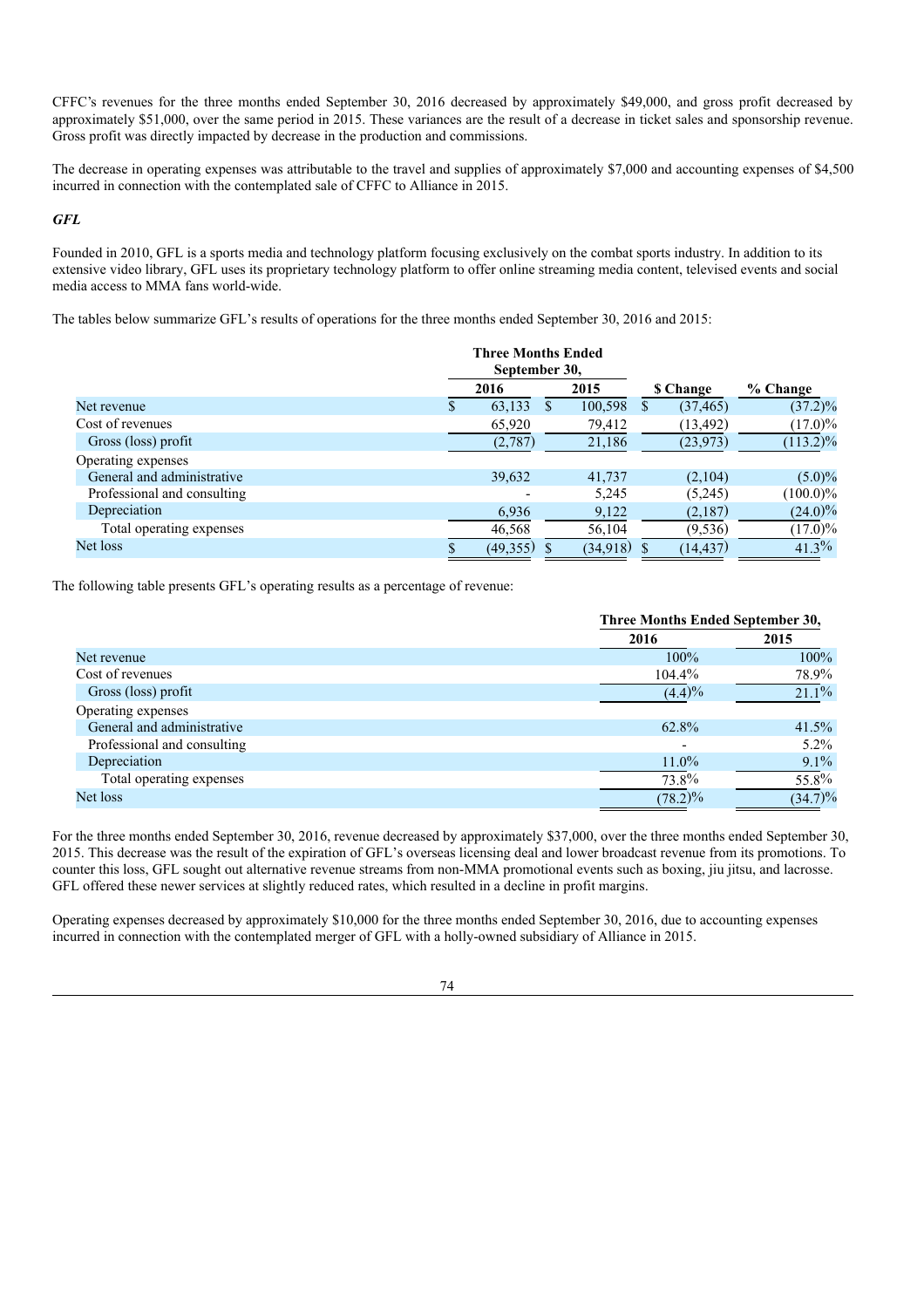CFFC's revenues for the three months ended September 30, 2016 decreased by approximately $49,000, and gross profit decreased by approximately $51,000, over the same period in 2015. These variances are the result of a decrease in ticket sales and sponsorship revenue. Gross profit was directly impacted by decrease in the production and commissions.

The decrease in operating expenses was attributable to the travel and supplies of approximately $7,000 and accounting expenses of $4,500 incurred in connection with the contemplated sale of CFFC to Alliance in 2015.

***GFL***

Founded in 2010, GFL is a sports media and technology platform focusing exclusively on the combat sports industry. In addition to its extensive video library, GFL uses its proprietary technology platform to offer online streaming media content, televised events and social media access to MMA fans world-wide.

The tables below summarize GFL's results of operations for the three months ended September 30, 2016 and 2015:

| | Three Months Ended September 30, | | | |
|---|---|---|---|---|
| | 2016 | 2015 | $ Change | % Change |
| Net revenue | $ 63,133 | $ 100,598 | $ (37,465) | (37.2)% |
| Cost of revenues | 65,920 | 79,412 | (13,492) | (17.0)% |
| Gross (loss) profit | (2,787) | 21,186 | (23,973) | (113.2)% |
| Operating expenses | | | | |
| General and administrative | 39,632 | 41,737 | (2,104) | (5.0)% |
| Professional and consulting | - | 5,245 | (5,245) | (100.0)% |
| Depreciation | 6,936 | 9,122 | (2,187) | (24.0)% |
| Total operating expenses | 46,568 | 56,104 | (9,536) | (17.0)% |
| Net loss | $ (49,355) | $ (34,918) | $ (14,437) | 41.3% |

The following table presents GFL's operating results as a percentage of revenue:

| | Three Months Ended September 30, | |
|---|---|---|
| | 2016 | 2015 |
| Net revenue | 100% | 100% |
| Cost of revenues | 104.4% | 78.9% |
| Gross (loss) profit | (4.4)% | 21.1% |
| Operating expenses | | |
| General and administrative | 62.8% | 41.5% |
| Professional and consulting | - | 5.2% |
| Depreciation | 11.0% | 9.1% |
| Total operating expenses | 73.8% | 55.8% |
| Net loss | (78.2)% | (34.7)% |

For the three months ended September 30, 2016, revenue decreased by approximately $37,000, over the three months ended September 30, 2015. This decrease was the result of the expiration of GFL's overseas licensing deal and lower broadcast revenue from its promotions. To counter this loss, GFL sought out alternative revenue streams from non-MMA promotional events such as boxing, jiu jitsu, and lacrosse. GFL offered these newer services at slightly reduced rates, which resulted in a decline in profit margins.

Operating expenses decreased by approximately $10,000 for the three months ended September 30, 2016, due to accounting expenses incurred in connection with the contemplated merger of GFL with a holly-owned subsidiary of Alliance in 2015.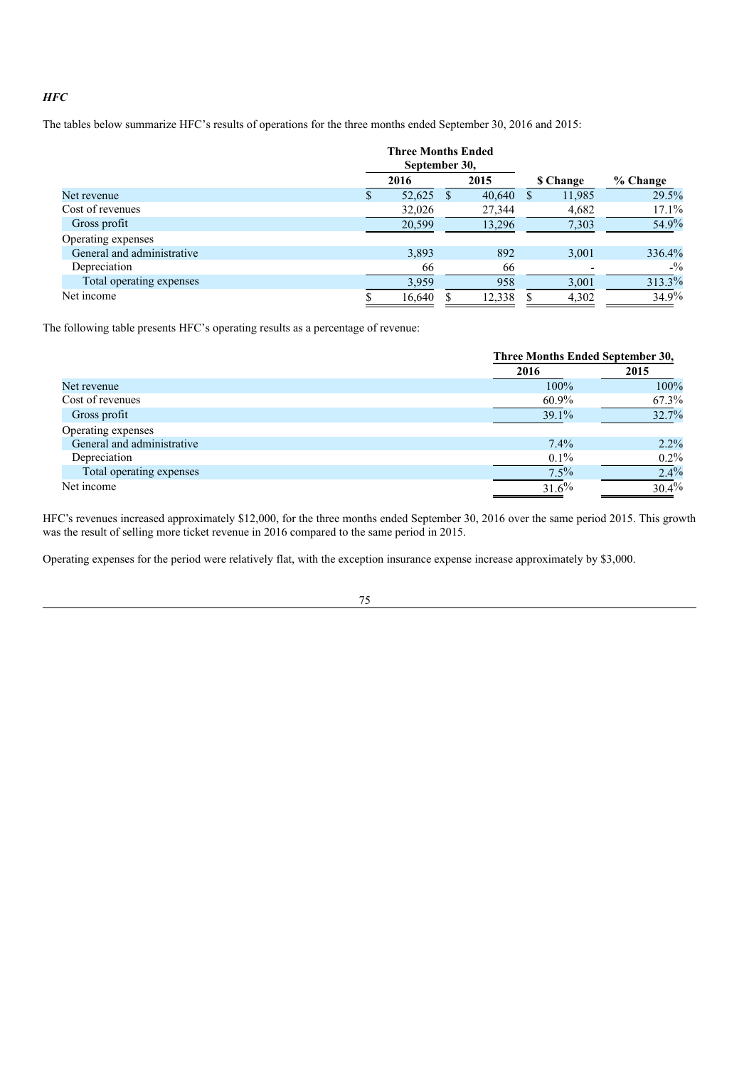***HFC***

The tables below summarize HFC's results of operations for the three months ended September 30, 2016 and 2015:

| | Three Months Ended September 30, | | | |
|---|---|---|---|---|
| | 2016 | 2015 | $ Change | % Change |
| Net revenue | $ 52,625 | $ 40,640 | $ 11,985 | 29.5% |
| Cost of revenues | 32,026 | 27,344 | 4,682 | 17.1% |
| Gross profit | 20,599 | 13,296 | 7,303 | 54.9% |
| Operating expenses | | | | |
| General and administrative | 3,893 | 892 | 3,001 | 336.4% |
| Depreciation | 66 | 66 | - | -% |
| Total operating expenses | 3,959 | 958 | 3,001 | 313.3% |
| Net income | $ 16,640 | $ 12,338 | $ 4,302 | 34.9% |

The following table presents HFC's operating results as a percentage of revenue:

| | Three Months Ended September 30, | |
|---|---|---|
| | 2016 | 2015 |
| Net revenue | 100% | 100% |
| Cost of revenues | 60.9% | 67.3% |
| Gross profit | 39.1% | 32.7% |
| Operating expenses | | |
| General and administrative | 7.4% | 2.2% |
| Depreciation | 0.1% | 0.2% |
| Total operating expenses | 7.5% | 2.4% |
| Net income | 31.6% | 30.4% |

HFC's revenues increased approximately $12,000, for the three months ended September 30, 2016 over the same period 2015. This growth was the result of selling more ticket revenue in 2016 compared to the same period in 2015.

Operating expenses for the period were relatively flat, with the exception insurance expense increase approximately by $3,000.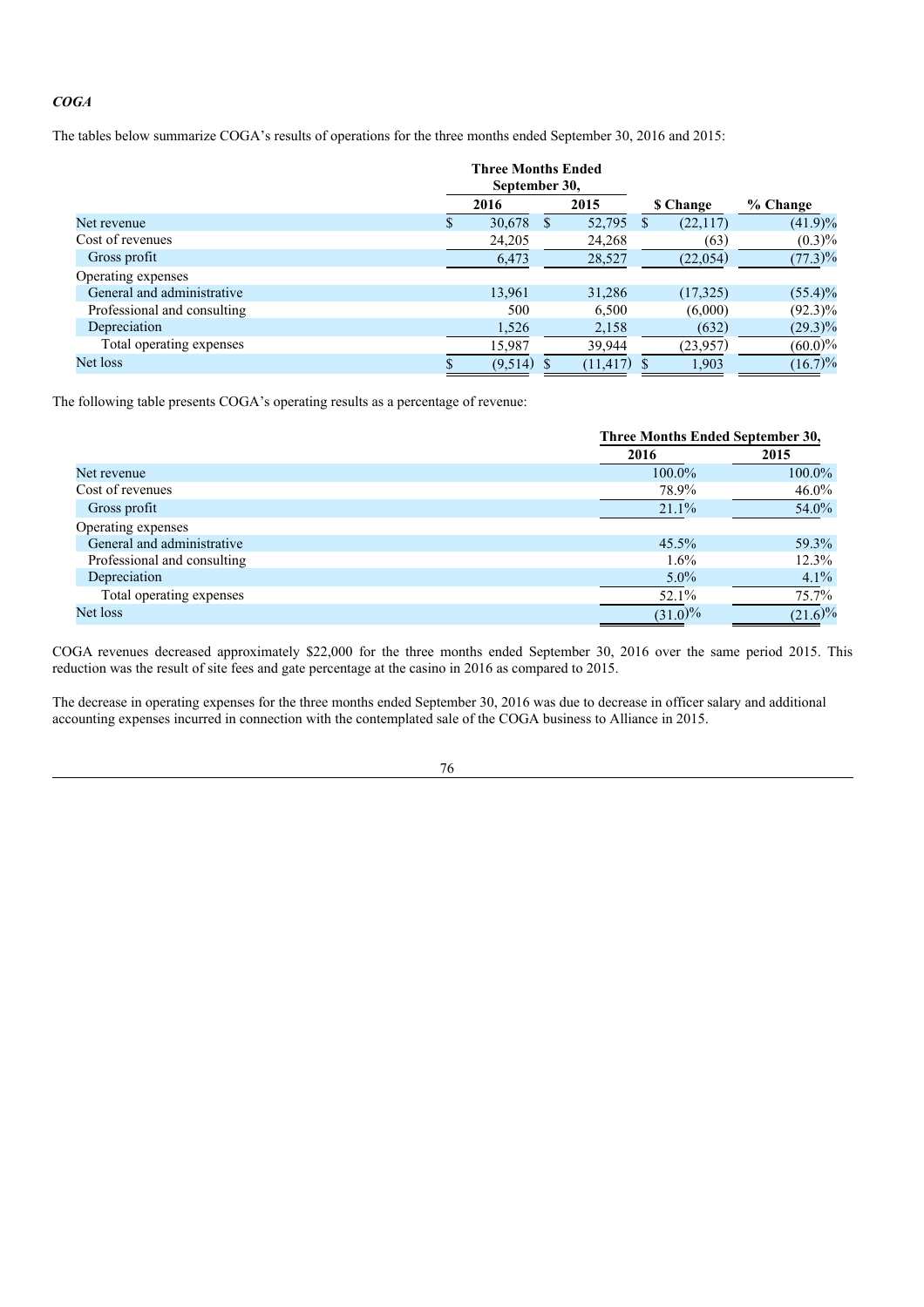***COGA***

The tables below summarize COGA's results of operations for the three months ended September 30, 2016 and 2015:

| | Three Months Ended September 30, | | | |
|---|---|---|---|---|
| | 2016 | 2015 | $ Change | % Change |
| Net revenue | $ 30,678 | $ 52,795 | $ (22,117) | (41.9)% |
| Cost of revenues | 24,205 | 24,268 | (63) | (0.3)% |
| Gross profit | 6,473 | 28,527 | (22,054) | (77.3)% |
| Operating expenses | | | | |
| General and administrative | 13,961 | 31,286 | (17,325) | (55.4)% |
| Professional and consulting | 500 | 6,500 | (6,000) | (92.3)% |
| Depreciation | 1,526 | 2,158 | (632) | (29.3)% |
| Total operating expenses | 15,987 | 39,944 | (23,957) | (60.0)% |
| Net loss | $ (9,514) | $ (11,417) | $ 1,903 | (16.7)% |

The following table presents COGA's operating results as a percentage of revenue:

| | Three Months Ended September 30, | |
|---|---|---|
| | 2016 | 2015 |
| Net revenue | 100.0% | 100.0% |
| Cost of revenues | 78.9% | 46.0% |
| Gross profit | 21.1% | 54.0% |
| Operating expenses | | |
| General and administrative | 45.5% | 59.3% |
| Professional and consulting | 1.6% | 12.3% |
| Depreciation | 5.0% | 4.1% |
| Total operating expenses | 52.1% | 75.7% |
| Net loss | (31.0)% | (21.6)% |

COGA revenues decreased approximately $22,000 for the three months ended September 30, 2016 over the same period 2015. This reduction was the result of site fees and gate percentage at the casino in 2016 as compared to 2015.

The decrease in operating expenses for the three months ended September 30, 2016 was due to decrease in officer salary and additional accounting expenses incurred in connection with the contemplated sale of the COGA business to Alliance in 2015.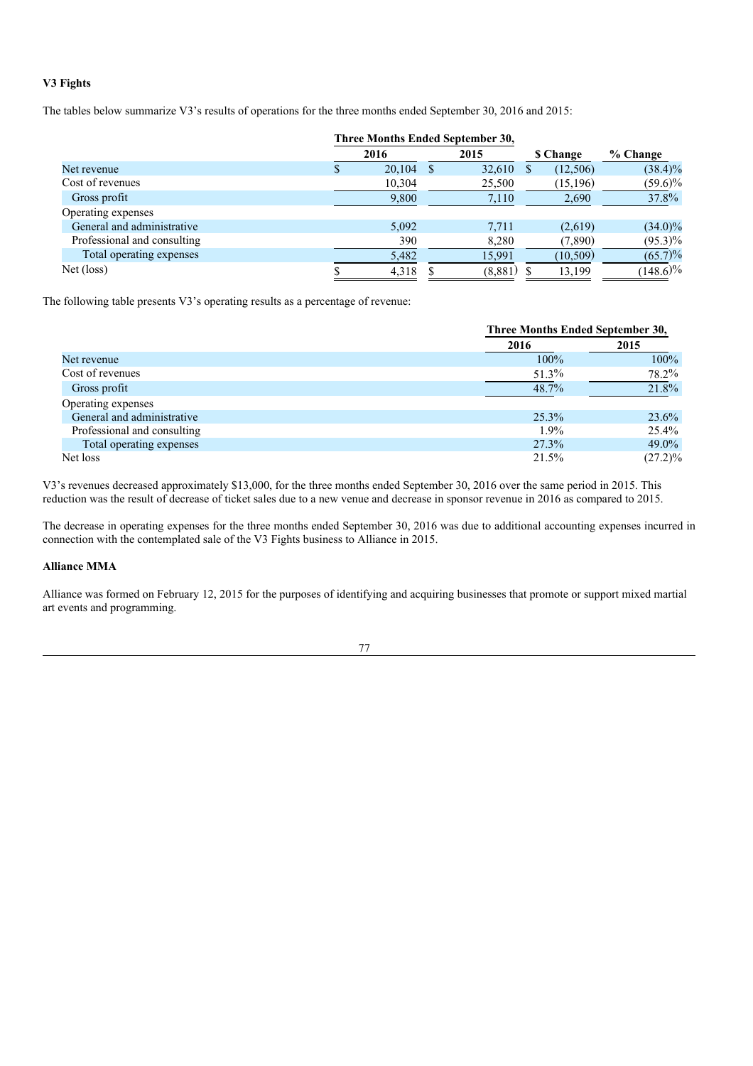**V3 Fights**

The tables below summarize V3's results of operations for the three months ended September 30, 2016 and 2015:

| | Three Months Ended September 30, | | | |
|---|---|---|---|---|
| | 2016 | 2015 | $ Change | % Change |
| Net revenue | $ 20,104 | $ 32,610 | $ (12,506) | (38.4)% |
| Cost of revenues | 10,304 | 25,500 | (15,196) | (59.6)% |
| Gross profit | 9,800 | 7,110 | 2,690 | 37.8% |
| Operating expenses | | | | |
| General and administrative | 5,092 | 7,711 | (2,619) | (34.0)% |
| Professional and consulting | 390 | 8,280 | (7,890) | (95.3)% |
| Total operating expenses | 5,482 | 15,991 | (10,509) | (65.7)% |
| Net (loss) | $ 4,318 | $ (8,881) | $ 13,199 | (148.6)% |

The following table presents V3's operating results as a percentage of revenue:

| | Three Months Ended September 30, | |
|---|---|---|
| | 2016 | 2015 |
| Net revenue | 100% | 100% |
| Cost of revenues | 51.3% | 78.2% |
| Gross profit | 48.7% | 21.8% |
| Operating expenses | | |
| General and administrative | 25.3% | 23.6% |
| Professional and consulting | 1.9% | 25.4% |
| Total operating expenses | 27.3% | 49.0% |
| Net loss | 21.5% | (27.2)% |

V3's revenues decreased approximately $13,000, for the three months ended September 30, 2016 over the same period in 2015. This reduction was the result of decrease of ticket sales due to a new venue and decrease in sponsor revenue in 2016 as compared to 2015.

The decrease in operating expenses for the three months ended September 30, 2016 was due to additional accounting expenses incurred in connection with the contemplated sale of the V3 Fights business to Alliance in 2015.

**Alliance MMA**

Alliance was formed on February 12, 2015 for the purposes of identifying and acquiring businesses that promote or support mixed martial art events and programming.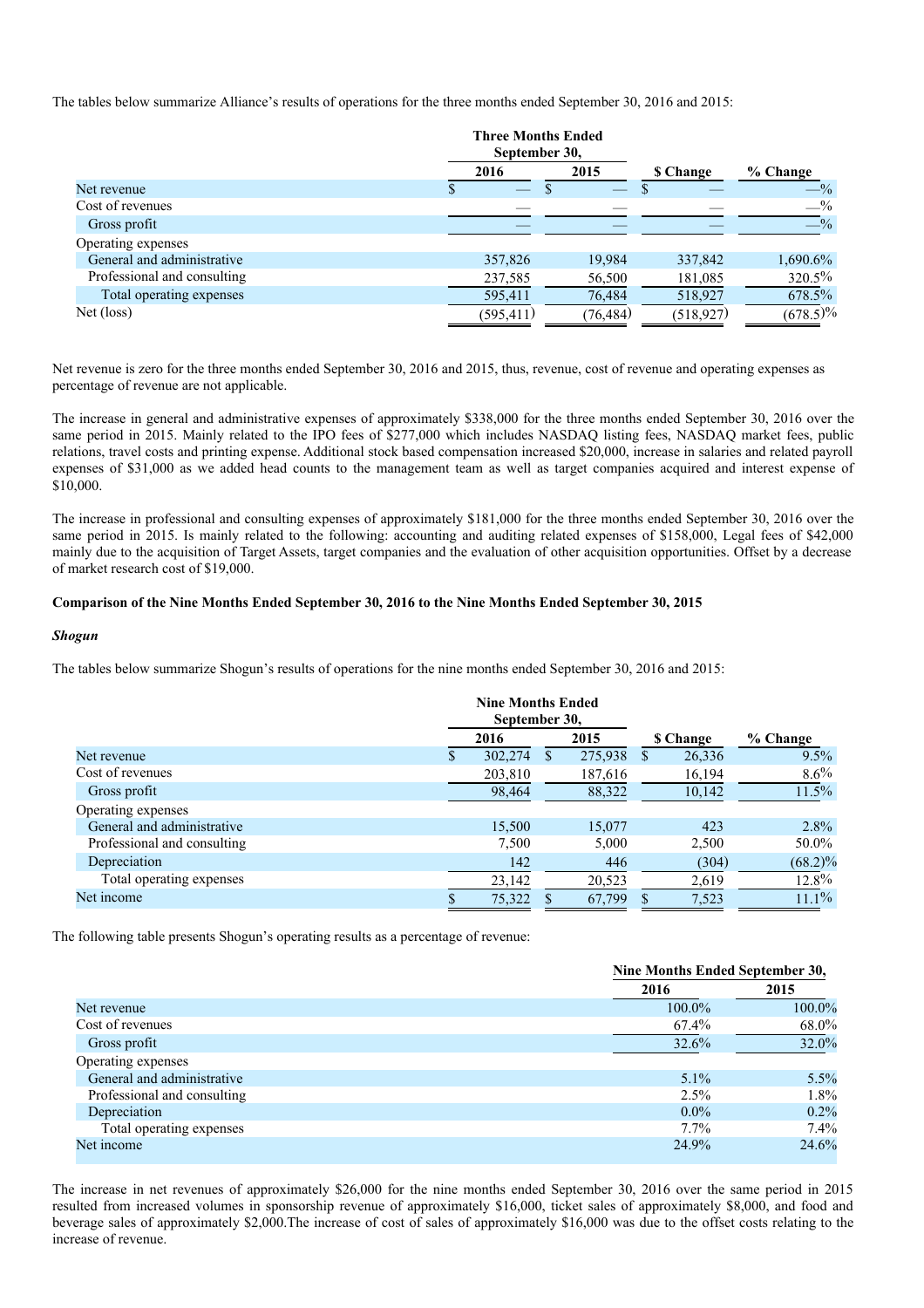The tables below summarize Alliance's results of operations for the three months ended September 30, 2016 and 2015:

| | Three Months Ended September 30, | | | |
|---|---|---|---|---|
| | 2016 | 2015 | $ Change | % Change |
| Net revenue | $ — | $ — | $ — | —% |
| Cost of revenues | — | — | — | —% |
| Gross profit | — | — | — | —% |
| Operating expenses | | | | |
| General and administrative | 357,826 | 19,984 | 337,842 | 1,690.6% |
| Professional and consulting | 237,585 | 56,500 | 181,085 | 320.5% |
| Total operating expenses | 595,411 | 76,484 | 518,927 | 678.5% |
| Net (loss) | (595,411) | (76,484) | (518,927) | (678.5)% |

Net revenue is zero for the three months ended September 30, 2016 and 2015, thus, revenue, cost of revenue and operating expenses as percentage of revenue are not applicable.

The increase in general and administrative expenses of approximately $338,000 for the three months ended September 30, 2016 over the same period in 2015. Mainly related to the IPO fees of $277,000 which includes NASDAQ listing fees, NASDAQ market fees, public relations, travel costs and printing expense. Additional stock based compensation increased $20,000, increase in salaries and related payroll expenses of $31,000 as we added head counts to the management team as well as target companies acquired and interest expense of $10,000.

The increase in professional and consulting expenses of approximately $181,000 for the three months ended September 30, 2016 over the same period in 2015. Is mainly related to the following: accounting and auditing related expenses of $158,000, Legal fees of $42,000 mainly due to the acquisition of Target Assets, target companies and the evaluation of other acquisition opportunities. Offset by a decrease of market research cost of $19,000.

**Comparison of the Nine Months Ended September 30, 2016 to the Nine Months Ended September 30, 2015**

***Shogun***

The tables below summarize Shogun's results of operations for the nine months ended September 30, 2016 and 2015:

| | Nine Months Ended September 30, | | | |
|---|---|---|---|---|
| | 2016 | 2015 | $ Change | % Change |
| Net revenue | $ 302,274 | $ 275,938 | $ 26,336 | 9.5% |
| Cost of revenues | 203,810 | 187,616 | 16,194 | 8.6% |
| Gross profit | 98,464 | 88,322 | 10,142 | 11.5% |
| Operating expenses | | | | |
| General and administrative | 15,500 | 15,077 | 423 | 2.8% |
| Professional and consulting | 7,500 | 5,000 | 2,500 | 50.0% |
| Depreciation | 142 | 446 | (304) | (68.2)% |
| Total operating expenses | 23,142 | 20,523 | 2,619 | 12.8% |
| Net income | $ 75,322 | $ 67,799 | $ 7,523 | 11.1% |

The following table presents Shogun's operating results as a percentage of revenue:

| | Nine Months Ended September 30, | |
|---|---|---|
| | 2016 | 2015 |
| Net revenue | 100.0% | 100.0% |
| Cost of revenues | 67.4% | 68.0% |
| Gross profit | 32.6% | 32.0% |
| Operating expenses | | |
| General and administrative | 5.1% | 5.5% |
| Professional and consulting | 2.5% | 1.8% |
| Depreciation | 0.0% | 0.2% |
| Total operating expenses | 7.7% | 7.4% |
| Net income | 24.9% | 24.6% |

The increase in net revenues of approximately $26,000 for the nine months ended September 30, 2016 over the same period in 2015 resulted from increased volumes in sponsorship revenue of approximately $16,000, ticket sales of approximately $8,000, and food and beverage sales of approximately $2,000.The increase of cost of sales of approximately $16,000 was due to the offset costs relating to the increase of revenue.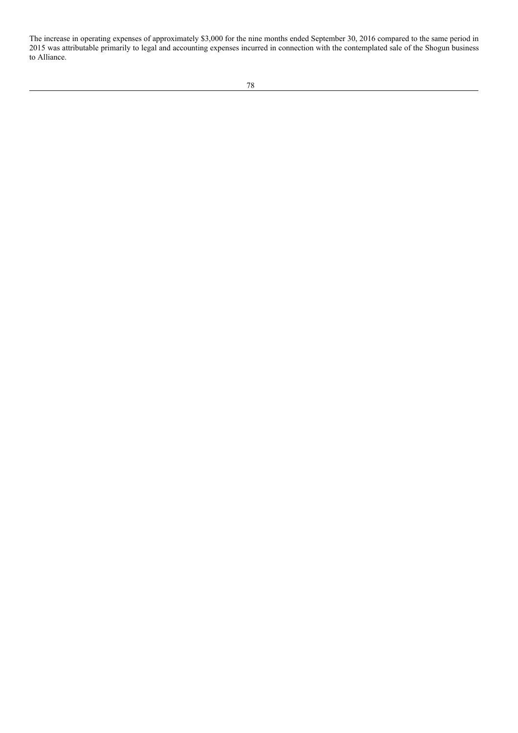The increase in operating expenses of approximately $3,000 for the nine months ended September 30, 2016 compared to the same period in 2015 was attributable primarily to legal and accounting expenses incurred in connection with the contemplated sale of the Shogun business to Alliance.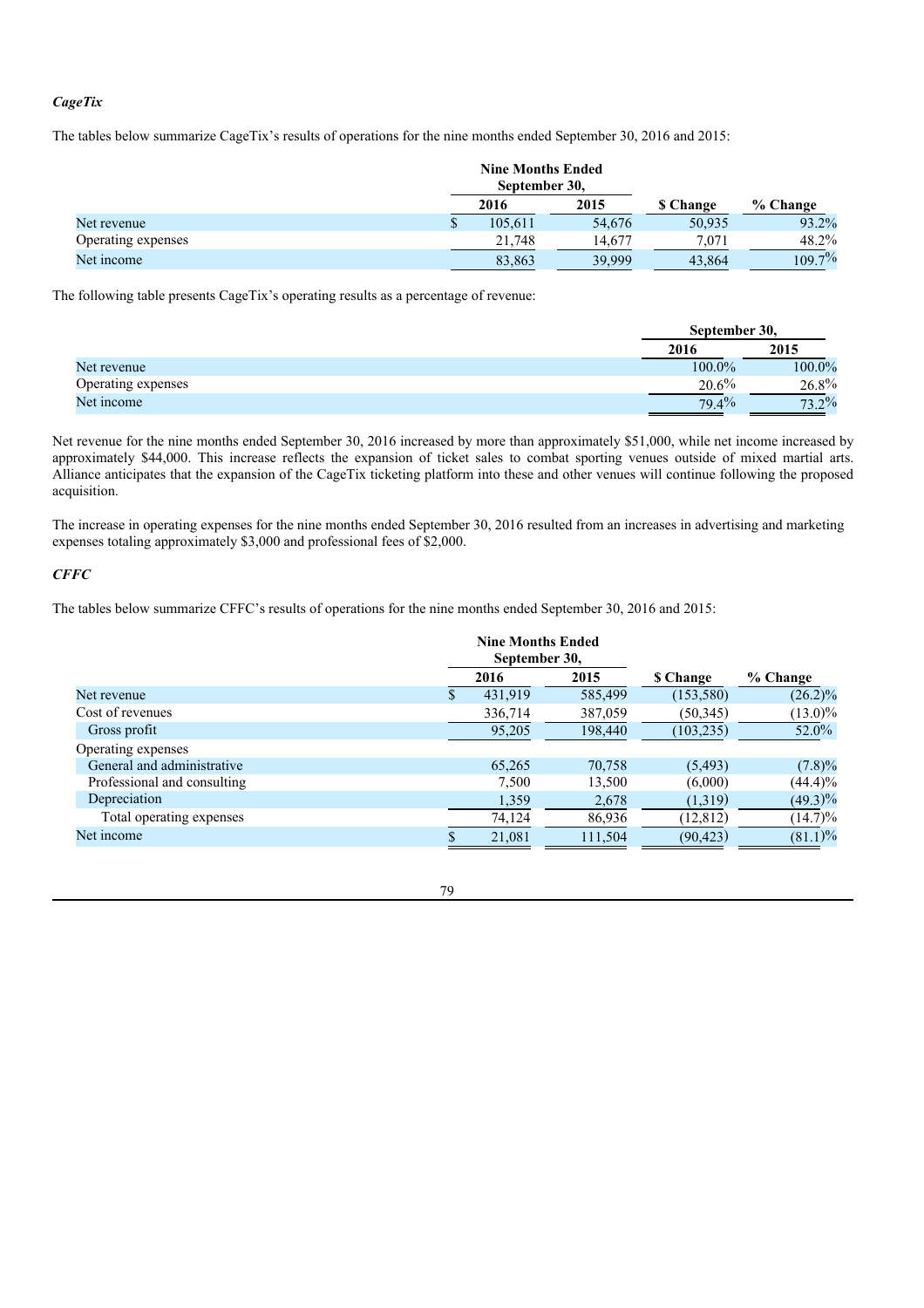***CageTix***

The tables below summarize CageTix's results of operations for the nine months ended September 30, 2016 and 2015:

| | Nine Months Ended September 30, | | | |
|---|---|---|---|---|
| | 2016 | 2015 | $ Change | % Change |
| Net revenue | $ 105,611 | 54,676 | 50,935 | 93.2% |
| Operating expenses | 21,748 | 14,677 | 7,071 | 48.2% |
| Net income | 83,863 | 39,999 | 43,864 | 109.7% |

The following table presents CageTix's operating results as a percentage of revenue:

| | September 30, | |
|---|---|---|
| | 2016 | 2015 |
| Net revenue | 100.0% | 100.0% |
| Operating expenses | 20.6% | 26.8% |
| Net income | 79.4% | 73.2% |

Net revenue for the nine months ended September 30, 2016 increased by more than approximately $51,000, while net income increased by approximately $44,000. This increase reflects the expansion of ticket sales to combat sporting venues outside of mixed martial arts. Alliance anticipates that the expansion of the CageTix ticketing platform into these and other venues will continue following the proposed acquisition.

The increase in operating expenses for the nine months ended September 30, 2016 resulted from an increases in advertising and marketing expenses totaling approximately $3,000 and professional fees of $2,000.

***CFFC***

The tables below summarize CFFC's results of operations for the nine months ended September 30, 2016 and 2015:

| | Nine Months Ended September 30, | | | |
|---|---|---|---|---|
| | 2016 | 2015 | $ Change | % Change |
| Net revenue | $ 431,919 | 585,499 | (153,580) | (26.2)% |
| Cost of revenues | 336,714 | 387,059 | (50,345) | (13.0)% |
| Gross profit | 95,205 | 198,440 | (103,235) | 52.0% |
| Operating expenses | | | | |
| General and administrative | 65,265 | 70,758 | (5,493) | (7.8)% |
| Professional and consulting | 7,500 | 13,500 | (6,000) | (44.4)% |
| Depreciation | 1,359 | 2,678 | (1,319) | (49.3)% |
| Total operating expenses | 74,124 | 86,936 | (12,812) | (14.7)% |
| Net income | $ 21,081 | 111,504 | (90,423) | (81.1)% |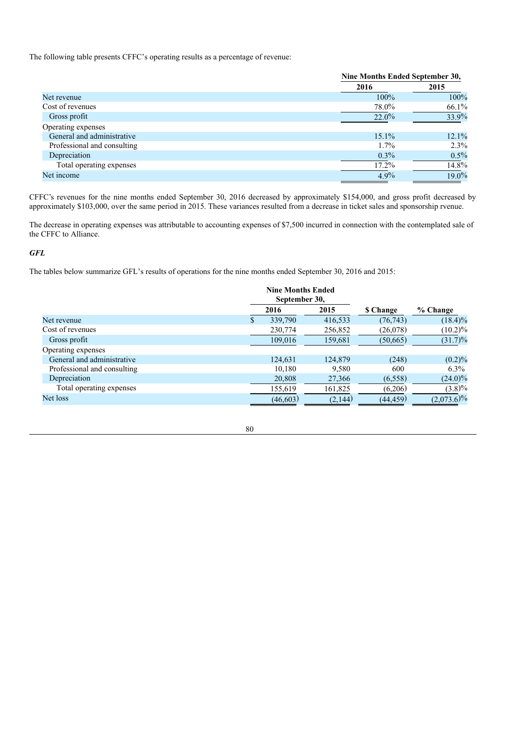The following table presents CFFC's operating results as a percentage of revenue:

| | Nine Months Ended September 30, | |
|---|---|---|
| | 2016 | 2015 |
| Net revenue | 100% | 100% |
| Cost of revenues | 78.0% | 66.1% |
| Gross profit | 22.0% | 33.9% |
| Operating expenses | | |
| General and administrative | 15.1% | 12.1% |
| Professional and consulting | 1.7% | 2.3% |
| Depreciation | 0.3% | 0.5% |
| Total operating expenses | 17.2% | 14.8% |
| Net income | 4.9% | 19.0% |

CFFC's revenues for the nine months ended September 30, 2016 decreased by approximately $154,000, and gross profit decreased by approximately $103,000, over the same period in 2015. These variances resulted from a decrease in ticket sales and sponsorship rvenue.

The decrease in operating expenses was attributable to accounting expenses of $7,500 incurred in connection with the contemplated sale of the CFFC to Alliance.

***GFL***

The tables below summarize GFL's results of operations for the nine months ended September 30, 2016 and 2015:

| | Nine Months Ended September 30, | | | |
|---|---|---|---|---|
| | 2016 | 2015 | $ Change | % Change |
| Net revenue | $ 339,790 | 416,533 | (76,743) | (18.4)% |
| Cost of revenues | 230,774 | 256,852 | (26,078) | (10.2)% |
| Gross profit | 109,016 | 159,681 | (50,665) | (31.7)% |
| Operating expenses | | | | |
| General and administrative | 124,631 | 124,879 | (248) | (0.2)% |
| Professional and consulting | 10,180 | 9,580 | 600 | 6.3% |
| Depreciation | 20,808 | 27,366 | (6,558) | (24.0)% |
| Total operating expenses | 155,619 | 161,825 | (6,206) | (3.8)% |
| Net loss | (46,603) | (2,144) | (44,459) | (2,073.6)% |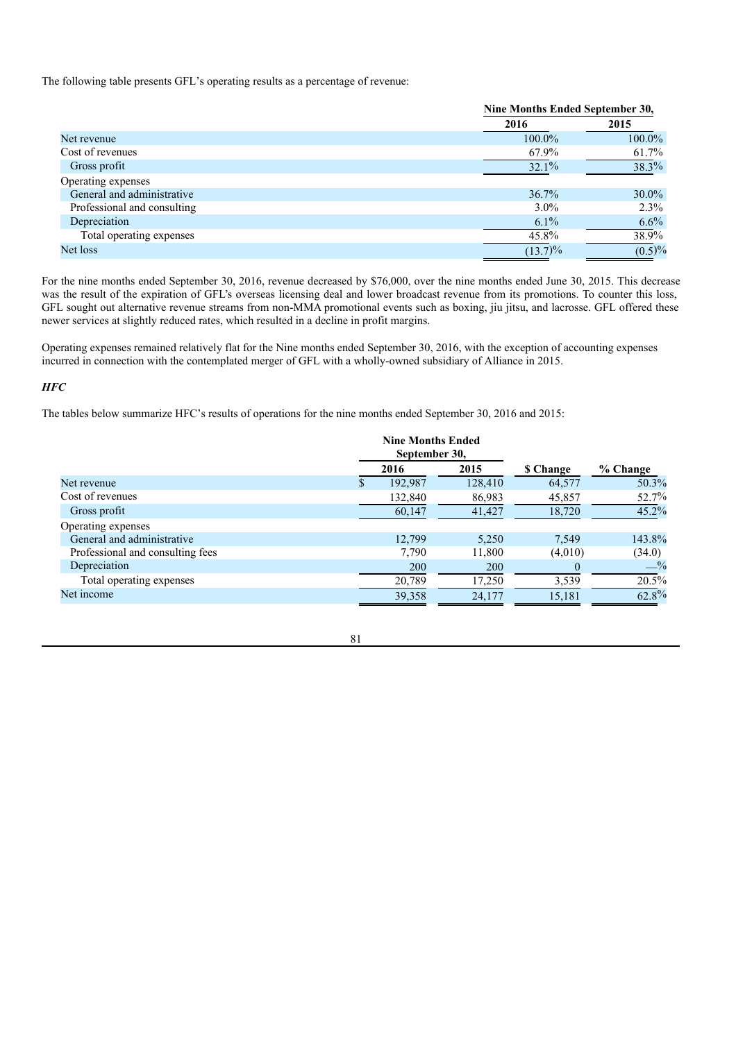The following table presents GFL's operating results as a percentage of revenue:

| | Nine Months Ended September 30, | |
|---|---|---|
| | 2016 | 2015 |
| Net revenue | 100.0% | 100.0% |
| Cost of revenues | 67.9% | 61.7% |
| Gross profit | 32.1% | 38.3% |
| Operating expenses | | |
| General and administrative | 36.7% | 30.0% |
| Professional and consulting | 3.0% | 2.3% |
| Depreciation | 6.1% | 6.6% |
| Total operating expenses | 45.8% | 38.9% |
| Net loss | (13.7)% | (0.5)% |

For the nine months ended September 30, 2016, revenue decreased by $76,000, over the nine months ended June 30, 2015. This decrease was the result of the expiration of GFL's overseas licensing deal and lower broadcast revenue from its promotions. To counter this loss, GFL sought out alternative revenue streams from non-MMA promotional events such as boxing, jiu jitsu, and lacrosse. GFL offered these newer services at slightly reduced rates, which resulted in a decline in profit margins.

Operating expenses remained relatively flat for the Nine months ended September 30, 2016, with the exception of accounting expenses incurred in connection with the contemplated merger of GFL with a wholly-owned subsidiary of Alliance in 2015.

### *HFC*

The tables below summarize HFC's results of operations for the nine months ended September 30, 2016 and 2015:

| | Nine Months Ended September 30, | | | |
|---|---|---|---|---|
| | 2016 | 2015 | $ Change | % Change |
| Net revenue | $ 192,987 | 128,410 | 64,577 | 50.3% |
| Cost of revenues | 132,840 | 86,983 | 45,857 | 52.7% |
| Gross profit | 60,147 | 41,427 | 18,720 | 45.2% |
| Operating expenses | | | | |
| General and administrative | 12,799 | 5,250 | 7,549 | 143.8% |
| Professional and consulting fees | 7,790 | 11,800 | (4,010) | (34.0) |
| Depreciation | 200 | 200 | 0 | —% |
| Total operating expenses | 20,789 | 17,250 | 3,539 | 20.5% |
| Net income | 39,358 | 24,177 | 15,181 | 62.8% |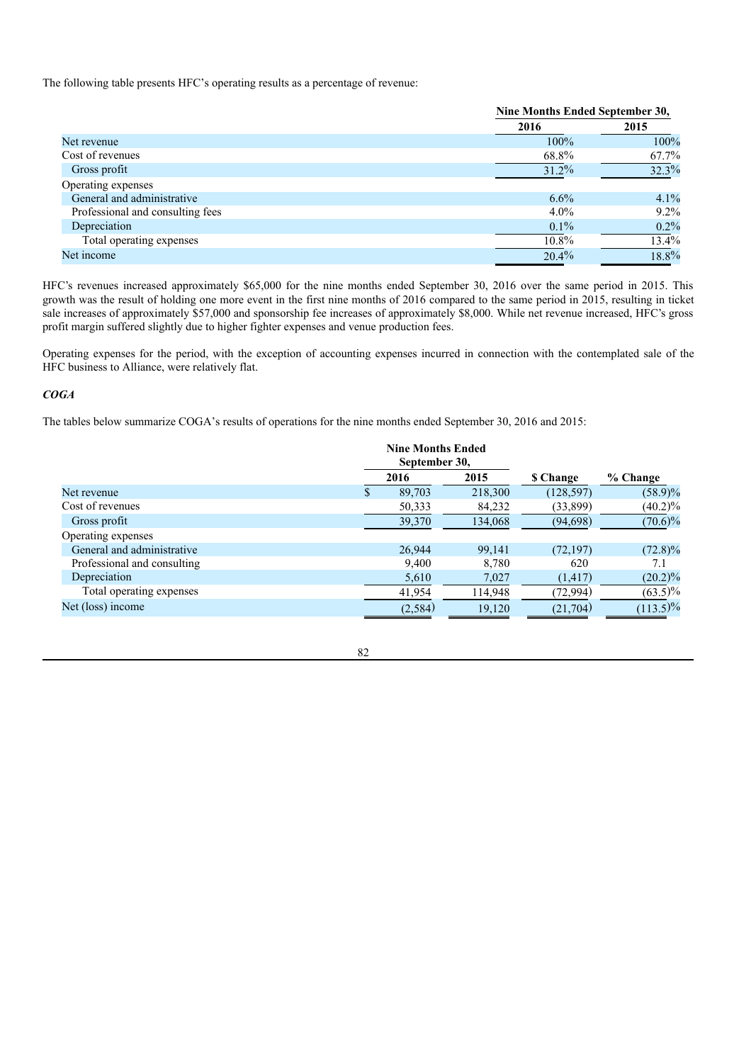The following table presents HFC's operating results as a percentage of revenue:

| | Nine Months Ended September 30, | |
|---|---|---|
| | 2016 | 2015 |
| Net revenue | 100% | 100% |
| Cost of revenues | 68.8% | 67.7% |
| Gross profit | 31.2% | 32.3% |
| Operating expenses | | |
| General and administrative | 6.6% | 4.1% |
| Professional and consulting fees | 4.0% | 9.2% |
| Depreciation | 0.1% | 0.2% |
| Total operating expenses | 10.8% | 13.4% |
| Net income | 20.4% | 18.8% |

HFC's revenues increased approximately $65,000 for the nine months ended September 30, 2016 over the same period in 2015. This growth was the result of holding one more event in the first nine months of 2016 compared to the same period in 2015, resulting in ticket sale increases of approximately $57,000 and sponsorship fee increases of approximately $8,000. While net revenue increased, HFC's gross profit margin suffered slightly due to higher fighter expenses and venue production fees.

Operating expenses for the period, with the exception of accounting expenses incurred in connection with the contemplated sale of the HFC business to Alliance, were relatively flat.

### *COGA*

The tables below summarize COGA's results of operations for the nine months ended September 30, 2016 and 2015:

| | Nine Months Ended September 30, | | | |
|---|---|---|---|---|
| | 2016 | 2015 | $ Change | % Change |
| Net revenue | $ 89,703 | 218,300 | (128,597) | (58.9)% |
| Cost of revenues | 50,333 | 84,232 | (33,899) | (40.2)% |
| Gross profit | 39,370 | 134,068 | (94,698) | (70.6)% |
| Operating expenses | | | | |
| General and administrative | 26,944 | 99,141 | (72,197) | (72.8)% |
| Professional and consulting | 9,400 | 8,780 | 620 | 7.1 |
| Depreciation | 5,610 | 7,027 | (1,417) | (20.2)% |
| Total operating expenses | 41,954 | 114,948 | (72,994) | (63.5)% |
| Net (loss) income | (2,584) | 19,120 | (21,704) | (113.5)% |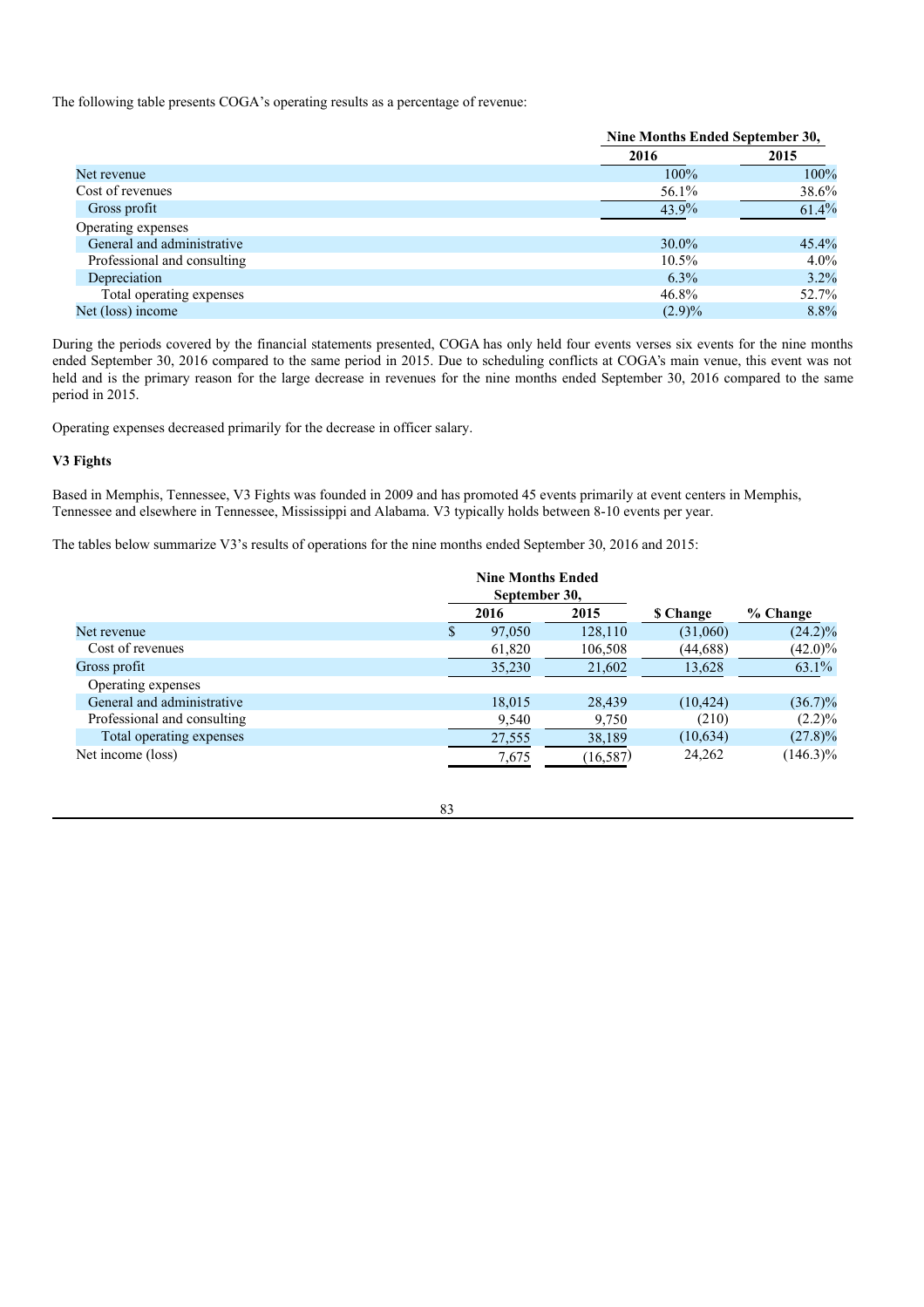The following table presents COGA's operating results as a percentage of revenue:

| | Nine Months Ended September 30, | |
|---|---|---|
| | 2016 | 2015 |
| Net revenue | 100% | 100% |
| Cost of revenues | 56.1% | 38.6% |
| Gross profit | 43.9% | 61.4% |
| Operating expenses | | |
| General and administrative | 30.0% | 45.4% |
| Professional and consulting | 10.5% | 4.0% |
| Depreciation | 6.3% | 3.2% |
| Total operating expenses | 46.8% | 52.7% |
| Net (loss) income | (2.9)% | 8.8% |

During the periods covered by the financial statements presented, COGA has only held four events verses six events for the nine months ended September 30, 2016 compared to the same period in 2015. Due to scheduling conflicts at COGA's main venue, this event was not held and is the primary reason for the large decrease in revenues for the nine months ended September 30, 2016 compared to the same period in 2015.

Operating expenses decreased primarily for the decrease in officer salary.

**V3 Fights**

Based in Memphis, Tennessee, V3 Fights was founded in 2009 and has promoted 45 events primarily at event centers in Memphis, Tennessee and elsewhere in Tennessee, Mississippi and Alabama. V3 typically holds between 8-10 events per year.

The tables below summarize V3's results of operations for the nine months ended September 30, 2016 and 2015:

| | Nine Months Ended September 30, | | | |
|---|---|---|---|---|
| | 2016 | 2015 | $ Change | % Change |
| Net revenue | $ 97,050 | 128,110 | (31,060) | (24.2)% |
| Cost of revenues | 61,820 | 106,508 | (44,688) | (42.0)% |
| Gross profit | 35,230 | 21,602 | 13,628 | 63.1% |
| Operating expenses | | | | |
| General and administrative | 18,015 | 28,439 | (10,424) | (36.7)% |
| Professional and consulting | 9,540 | 9,750 | (210) | (2.2)% |
| Total operating expenses | 27,555 | 38,189 | (10,634) | (27.8)% |
| Net income (loss) | 7,675 | (16,587) | 24,262 | (146.3)% |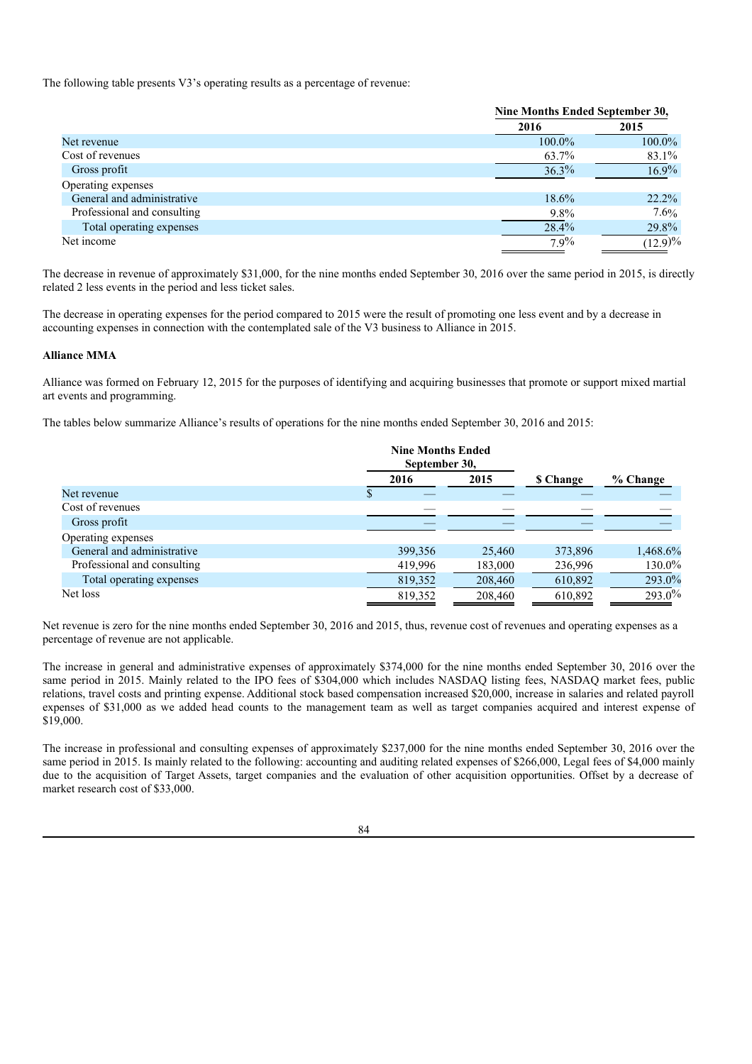The following table presents V3's operating results as a percentage of revenue:

| | Nine Months Ended September 30, | |
|---|---|---|
| | 2016 | 2015 |
| Net revenue | 100.0% | 100.0% |
| Cost of revenues | 63.7% | 83.1% |
| Gross profit | 36.3% | 16.9% |
| Operating expenses | | |
| General and administrative | 18.6% | 22.2% |
| Professional and consulting | 9.8% | 7.6% |
| Total operating expenses | 28.4% | 29.8% |
| Net income | 7.9% | (12.9)% |

The decrease in revenue of approximately $31,000, for the nine months ended September 30, 2016 over the same period in 2015, is directly related 2 less events in the period and less ticket sales.

The decrease in operating expenses for the period compared to 2015 were the result of promoting one less event and by a decrease in accounting expenses in connection with the contemplated sale of the V3 business to Alliance in 2015.

**Alliance MMA**

Alliance was formed on February 12, 2015 for the purposes of identifying and acquiring businesses that promote or support mixed martial art events and programming.

The tables below summarize Alliance's results of operations for the nine months ended September 30, 2016 and 2015:

| | Nine Months Ended September 30, | | | |
|---|---|---|---|---|
| | 2016 | 2015 | $ Change | % Change |
| Net revenue | $ — | — | — | — |
| Cost of revenues | — | — | — | — |
| Gross profit | — | — | — | — |
| Operating expenses | | | | |
| General and administrative | 399,356 | 25,460 | 373,896 | 1,468.6% |
| Professional and consulting | 419,996 | 183,000 | 236,996 | 130.0% |
| Total operating expenses | 819,352 | 208,460 | 610,892 | 293.0% |
| Net loss | 819,352 | 208,460 | 610,892 | 293.0% |

Net revenue is zero for the nine months ended September 30, 2016 and 2015, thus, revenue cost of revenues and operating expenses as a percentage of revenue are not applicable.

The increase in general and administrative expenses of approximately $374,000 for the nine months ended September 30, 2016 over the same period in 2015. Mainly related to the IPO fees of $304,000 which includes NASDAQ listing fees, NASDAQ market fees, public relations, travel costs and printing expense. Additional stock based compensation increased $20,000, increase in salaries and related payroll expenses of $31,000 as we added head counts to the management team as well as target companies acquired and interest expense of $19,000.

The increase in professional and consulting expenses of approximately $237,000 for the nine months ended September 30, 2016 over the same period in 2015. Is mainly related to the following: accounting and auditing related expenses of $266,000, Legal fees of $4,000 mainly due to the acquisition of Target Assets, target companies and the evaluation of other acquisition opportunities. Offset by a decrease of market research cost of $33,000.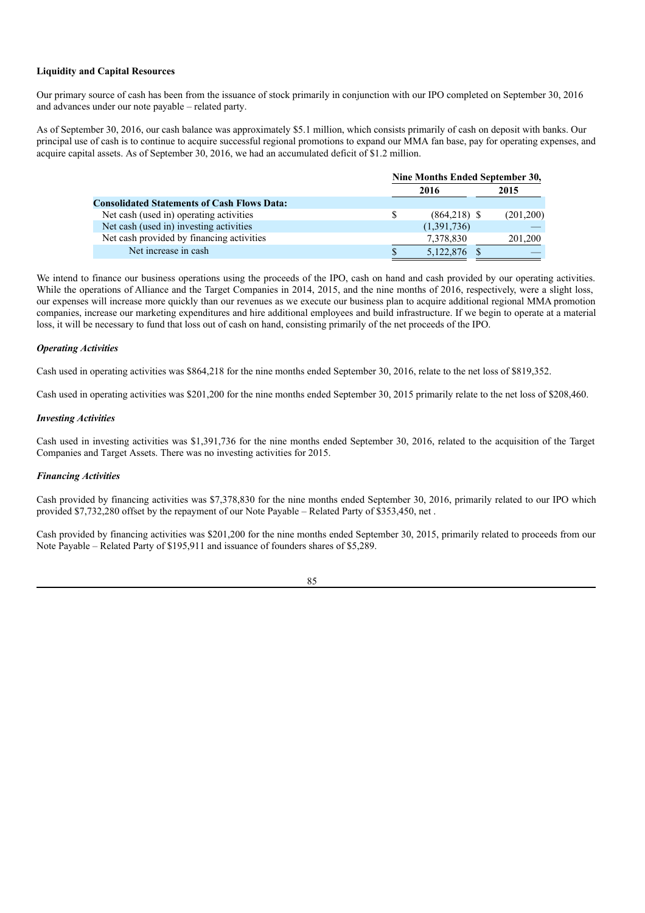**Liquidity and Capital Resources**

Our primary source of cash has been from the issuance of stock primarily in conjunction with our IPO completed on September 30, 2016 and advances under our note payable – related party.

As of September 30, 2016, our cash balance was approximately $5.1 million, which consists primarily of cash on deposit with banks. Our principal use of cash is to continue to acquire successful regional promotions to expand our MMA fan base, pay for operating expenses, and acquire capital assets. As of September 30, 2016, we had an accumulated deficit of $1.2 million.

| | Nine Months Ended September 30, | |
|---|---|---|
| | 2016 | 2015 |
| **Consolidated Statements of Cash Flows Data:** | | |
| Net cash (used in) operating activities | $ (864,218) | $ (201,200) |
| Net cash (used in) investing activities | (1,391,736) | — |
| Net cash provided by financing activities | 7,378,830 | 201,200 |
| Net increase in cash | $ 5,122,876 | $ — |

We intend to finance our business operations using the proceeds of the IPO, cash on hand and cash provided by our operating activities. While the operations of Alliance and the Target Companies in 2014, 2015, and the nine months of 2016, respectively, were a slight loss, our expenses will increase more quickly than our revenues as we execute our business plan to acquire additional regional MMA promotion companies, increase our marketing expenditures and hire additional employees and build infrastructure. If we begin to operate at a material loss, it will be necessary to fund that loss out of cash on hand, consisting primarily of the net proceeds of the IPO.

***Operating Activities***

Cash used in operating activities was $864,218 for the nine months ended September 30, 2016, relate to the net loss of $819,352.

Cash used in operating activities was $201,200 for the nine months ended September 30, 2015 primarily relate to the net loss of $208,460.

***Investing Activities***

Cash used in investing activities was $1,391,736 for the nine months ended September 30, 2016, related to the acquisition of the Target Companies and Target Assets. There was no investing activities for 2015.

***Financing Activities***

Cash provided by financing activities was $7,378,830 for the nine months ended September 30, 2016, primarily related to our IPO which provided $7,732,280 offset by the repayment of our Note Payable – Related Party of $353,450, net .

Cash provided by financing activities was $201,200 for the nine months ended September 30, 2015, primarily related to proceeds from our Note Payable – Related Party of $195,911 and issuance of founders shares of $5,289.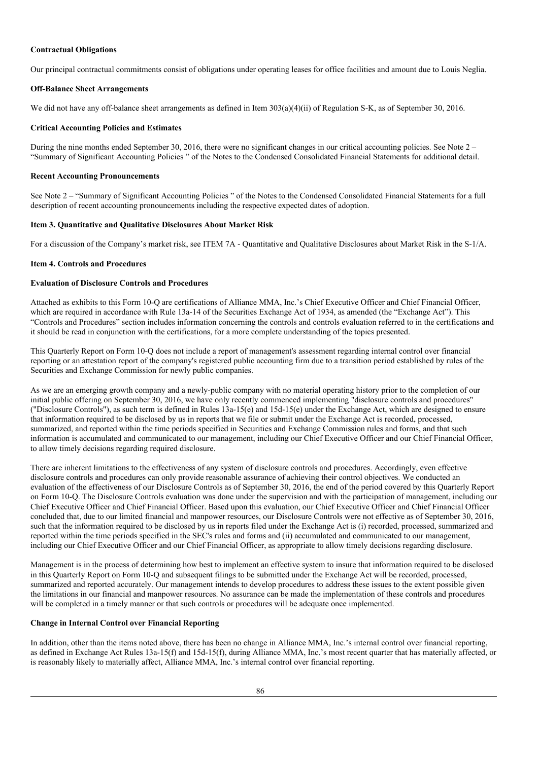**Contractual Obligations**

Our principal contractual commitments consist of obligations under operating leases for office facilities and amount due to Louis Neglia.

**Off-Balance Sheet Arrangements**

We did not have any off-balance sheet arrangements as defined in Item 303(a)(4)(ii) of Regulation S-K, as of September 30, 2016.

**Critical Accounting Policies and Estimates**

During the nine months ended September 30, 2016, there were no significant changes in our critical accounting policies. See Note 2 – "Summary of Significant Accounting Policies " of the Notes to the Condensed Consolidated Financial Statements for additional detail.

**Recent Accounting Pronouncements**

See Note 2 – "Summary of Significant Accounting Policies " of the Notes to the Condensed Consolidated Financial Statements for a full description of recent accounting pronouncements including the respective expected dates of adoption.

**Item 3. Quantitative and Qualitative Disclosures About Market Risk**

For a discussion of the Company's market risk, see ITEM 7A - Quantitative and Qualitative Disclosures about Market Risk in the S-1/A.

**Item 4. Controls and Procedures**

**Evaluation of Disclosure Controls and Procedures**

Attached as exhibits to this Form 10-Q are certifications of Alliance MMA, Inc.'s Chief Executive Officer and Chief Financial Officer, which are required in accordance with Rule 13a-14 of the Securities Exchange Act of 1934, as amended (the "Exchange Act"). This "Controls and Procedures" section includes information concerning the controls and controls evaluation referred to in the certifications and it should be read in conjunction with the certifications, for a more complete understanding of the topics presented.

This Quarterly Report on Form 10-Q does not include a report of management's assessment regarding internal control over financial reporting or an attestation report of the company's registered public accounting firm due to a transition period established by rules of the Securities and Exchange Commission for newly public companies.

As we are an emerging growth company and a newly-public company with no material operating history prior to the completion of our initial public offering on September 30, 2016, we have only recently commenced implementing "disclosure controls and procedures" ("Disclosure Controls"), as such term is defined in Rules 13a-15(e) and 15d-15(e) under the Exchange Act, which are designed to ensure that information required to be disclosed by us in reports that we file or submit under the Exchange Act is recorded, processed, summarized, and reported within the time periods specified in Securities and Exchange Commission rules and forms, and that such information is accumulated and communicated to our management, including our Chief Executive Officer and our Chief Financial Officer, to allow timely decisions regarding required disclosure.

There are inherent limitations to the effectiveness of any system of disclosure controls and procedures. Accordingly, even effective disclosure controls and procedures can only provide reasonable assurance of achieving their control objectives. We conducted an evaluation of the effectiveness of our Disclosure Controls as of September 30, 2016, the end of the period covered by this Quarterly Report on Form 10-Q. The Disclosure Controls evaluation was done under the supervision and with the participation of management, including our Chief Executive Officer and Chief Financial Officer. Based upon this evaluation, our Chief Executive Officer and Chief Financial Officer concluded that, due to our limited financial and manpower resources, our Disclosure Controls were not effective as of September 30, 2016, such that the information required to be disclosed by us in reports filed under the Exchange Act is (i) recorded, processed, summarized and reported within the time periods specified in the SEC's rules and forms and (ii) accumulated and communicated to our management, including our Chief Executive Officer and our Chief Financial Officer, as appropriate to allow timely decisions regarding disclosure.

Management is in the process of determining how best to implement an effective system to insure that information required to be disclosed in this Quarterly Report on Form 10-Q and subsequent filings to be submitted under the Exchange Act will be recorded, processed, summarized and reported accurately. Our management intends to develop procedures to address these issues to the extent possible given the limitations in our financial and manpower resources. No assurance can be made the implementation of these controls and procedures will be completed in a timely manner or that such controls or procedures will be adequate once implemented.

**Change in Internal Control over Financial Reporting**

In addition, other than the items noted above, there has been no change in Alliance MMA, Inc.'s internal control over financial reporting, as defined in Exchange Act Rules 13a-15(f) and 15d-15(f), during Alliance MMA, Inc.'s most recent quarter that has materially affected, or is reasonably likely to materially affect, Alliance MMA, Inc.'s internal control over financial reporting.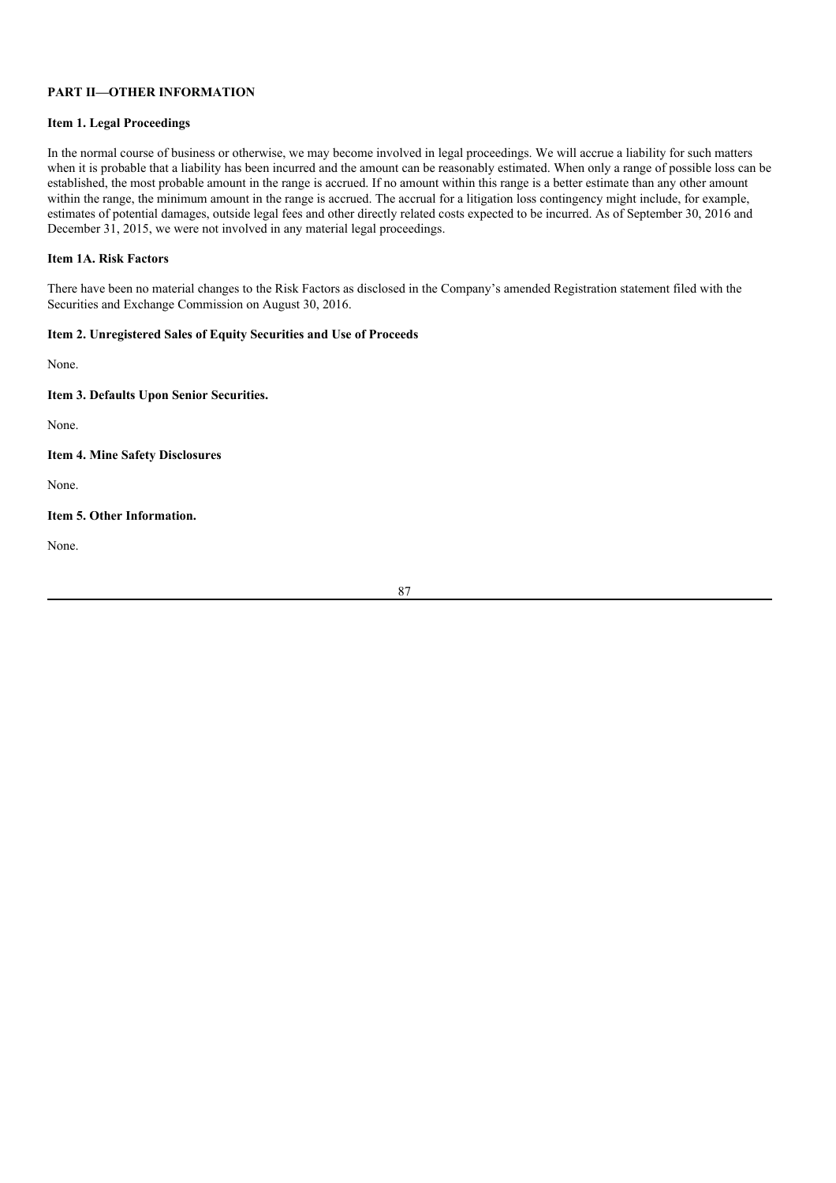## PART II—OTHER INFORMATION

### Item 1. Legal Proceedings

In the normal course of business or otherwise, we may become involved in legal proceedings. We will accrue a liability for such matters when it is probable that a liability has been incurred and the amount can be reasonably estimated. When only a range of possible loss can be established, the most probable amount in the range is accrued. If no amount within this range is a better estimate than any other amount within the range, the minimum amount in the range is accrued. The accrual for a litigation loss contingency might include, for example, estimates of potential damages, outside legal fees and other directly related costs expected to be incurred. As of September 30, 2016 and December 31, 2015, we were not involved in any material legal proceedings.

### Item 1A. Risk Factors

There have been no material changes to the Risk Factors as disclosed in the Company's amended Registration statement filed with the Securities and Exchange Commission on August 30, 2016.

### Item 2. Unregistered Sales of Equity Securities and Use of Proceeds

None.

### Item 3. Defaults Upon Senior Securities.

None.

### Item 4. Mine Safety Disclosures

None.

### Item 5. Other Information.

None.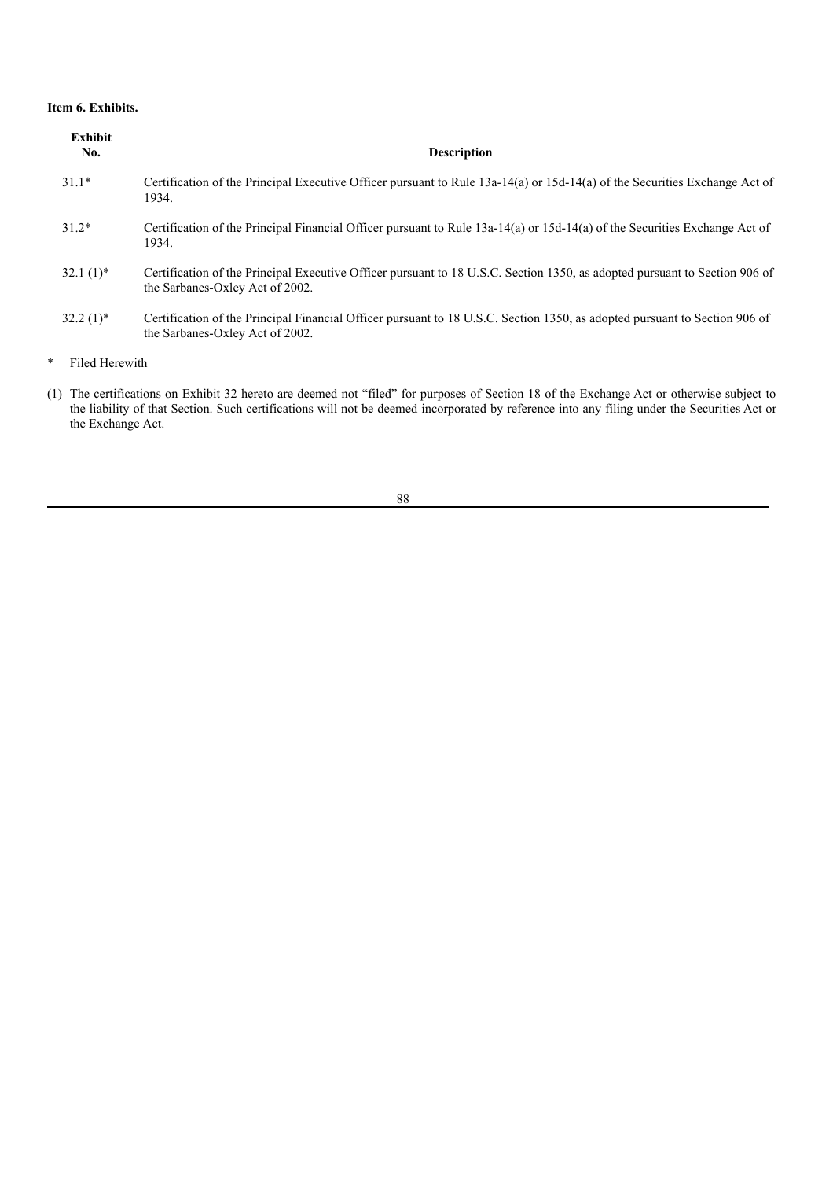**Item 6. Exhibits.**

| Exhibit No. | Description |
|---|---|
| 31.1* | Certification of the Principal Executive Officer pursuant to Rule 13a-14(a) or 15d-14(a) of the Securities Exchange Act of 1934. |
| 31.2* | Certification of the Principal Financial Officer pursuant to Rule 13a-14(a) or 15d-14(a) of the Securities Exchange Act of 1934. |
| 32.1 (1)* | Certification of the Principal Executive Officer pursuant to 18 U.S.C. Section 1350, as adopted pursuant to Section 906 of the Sarbanes-Oxley Act of 2002. |
| 32.2 (1)* | Certification of the Principal Financial Officer pursuant to 18 U.S.C. Section 1350, as adopted pursuant to Section 906 of the Sarbanes-Oxley Act of 2002. |

\* Filed Herewith

(1) The certifications on Exhibit 32 hereto are deemed not "filed" for purposes of Section 18 of the Exchange Act or otherwise subject to the liability of that Section. Such certifications will not be deemed incorporated by reference into any filing under the Securities Act or the Exchange Act.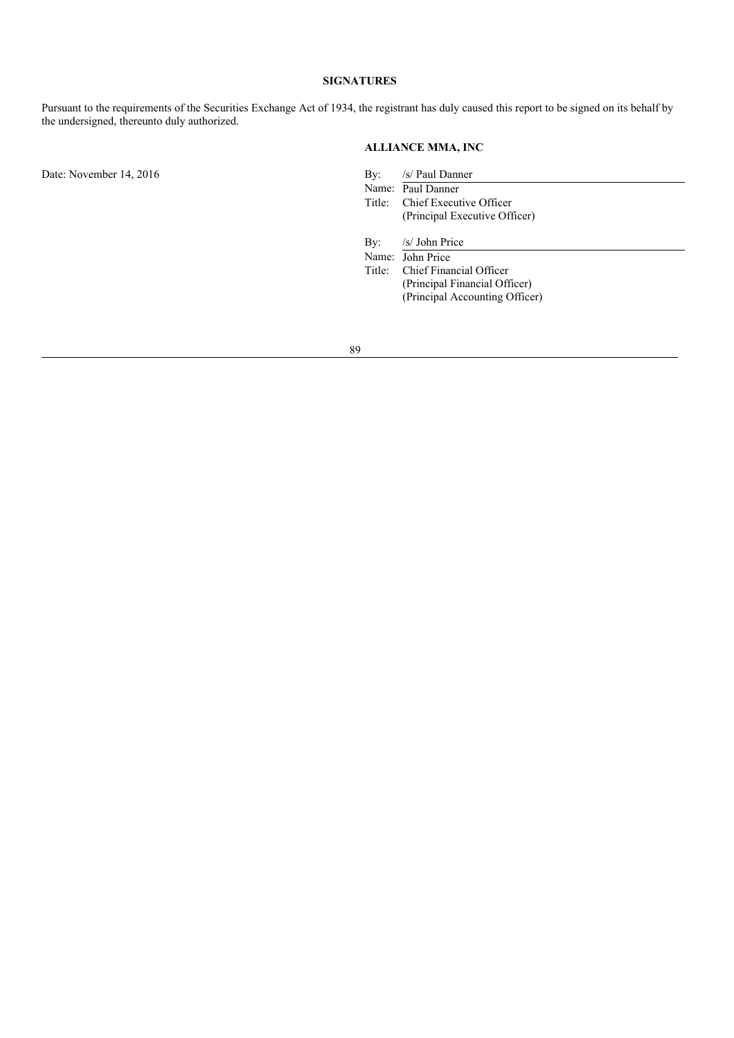## SIGNATURES

Pursuant to the requirements of the Securities Exchange Act of 1934, the registrant has duly caused this report to be signed on its behalf by the undersigned, thereunto duly authorized.

**ALLIANCE MMA, INC**

Date: November 14, 2016

By: /s/ Paul Danner
Name: Paul Danner
Title: Chief Executive Officer
(Principal Executive Officer)

By: /s/ John Price
Name: John Price
Title: Chief Financial Officer
(Principal Financial Officer)
(Principal Accounting Officer)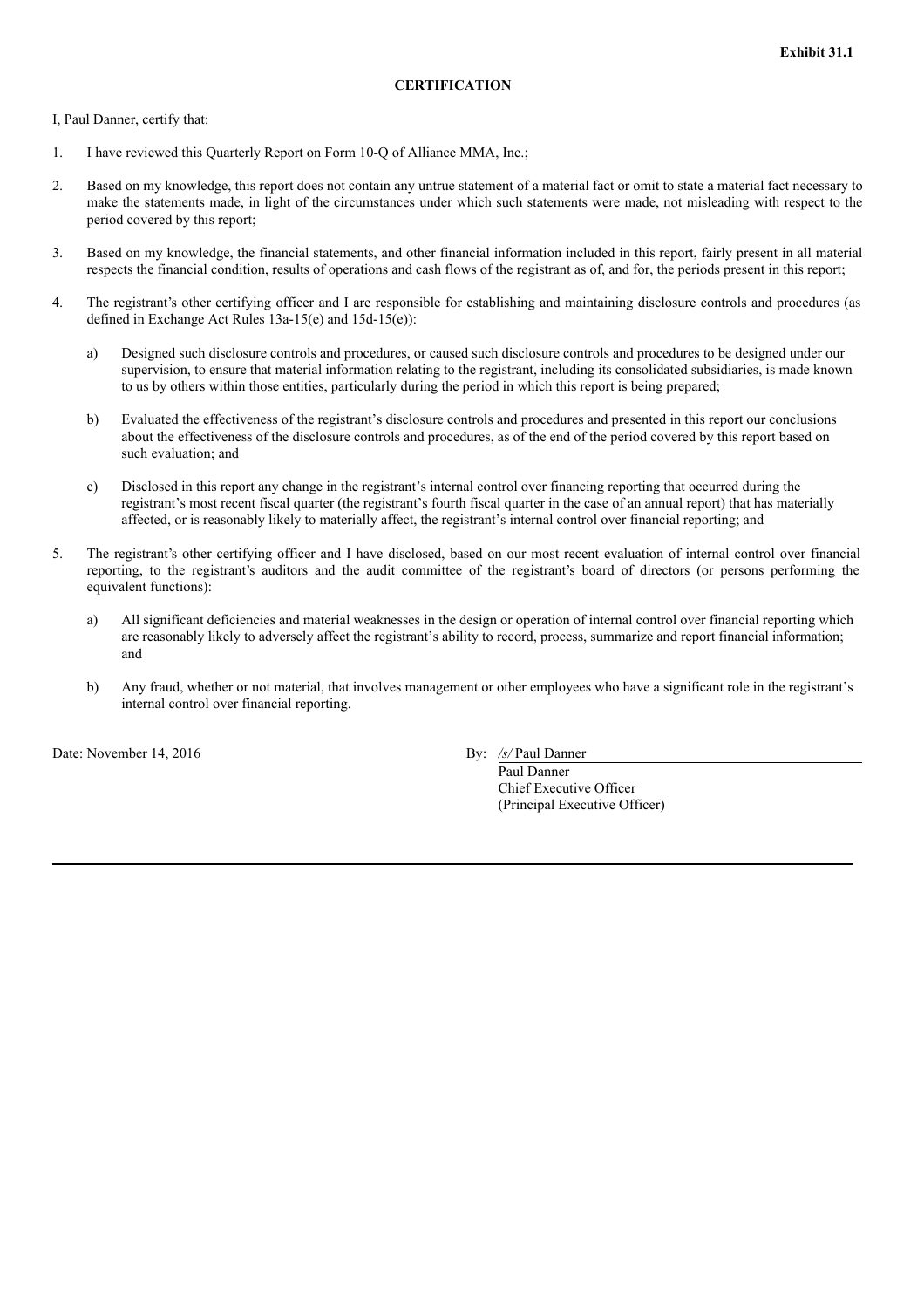**Exhibit 31.1**

**CERTIFICATION**

I, Paul Danner, certify that:

1. I have reviewed this Quarterly Report on Form 10-Q of Alliance MMA, Inc.;

2. Based on my knowledge, this report does not contain any untrue statement of a material fact or omit to state a material fact necessary to make the statements made, in light of the circumstances under which such statements were made, not misleading with respect to the period covered by this report;

3. Based on my knowledge, the financial statements, and other financial information included in this report, fairly present in all material respects the financial condition, results of operations and cash flows of the registrant as of, and for, the periods present in this report;

4. The registrant's other certifying officer and I are responsible for establishing and maintaining disclosure controls and procedures (as defined in Exchange Act Rules 13a-15(e) and 15d-15(e)):

   a) Designed such disclosure controls and procedures, or caused such disclosure controls and procedures to be designed under our supervision, to ensure that material information relating to the registrant, including its consolidated subsidiaries, is made known to us by others within those entities, particularly during the period in which this report is being prepared;

   b) Evaluated the effectiveness of the registrant's disclosure controls and procedures and presented in this report our conclusions about the effectiveness of the disclosure controls and procedures, as of the end of the period covered by this report based on such evaluation; and

   c) Disclosed in this report any change in the registrant's internal control over financing reporting that occurred during the registrant's most recent fiscal quarter (the registrant's fourth fiscal quarter in the case of an annual report) that has materially affected, or is reasonably likely to materially affect, the registrant's internal control over financial reporting; and

5. The registrant's other certifying officer and I have disclosed, based on our most recent evaluation of internal control over financial reporting, to the registrant's auditors and the audit committee of the registrant's board of directors (or persons performing the equivalent functions):

   a) All significant deficiencies and material weaknesses in the design or operation of internal control over financial reporting which are reasonably likely to adversely affect the registrant's ability to record, process, summarize and report financial information; and

   b) Any fraud, whether or not material, that involves management or other employees who have a significant role in the registrant's internal control over financial reporting.

Date: November 14, 2016

By: */s/* Paul Danner
Paul Danner
Chief Executive Officer
(Principal Executive Officer)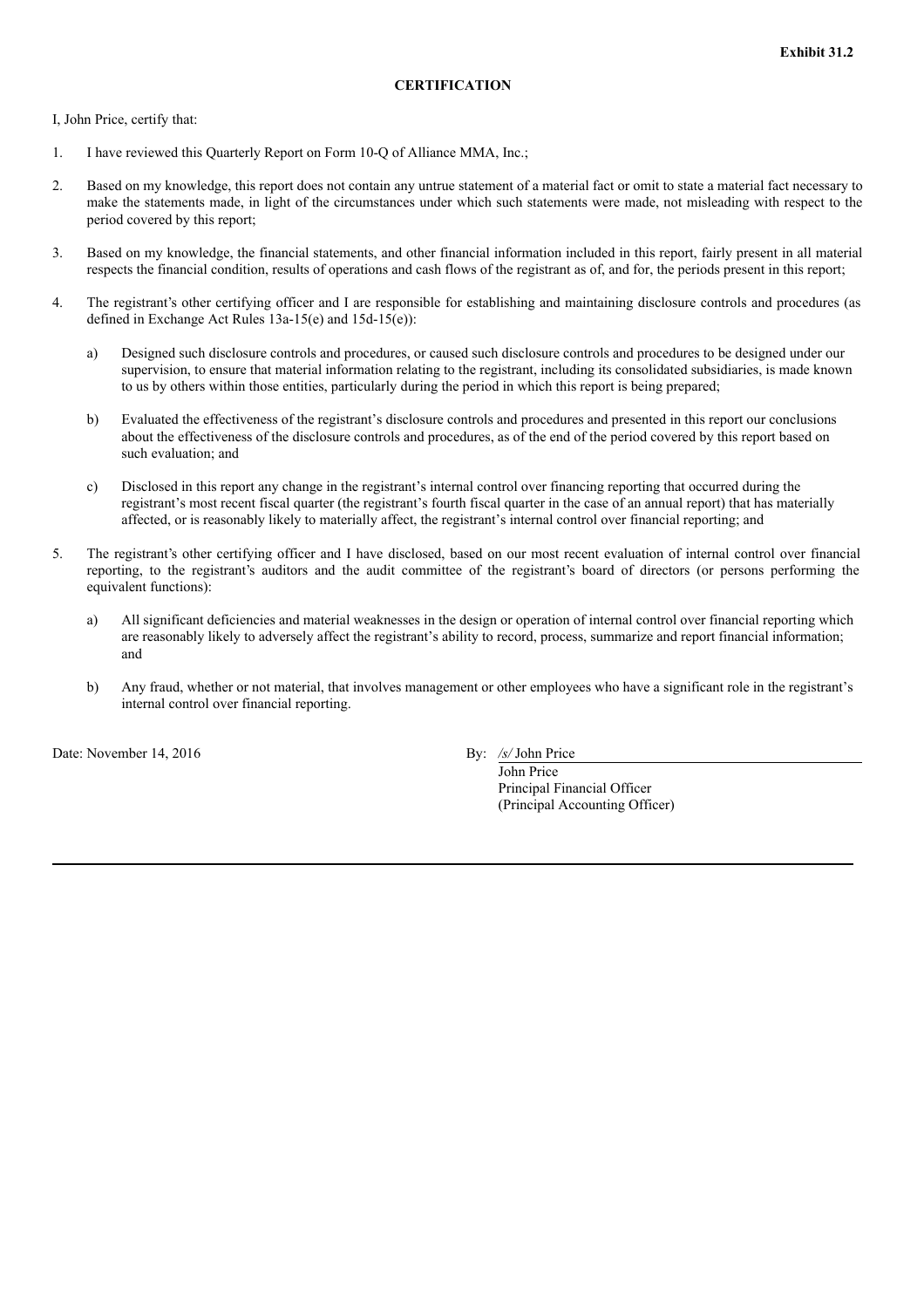**Exhibit 31.2**

**CERTIFICATION**

I, John Price, certify that:

1. I have reviewed this Quarterly Report on Form 10-Q of Alliance MMA, Inc.;

2. Based on my knowledge, this report does not contain any untrue statement of a material fact or omit to state a material fact necessary to make the statements made, in light of the circumstances under which such statements were made, not misleading with respect to the period covered by this report;

3. Based on my knowledge, the financial statements, and other financial information included in this report, fairly present in all material respects the financial condition, results of operations and cash flows of the registrant as of, and for, the periods present in this report;

4. The registrant's other certifying officer and I are responsible for establishing and maintaining disclosure controls and procedures (as defined in Exchange Act Rules 13a-15(e) and 15d-15(e)):

   a) Designed such disclosure controls and procedures, or caused such disclosure controls and procedures to be designed under our supervision, to ensure that material information relating to the registrant, including its consolidated subsidiaries, is made known to us by others within those entities, particularly during the period in which this report is being prepared;

   b) Evaluated the effectiveness of the registrant's disclosure controls and procedures and presented in this report our conclusions about the effectiveness of the disclosure controls and procedures, as of the end of the period covered by this report based on such evaluation; and

   c) Disclosed in this report any change in the registrant's internal control over financing reporting that occurred during the registrant's most recent fiscal quarter (the registrant's fourth fiscal quarter in the case of an annual report) that has materially affected, or is reasonably likely to materially affect, the registrant's internal control over financial reporting; and

5. The registrant's other certifying officer and I have disclosed, based on our most recent evaluation of internal control over financial reporting, to the registrant's auditors and the audit committee of the registrant's board of directors (or persons performing the equivalent functions):

   a) All significant deficiencies and material weaknesses in the design or operation of internal control over financial reporting which are reasonably likely to adversely affect the registrant's ability to record, process, summarize and report financial information; and

   b) Any fraud, whether or not material, that involves management or other employees who have a significant role in the registrant's internal control over financial reporting.

Date: November 14, 2016

By: */s/* John Price
John Price
Principal Financial Officer
(Principal Accounting Officer)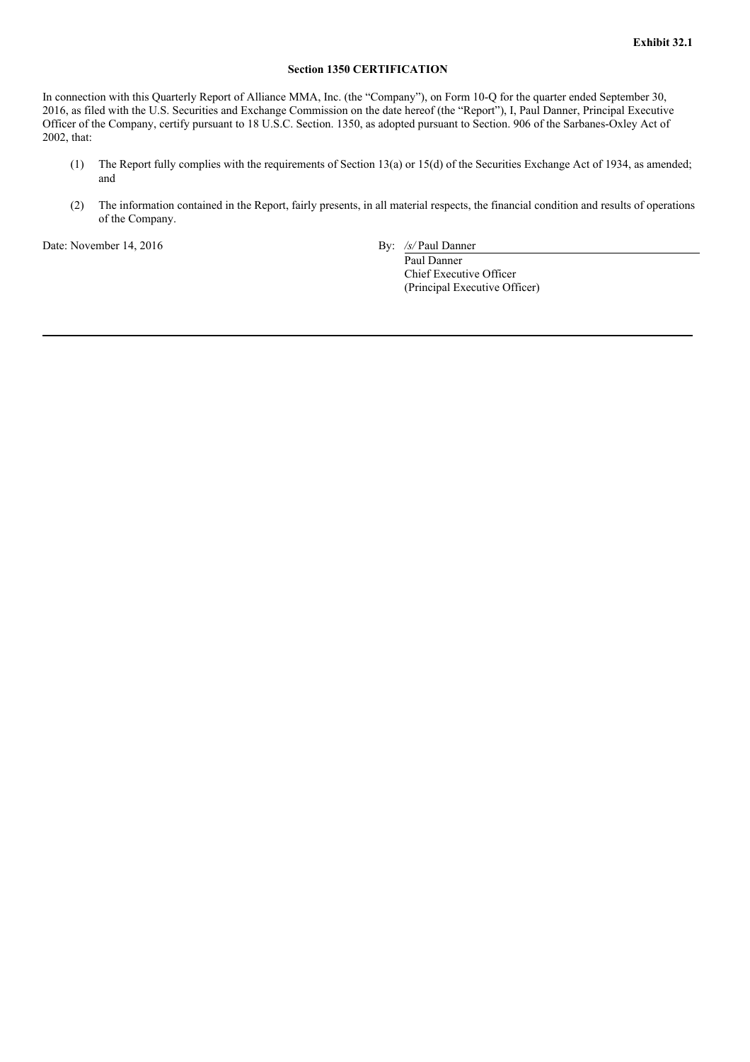**Exhibit 32.1**

**Section 1350 CERTIFICATION**

In connection with this Quarterly Report of Alliance MMA, Inc. (the "Company"), on Form 10-Q for the quarter ended September 30, 2016, as filed with the U.S. Securities and Exchange Commission on the date hereof (the "Report"), I, Paul Danner, Principal Executive Officer of the Company, certify pursuant to 18 U.S.C. Section. 1350, as adopted pursuant to Section. 906 of the Sarbanes-Oxley Act of 2002, that:

(1) The Report fully complies with the requirements of Section 13(a) or 15(d) of the Securities Exchange Act of 1934, as amended; and

(2) The information contained in the Report, fairly presents, in all material respects, the financial condition and results of operations of the Company.

Date: November 14, 2016

By: */s/* Paul Danner

Paul Danner
Chief Executive Officer
(Principal Executive Officer)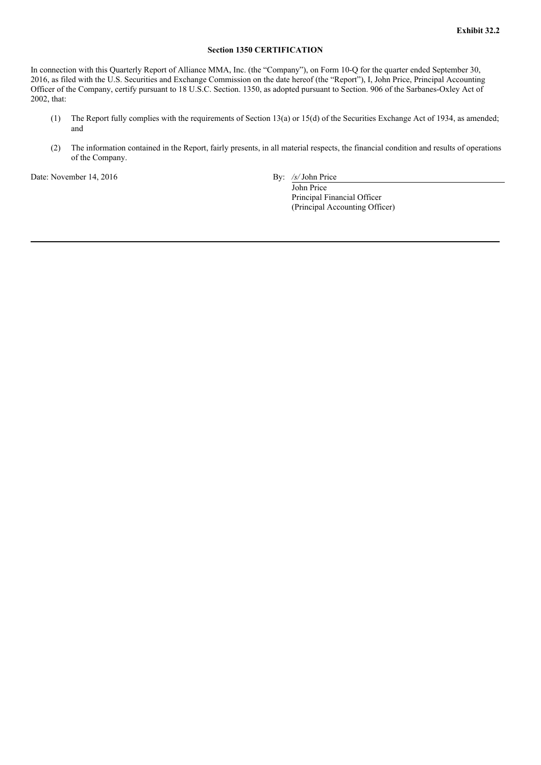**Exhibit 32.2**

**Section 1350 CERTIFICATION**

In connection with this Quarterly Report of Alliance MMA, Inc. (the "Company"), on Form 10-Q for the quarter ended September 30, 2016, as filed with the U.S. Securities and Exchange Commission on the date hereof (the "Report"), I, John Price, Principal Accounting Officer of the Company, certify pursuant to 18 U.S.C. Section. 1350, as adopted pursuant to Section. 906 of the Sarbanes-Oxley Act of 2002, that:

(1) The Report fully complies with the requirements of Section 13(a) or 15(d) of the Securities Exchange Act of 1934, as amended; and

(2) The information contained in the Report, fairly presents, in all material respects, the financial condition and results of operations of the Company.

Date: November 14, 2016

By: */s/* John Price
John Price
Principal Financial Officer
(Principal Accounting Officer)